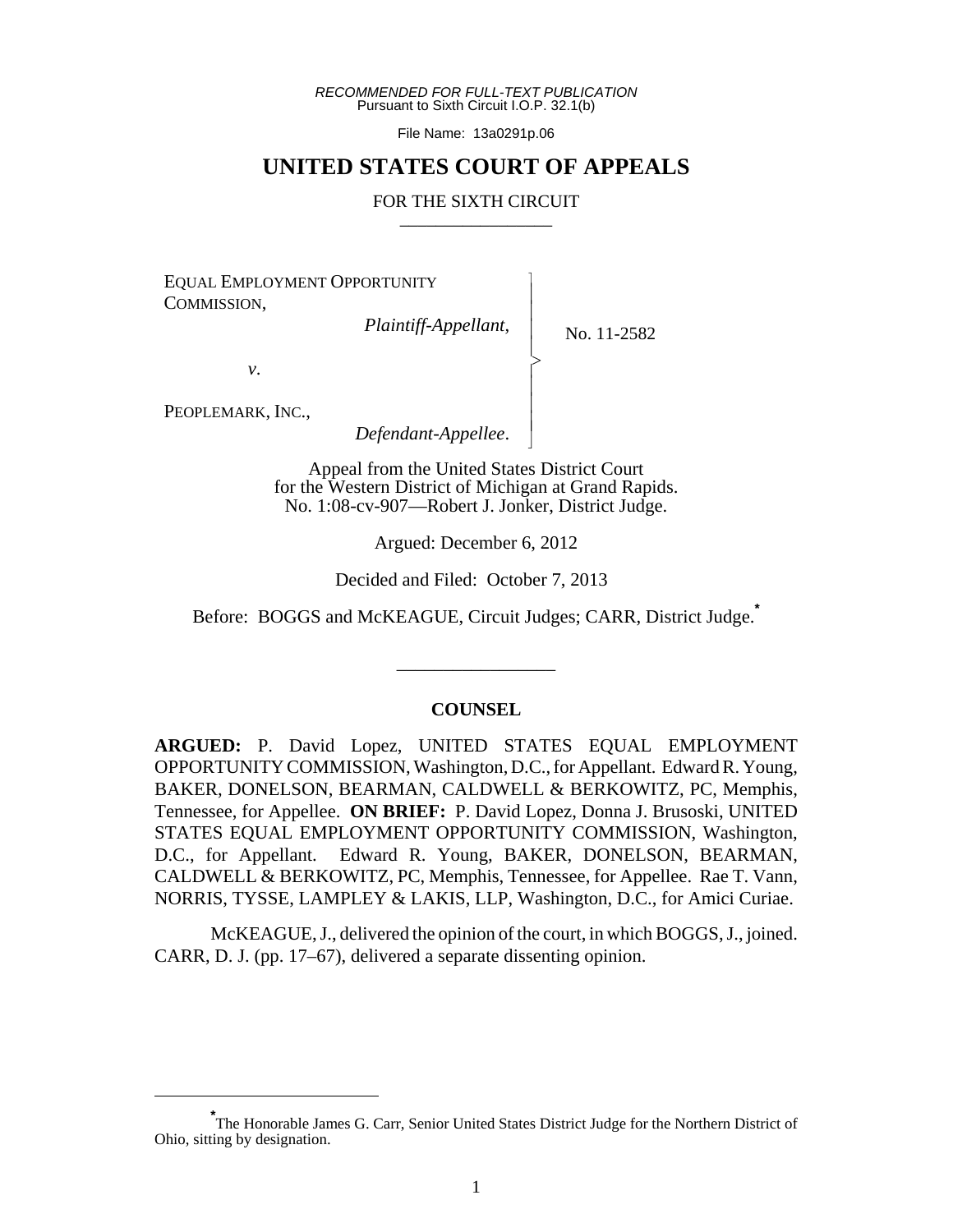*RECOMMENDED FOR FULL-TEXT PUBLICATION*
Pursuant to Sixth Circuit I.O.P. 32.1(b)

File Name: 13a0291p.06

# UNITED STATES COURT OF APPEALS

FOR THE SIXTH CIRCUIT

---

EQUAL EMPLOYMENT OPPORTUNITY COMMISSION,
*Plaintiff-Appellant*,

*v*.

PEOPLEMARK, INC.,
*Defendant-Appellee*.

No. 11-2582

Appeal from the United States District Court for the Western District of Michigan at Grand Rapids.
No. 1:08-cv-907—Robert J. Jonker, District Judge.

Argued: December 6, 2012

Decided and Filed: October 7, 2013

Before: BOGGS and McKEAGUE, Circuit Judges; CARR, District Judge.*

---

## COUNSEL

**ARGUED:** P. David Lopez, UNITED STATES EQUAL EMPLOYMENT OPPORTUNITY COMMISSION, Washington, D.C., for Appellant. Edward R. Young, BAKER, DONELSON, BEARMAN, CALDWELL & BERKOWITZ, PC, Memphis, Tennessee, for Appellee. **ON BRIEF:** P. David Lopez, Donna J. Brusoski, UNITED STATES EQUAL EMPLOYMENT OPPORTUNITY COMMISSION, Washington, D.C., for Appellant. Edward R. Young, BAKER, DONELSON, BEARMAN, CALDWELL & BERKOWITZ, PC, Memphis, Tennessee, for Appellee. Rae T. Vann, NORRIS, TYSSE, LAMPLEY & LAKIS, LLP, Washington, D.C., for Amici Curiae.

McKEAGUE, J., delivered the opinion of the court, in which BOGGS, J., joined. CARR, D. J. (pp. 17–67), delivered a separate dissenting opinion.

---

* The Honorable James G. Carr, Senior United States District Judge for the Northern District of Ohio, sitting by designation.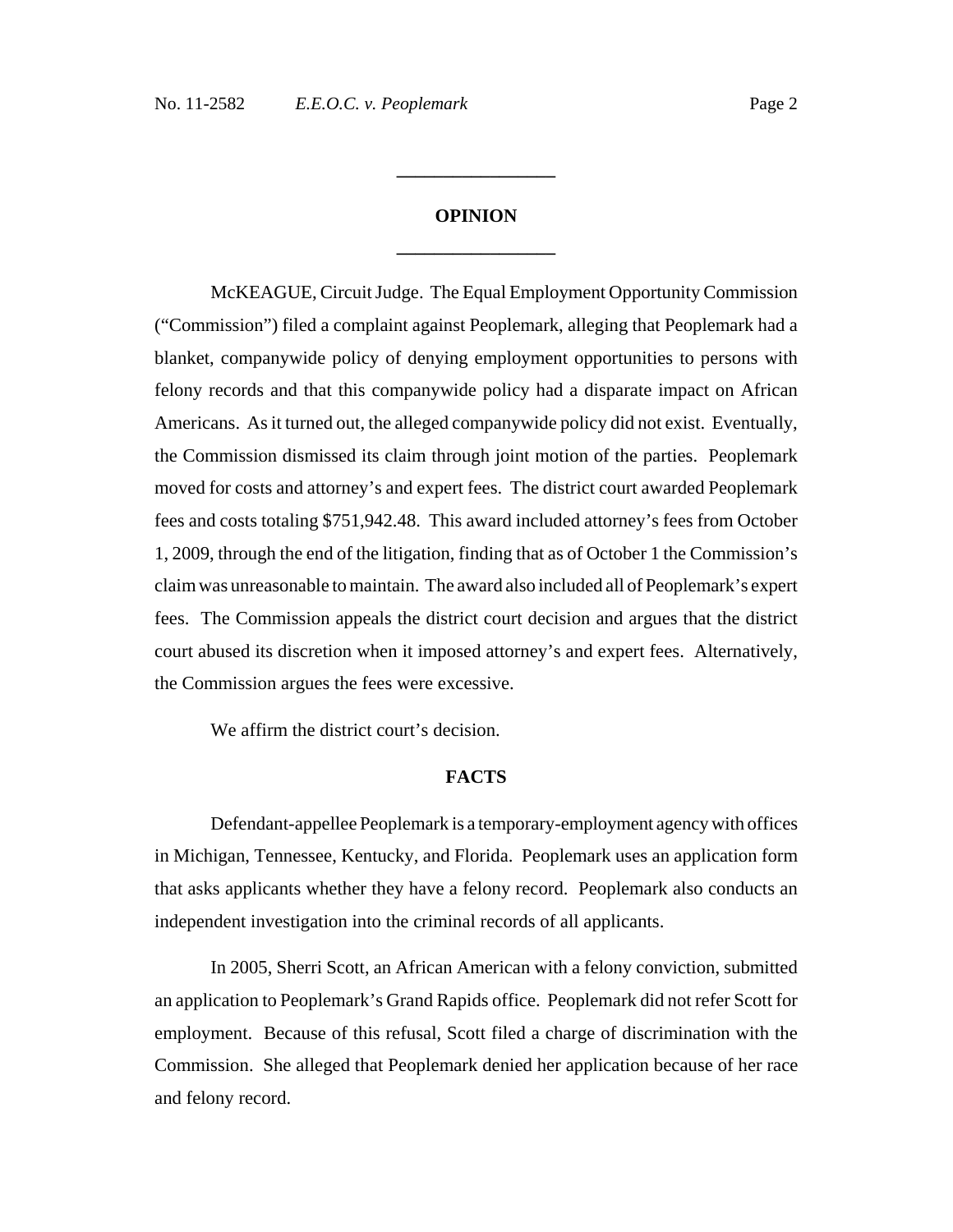## OPINION

McKEAGUE, Circuit Judge. The Equal Employment Opportunity Commission ("Commission") filed a complaint against Peoplemark, alleging that Peoplemark had a blanket, companywide policy of denying employment opportunities to persons with felony records and that this companywide policy had a disparate impact on African Americans. As it turned out, the alleged companywide policy did not exist. Eventually, the Commission dismissed its claim through joint motion of the parties. Peoplemark moved for costs and attorney's and expert fees. The district court awarded Peoplemark fees and costs totaling $751,942.48. This award included attorney's fees from October 1, 2009, through the end of the litigation, finding that as of October 1 the Commission's claim was unreasonable to maintain. The award also included all of Peoplemark's expert fees. The Commission appeals the district court decision and argues that the district court abused its discretion when it imposed attorney's and expert fees. Alternatively, the Commission argues the fees were excessive.

We affirm the district court's decision.

## FACTS

Defendant-appellee Peoplemark is a temporary-employment agency with offices in Michigan, Tennessee, Kentucky, and Florida. Peoplemark uses an application form that asks applicants whether they have a felony record. Peoplemark also conducts an independent investigation into the criminal records of all applicants.

In 2005, Sherri Scott, an African American with a felony conviction, submitted an application to Peoplemark's Grand Rapids office. Peoplemark did not refer Scott for employment. Because of this refusal, Scott filed a charge of discrimination with the Commission. She alleged that Peoplemark denied her application because of her race and felony record.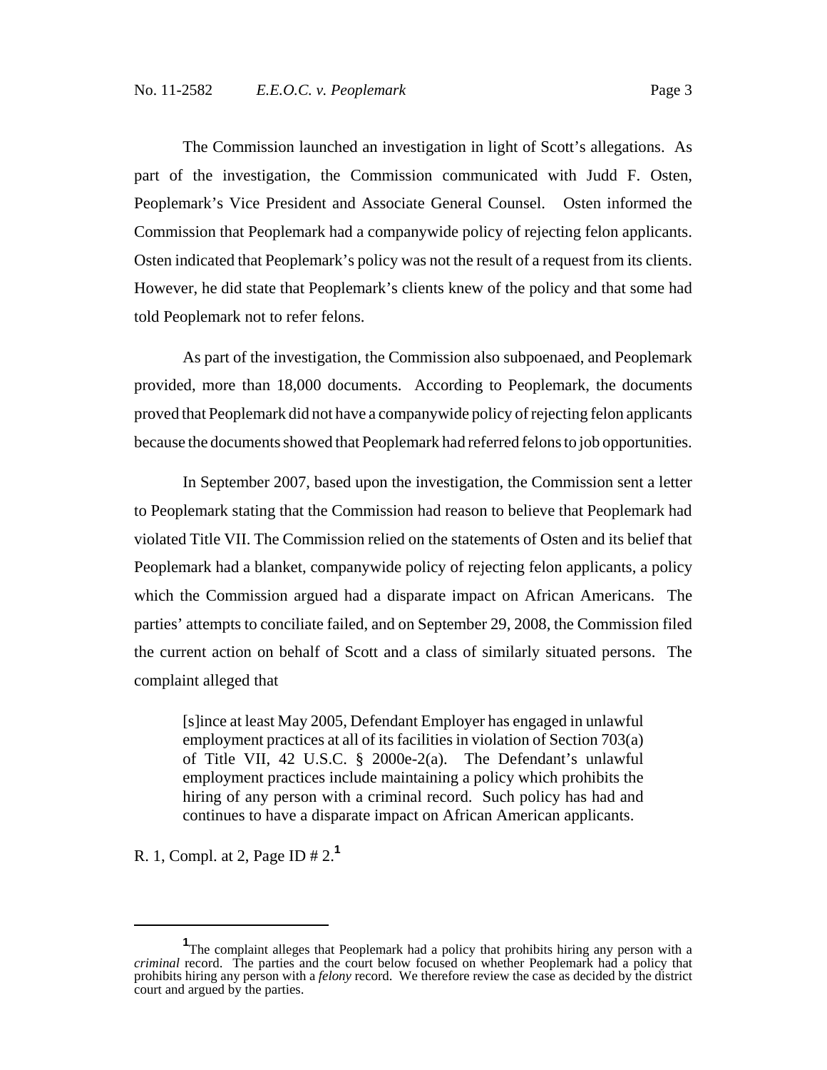The Commission launched an investigation in light of Scott's allegations. As part of the investigation, the Commission communicated with Judd F. Osten, Peoplemark's Vice President and Associate General Counsel. Osten informed the Commission that Peoplemark had a companywide policy of rejecting felon applicants. Osten indicated that Peoplemark's policy was not the result of a request from its clients. However, he did state that Peoplemark's clients knew of the policy and that some had told Peoplemark not to refer felons.

As part of the investigation, the Commission also subpoenaed, and Peoplemark provided, more than 18,000 documents. According to Peoplemark, the documents proved that Peoplemark did not have a companywide policy of rejecting felon applicants because the documents showed that Peoplemark had referred felons to job opportunities.

In September 2007, based upon the investigation, the Commission sent a letter to Peoplemark stating that the Commission had reason to believe that Peoplemark had violated Title VII. The Commission relied on the statements of Osten and its belief that Peoplemark had a blanket, companywide policy of rejecting felon applicants, a policy which the Commission argued had a disparate impact on African Americans. The parties' attempts to conciliate failed, and on September 29, 2008, the Commission filed the current action on behalf of Scott and a class of similarly situated persons. The complaint alleged that

> [s]ince at least May 2005, Defendant Employer has engaged in unlawful employment practices at all of its facilities in violation of Section 703(a) of Title VII, 42 U.S.C. § 2000e-2(a). The Defendant's unlawful employment practices include maintaining a policy which prohibits the hiring of any person with a criminal record. Such policy has had and continues to have a disparate impact on African American applicants.

R. 1, Compl. at 2, Page ID # 2.[1]

---

[1] The complaint alleges that Peoplemark had a policy that prohibits hiring any person with a *criminal* record. The parties and the court below focused on whether Peoplemark had a policy that prohibits hiring any person with a *felony* record. We therefore review the case as decided by the district court and argued by the parties.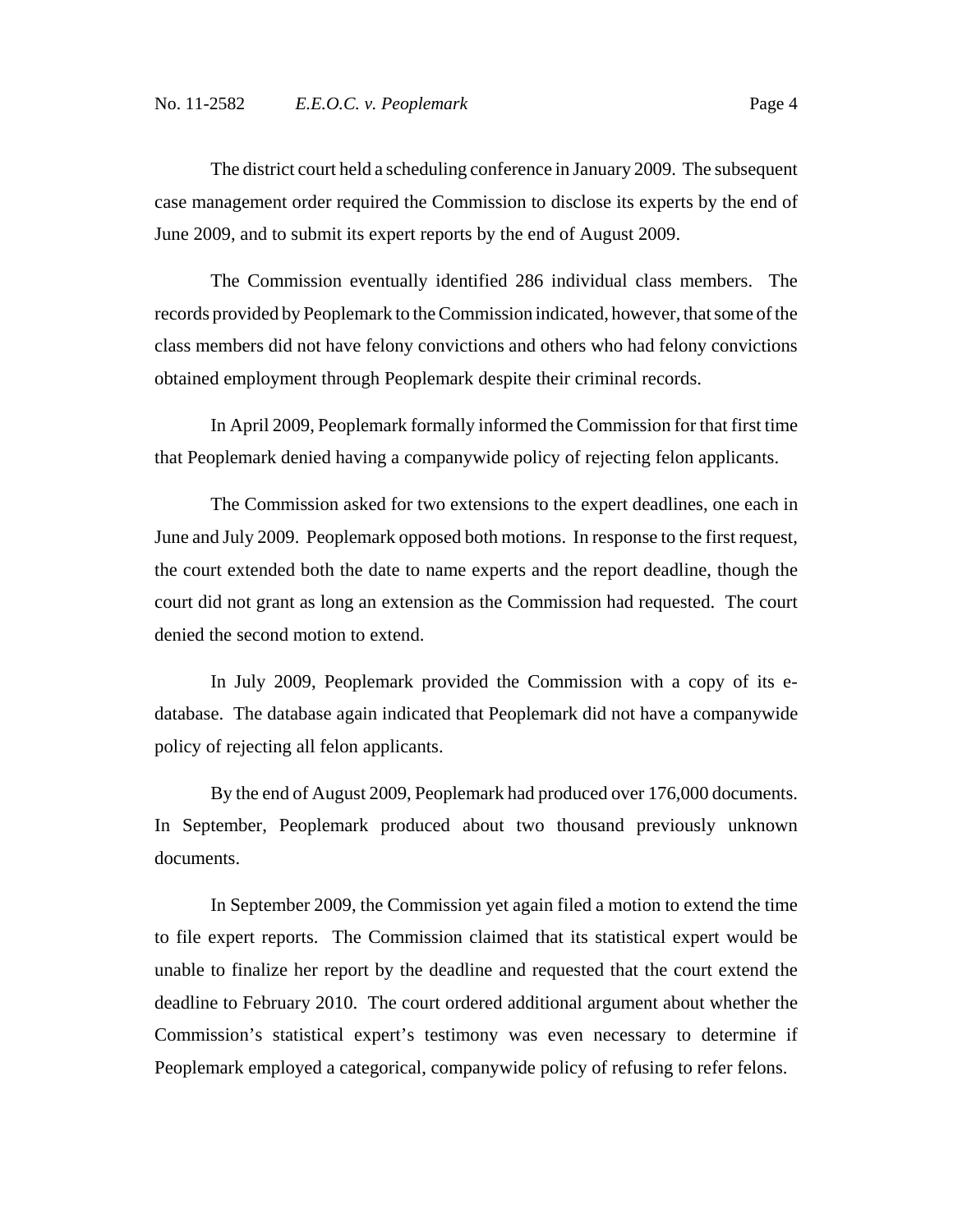The district court held a scheduling conference in January 2009. The subsequent case management order required the Commission to disclose its experts by the end of June 2009, and to submit its expert reports by the end of August 2009.

The Commission eventually identified 286 individual class members. The records provided by Peoplemark to the Commission indicated, however, that some of the class members did not have felony convictions and others who had felony convictions obtained employment through Peoplemark despite their criminal records.

In April 2009, Peoplemark formally informed the Commission for that first time that Peoplemark denied having a companywide policy of rejecting felon applicants.

The Commission asked for two extensions to the expert deadlines, one each in June and July 2009. Peoplemark opposed both motions. In response to the first request, the court extended both the date to name experts and the report deadline, though the court did not grant as long an extension as the Commission had requested. The court denied the second motion to extend.

In July 2009, Peoplemark provided the Commission with a copy of its e-database. The database again indicated that Peoplemark did not have a companywide policy of rejecting all felon applicants.

By the end of August 2009, Peoplemark had produced over 176,000 documents. In September, Peoplemark produced about two thousand previously unknown documents.

In September 2009, the Commission yet again filed a motion to extend the time to file expert reports. The Commission claimed that its statistical expert would be unable to finalize her report by the deadline and requested that the court extend the deadline to February 2010. The court ordered additional argument about whether the Commission's statistical expert's testimony was even necessary to determine if Peoplemark employed a categorical, companywide policy of refusing to refer felons.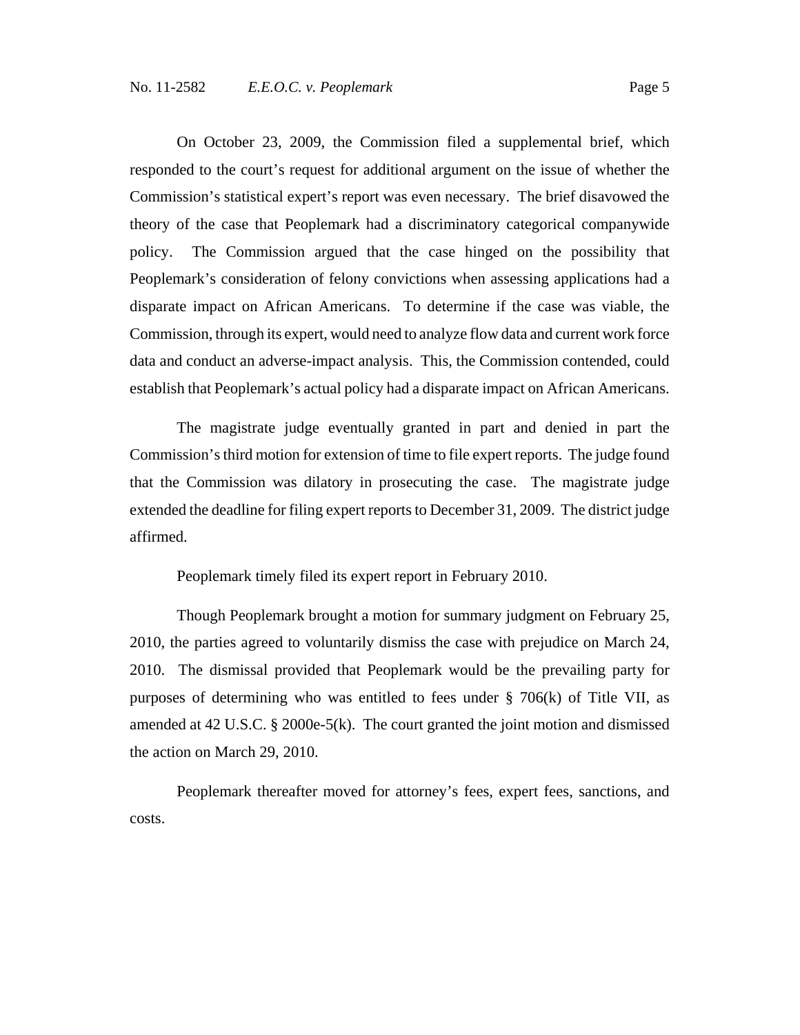On October 23, 2009, the Commission filed a supplemental brief, which responded to the court's request for additional argument on the issue of whether the Commission's statistical expert's report was even necessary. The brief disavowed the theory of the case that Peoplemark had a discriminatory categorical companywide policy. The Commission argued that the case hinged on the possibility that Peoplemark's consideration of felony convictions when assessing applications had a disparate impact on African Americans. To determine if the case was viable, the Commission, through its expert, would need to analyze flow data and current work force data and conduct an adverse-impact analysis. This, the Commission contended, could establish that Peoplemark's actual policy had a disparate impact on African Americans.

The magistrate judge eventually granted in part and denied in part the Commission's third motion for extension of time to file expert reports. The judge found that the Commission was dilatory in prosecuting the case. The magistrate judge extended the deadline for filing expert reports to December 31, 2009. The district judge affirmed.

Peoplemark timely filed its expert report in February 2010.

Though Peoplemark brought a motion for summary judgment on February 25, 2010, the parties agreed to voluntarily dismiss the case with prejudice on March 24, 2010. The dismissal provided that Peoplemark would be the prevailing party for purposes of determining who was entitled to fees under § 706(k) of Title VII, as amended at 42 U.S.C. § 2000e-5(k). The court granted the joint motion and dismissed the action on March 29, 2010.

Peoplemark thereafter moved for attorney's fees, expert fees, sanctions, and costs.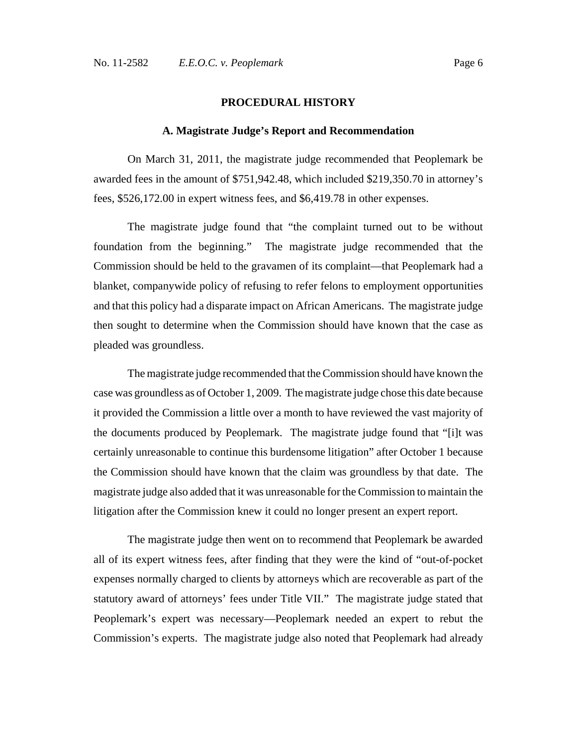## PROCEDURAL HISTORY

### A. Magistrate Judge's Report and Recommendation

On March 31, 2011, the magistrate judge recommended that Peoplemark be awarded fees in the amount of $751,942.48, which included $219,350.70 in attorney's fees, $526,172.00 in expert witness fees, and $6,419.78 in other expenses.

The magistrate judge found that "the complaint turned out to be without foundation from the beginning." The magistrate judge recommended that the Commission should be held to the gravamen of its complaint—that Peoplemark had a blanket, companywide policy of refusing to refer felons to employment opportunities and that this policy had a disparate impact on African Americans. The magistrate judge then sought to determine when the Commission should have known that the case as pleaded was groundless.

The magistrate judge recommended that the Commission should have known the case was groundless as of October 1, 2009. The magistrate judge chose this date because it provided the Commission a little over a month to have reviewed the vast majority of the documents produced by Peoplemark. The magistrate judge found that "[i]t was certainly unreasonable to continue this burdensome litigation" after October 1 because the Commission should have known that the claim was groundless by that date. The magistrate judge also added that it was unreasonable for the Commission to maintain the litigation after the Commission knew it could no longer present an expert report.

The magistrate judge then went on to recommend that Peoplemark be awarded all of its expert witness fees, after finding that they were the kind of "out-of-pocket expenses normally charged to clients by attorneys which are recoverable as part of the statutory award of attorneys' fees under Title VII." The magistrate judge stated that Peoplemark's expert was necessary—Peoplemark needed an expert to rebut the Commission's experts. The magistrate judge also noted that Peoplemark had already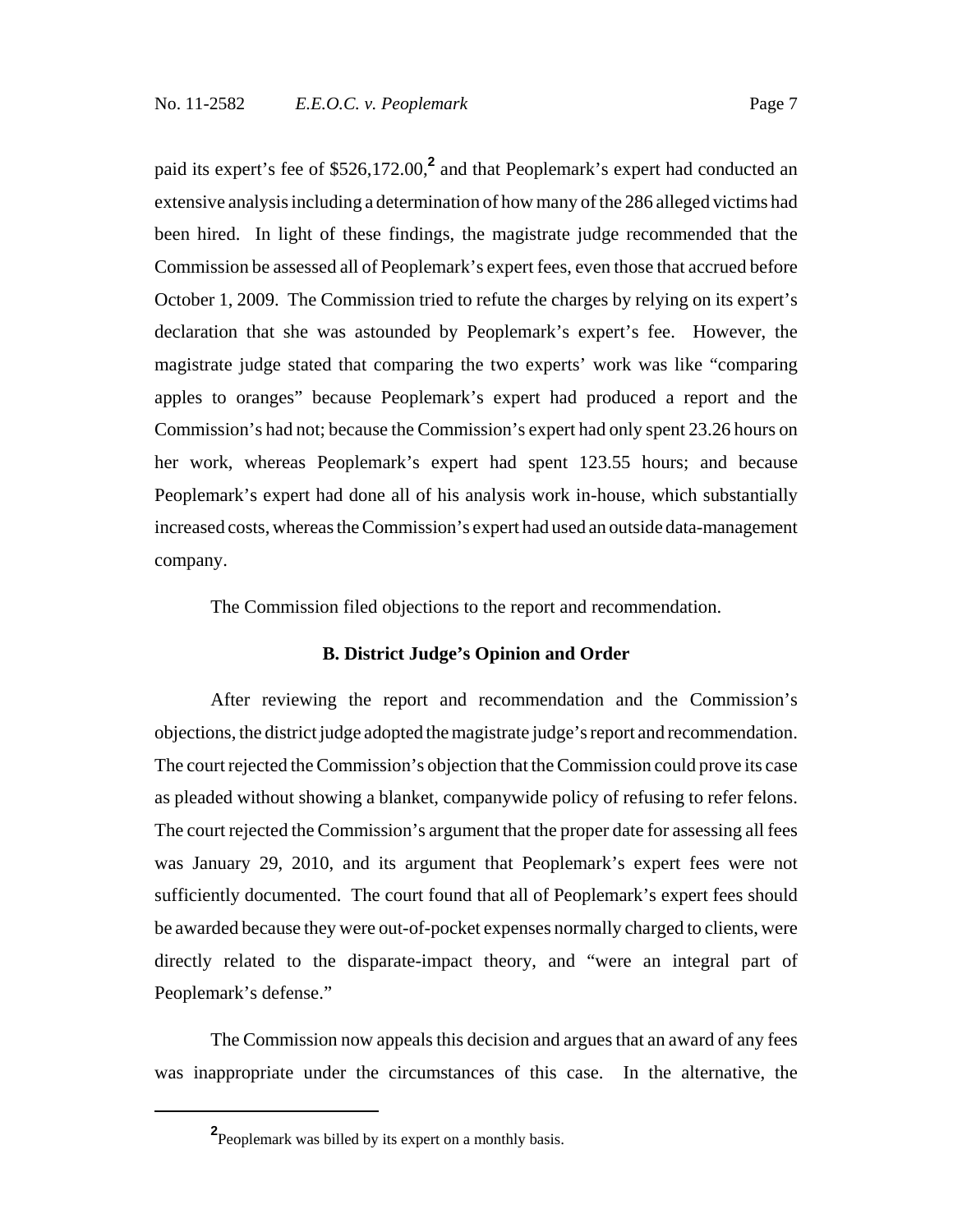paid its expert's fee of $526,172.00,[2] and that Peoplemark's expert had conducted an extensive analysis including a determination of how many of the 286 alleged victims had been hired. In light of these findings, the magistrate judge recommended that the Commission be assessed all of Peoplemark's expert fees, even those that accrued before October 1, 2009. The Commission tried to refute the charges by relying on its expert's declaration that she was astounded by Peoplemark's expert's fee. However, the magistrate judge stated that comparing the two experts' work was like "comparing apples to oranges" because Peoplemark's expert had produced a report and the Commission's had not; because the Commission's expert had only spent 23.26 hours on her work, whereas Peoplemark's expert had spent 123.55 hours; and because Peoplemark's expert had done all of his analysis work in-house, which substantially increased costs, whereas the Commission's expert had used an outside data-management company.

The Commission filed objections to the report and recommendation.

### B. District Judge's Opinion and Order

After reviewing the report and recommendation and the Commission's objections, the district judge adopted the magistrate judge's report and recommendation. The court rejected the Commission's objection that the Commission could prove its case as pleaded without showing a blanket, companywide policy of refusing to refer felons. The court rejected the Commission's argument that the proper date for assessing all fees was January 29, 2010, and its argument that Peoplemark's expert fees were not sufficiently documented. The court found that all of Peoplemark's expert fees should be awarded because they were out-of-pocket expenses normally charged to clients, were directly related to the disparate-impact theory, and "were an integral part of Peoplemark's defense."

The Commission now appeals this decision and argues that an award of any fees was inappropriate under the circumstances of this case. In the alternative, the

[2] Peoplemark was billed by its expert on a monthly basis.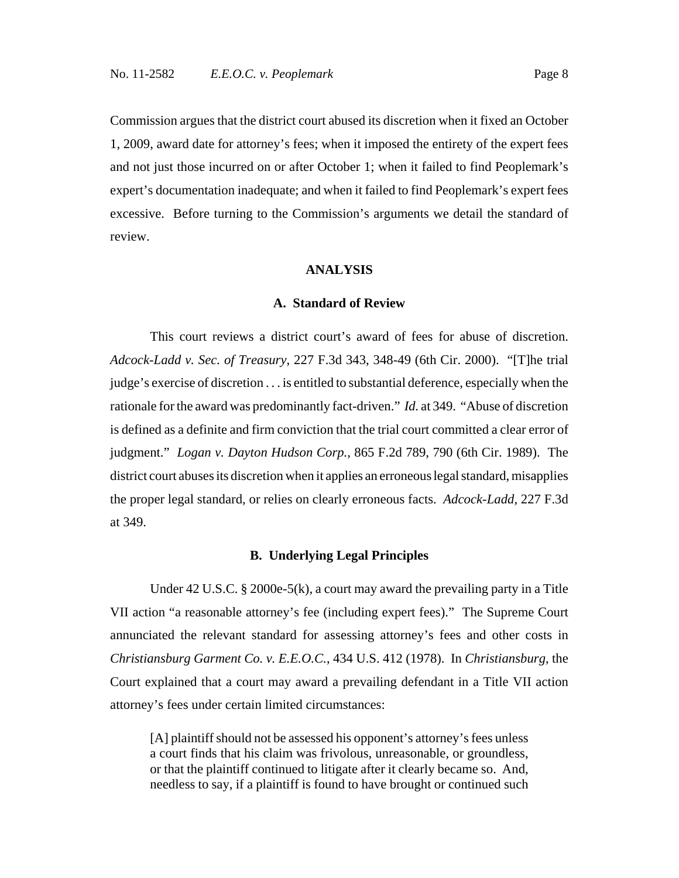Commission argues that the district court abused its discretion when it fixed an October 1, 2009, award date for attorney's fees; when it imposed the entirety of the expert fees and not just those incurred on or after October 1; when it failed to find Peoplemark's expert's documentation inadequate; and when it failed to find Peoplemark's expert fees excessive. Before turning to the Commission's arguments we detail the standard of review.

## ANALYSIS

### A. Standard of Review

This court reviews a district court's award of fees for abuse of discretion. *Adcock-Ladd v. Sec. of Treasury*, 227 F.3d 343, 348-49 (6th Cir. 2000). "[T]he trial judge's exercise of discretion . . . is entitled to substantial deference, especially when the rationale for the award was predominantly fact-driven." *Id.* at 349. "Abuse of discretion is defined as a definite and firm conviction that the trial court committed a clear error of judgment." *Logan v. Dayton Hudson Corp.*, 865 F.2d 789, 790 (6th Cir. 1989). The district court abuses its discretion when it applies an erroneous legal standard, misapplies the proper legal standard, or relies on clearly erroneous facts. *Adcock-Ladd*, 227 F.3d at 349.

### B. Underlying Legal Principles

Under 42 U.S.C. § 2000e-5(k), a court may award the prevailing party in a Title VII action "a reasonable attorney's fee (including expert fees)." The Supreme Court annunciated the relevant standard for assessing attorney's fees and other costs in *Christiansburg Garment Co. v. E.E.O.C.*, 434 U.S. 412 (1978). In *Christiansburg*, the Court explained that a court may award a prevailing defendant in a Title VII action attorney's fees under certain limited circumstances:

> [A] plaintiff should not be assessed his opponent's attorney's fees unless a court finds that his claim was frivolous, unreasonable, or groundless, or that the plaintiff continued to litigate after it clearly became so. And, needless to say, if a plaintiff is found to have brought or continued such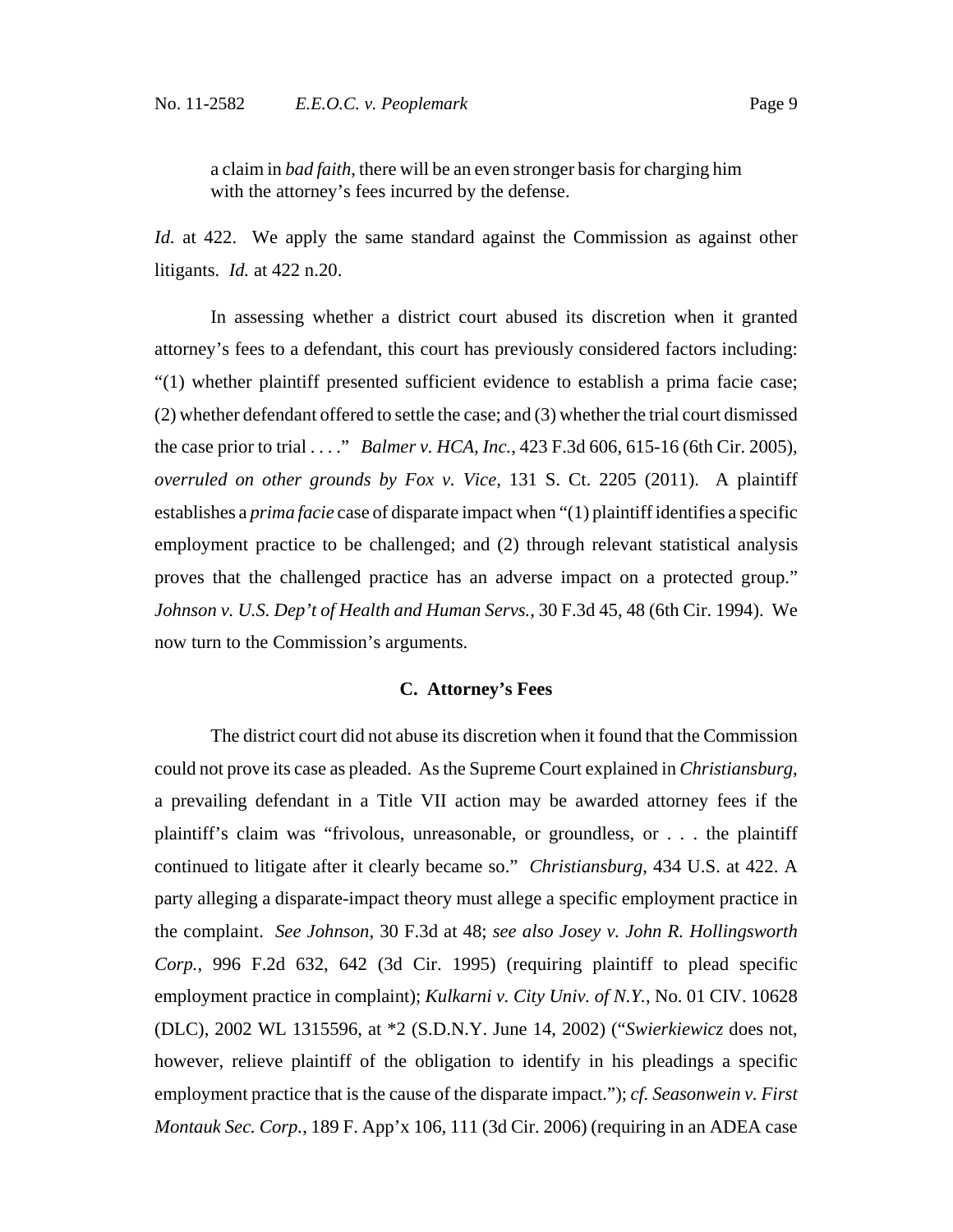a claim in *bad faith*, there will be an even stronger basis for charging him with the attorney's fees incurred by the defense.

*Id.* at 422. We apply the same standard against the Commission as against other litigants. *Id.* at 422 n.20.

In assessing whether a district court abused its discretion when it granted attorney's fees to a defendant, this court has previously considered factors including: "(1) whether plaintiff presented sufficient evidence to establish a prima facie case; (2) whether defendant offered to settle the case; and (3) whether the trial court dismissed the case prior to trial . . . ." *Balmer v. HCA, Inc.*, 423 F.3d 606, 615-16 (6th Cir. 2005), *overruled on other grounds by Fox v. Vice*, 131 S. Ct. 2205 (2011). A plaintiff establishes a *prima facie* case of disparate impact when "(1) plaintiff identifies a specific employment practice to be challenged; and (2) through relevant statistical analysis proves that the challenged practice has an adverse impact on a protected group." *Johnson v. U.S. Dep't of Health and Human Servs.*, 30 F.3d 45, 48 (6th Cir. 1994). We now turn to the Commission's arguments.

### C. Attorney's Fees

The district court did not abuse its discretion when it found that the Commission could not prove its case as pleaded. As the Supreme Court explained in *Christiansburg*, a prevailing defendant in a Title VII action may be awarded attorney fees if the plaintiff's claim was "frivolous, unreasonable, or groundless, or . . . the plaintiff continued to litigate after it clearly became so." *Christiansburg*, 434 U.S. at 422. A party alleging a disparate-impact theory must allege a specific employment practice in the complaint. *See Johnson*, 30 F.3d at 48; *see also Josey v. John R. Hollingsworth Corp.*, 996 F.2d 632, 642 (3d Cir. 1995) (requiring plaintiff to plead specific employment practice in complaint); *Kulkarni v. City Univ. of N.Y.*, No. 01 CIV. 10628 (DLC), 2002 WL 1315596, at *2 (S.D.N.Y. June 14, 2002) ("*Swierkiewicz* does not, however, relieve plaintiff of the obligation to identify in his pleadings a specific employment practice that is the cause of the disparate impact."); *cf. Seasonwein v. First Montauk Sec. Corp.*, 189 F. App'x 106, 111 (3d Cir. 2006) (requiring in an ADEA case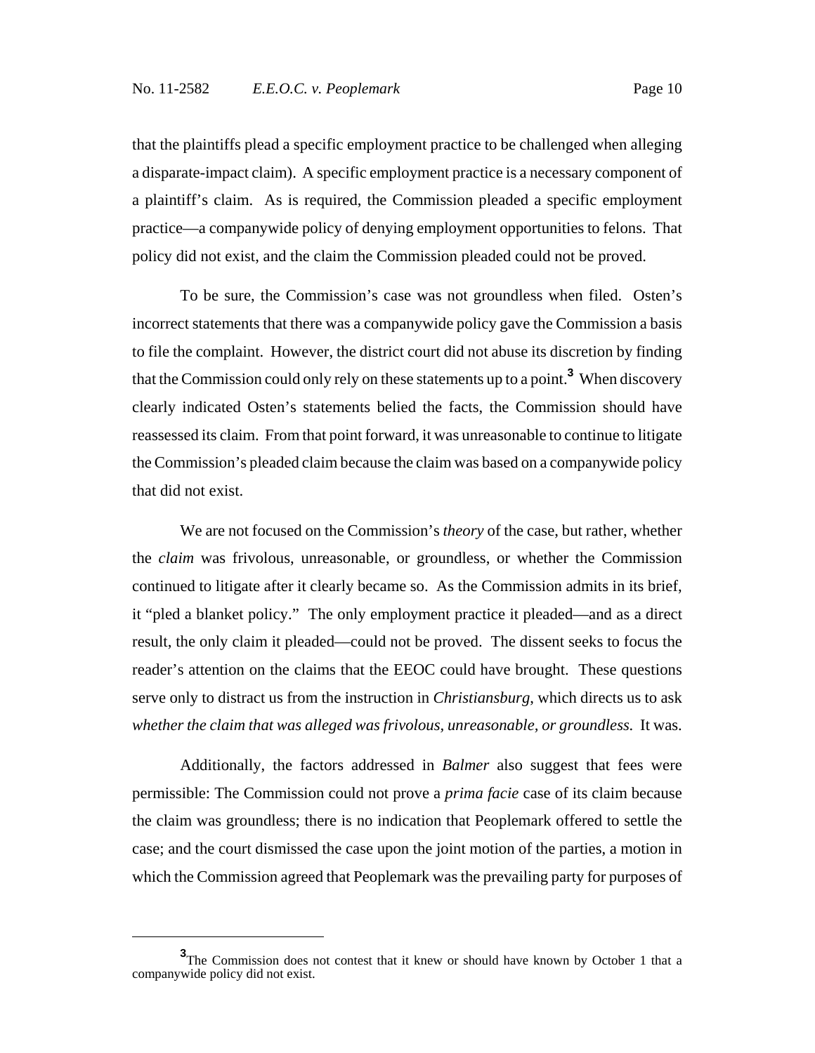that the plaintiffs plead a specific employment practice to be challenged when alleging a disparate-impact claim). A specific employment practice is a necessary component of a plaintiff's claim. As is required, the Commission pleaded a specific employment practice—a companywide policy of denying employment opportunities to felons. That policy did not exist, and the claim the Commission pleaded could not be proved.

To be sure, the Commission's case was not groundless when filed. Osten's incorrect statements that there was a companywide policy gave the Commission a basis to file the complaint. However, the district court did not abuse its discretion by finding that the Commission could only rely on these statements up to a point.[3] When discovery clearly indicated Osten's statements belied the facts, the Commission should have reassessed its claim. From that point forward, it was unreasonable to continue to litigate the Commission's pleaded claim because the claim was based on a companywide policy that did not exist.

We are not focused on the Commission's *theory* of the case, but rather, whether the *claim* was frivolous, unreasonable, or groundless, or whether the Commission continued to litigate after it clearly became so. As the Commission admits in its brief, it "pled a blanket policy." The only employment practice it pleaded—and as a direct result, the only claim it pleaded—could not be proved. The dissent seeks to focus the reader's attention on the claims that the EEOC could have brought. These questions serve only to distract us from the instruction in *Christiansburg*, which directs us to ask *whether the claim that was alleged was frivolous, unreasonable, or groundless*. It was.

Additionally, the factors addressed in *Balmer* also suggest that fees were permissible: The Commission could not prove a *prima facie* case of its claim because the claim was groundless; there is no indication that Peoplemark offered to settle the case; and the court dismissed the case upon the joint motion of the parties, a motion in which the Commission agreed that Peoplemark was the prevailing party for purposes of

---

[3] The Commission does not contest that it knew or should have known by October 1 that a companywide policy did not exist.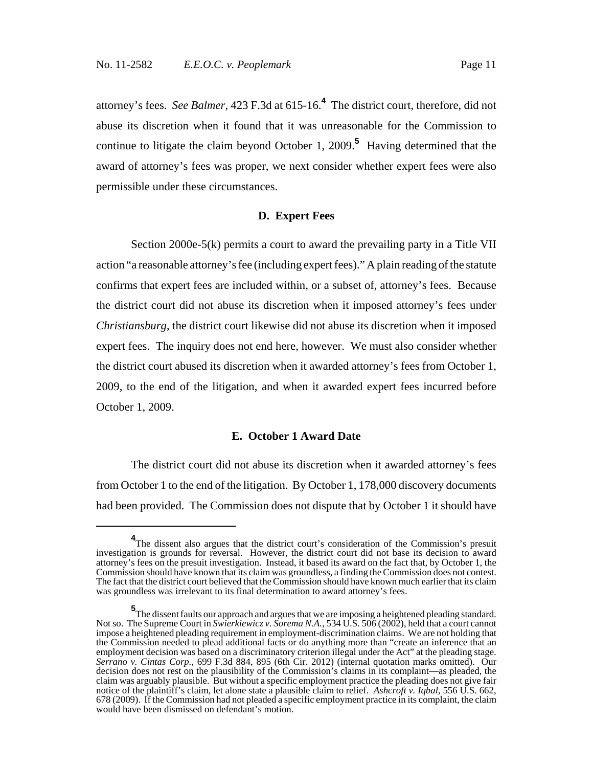attorney's fees. *See Balmer*, 423 F.3d at 615-16.[4] The district court, therefore, did not abuse its discretion when it found that it was unreasonable for the Commission to continue to litigate the claim beyond October 1, 2009.[5] Having determined that the award of attorney's fees was proper, we next consider whether expert fees were also permissible under these circumstances.

**D. Expert Fees**

Section 2000e-5(k) permits a court to award the prevailing party in a Title VII action "a reasonable attorney's fee (including expert fees)." A plain reading of the statute confirms that expert fees are included within, or a subset of, attorney's fees. Because the district court did not abuse its discretion when it imposed attorney's fees under *Christiansburg*, the district court likewise did not abuse its discretion when it imposed expert fees. The inquiry does not end here, however. We must also consider whether the district court abused its discretion when it awarded attorney's fees from October 1, 2009, to the end of the litigation, and when it awarded expert fees incurred before October 1, 2009.

**E. October 1 Award Date**

The district court did not abuse its discretion when it awarded attorney's fees from October 1 to the end of the litigation. By October 1, 178,000 discovery documents had been provided. The Commission does not dispute that by October 1 it should have

---

[4] The dissent also argues that the district court's consideration of the Commission's presuit investigation is grounds for reversal. However, the district court did not base its decision to award attorney's fees on the presuit investigation. Instead, it based its award on the fact that, by October 1, the Commission should have known that its claim was groundless, a finding the Commission does not contest. The fact that the district court believed that the Commission should have known much earlier that its claim was groundless was irrelevant to its final determination to award attorney's fees.

[5] The dissent faults our approach and argues that we are imposing a heightened pleading standard. Not so. The Supreme Court in *Swierkiewicz v. Sorema N.A.*, 534 U.S. 506 (2002), held that a court cannot impose a heightened pleading requirement in employment-discrimination claims. We are not holding that the Commission needed to plead additional facts or do anything more than "create an inference that an employment decision was based on a discriminatory criterion illegal under the Act" at the pleading stage. *Serrano v. Cintas Corp.*, 699 F.3d 884, 895 (6th Cir. 2012) (internal quotation marks omitted). Our decision does not rest on the plausibility of the Commission's claims in its complaint—as pleaded, the claim was arguably plausible. But without a specific employment practice the pleading does not give fair notice of the plaintiff's claim, let alone state a plausible claim to relief. *Ashcroft v. Iqbal*, 556 U.S. 662, 678 (2009). If the Commission had not pleaded a specific employment practice in its complaint, the claim would have been dismissed on defendant's motion.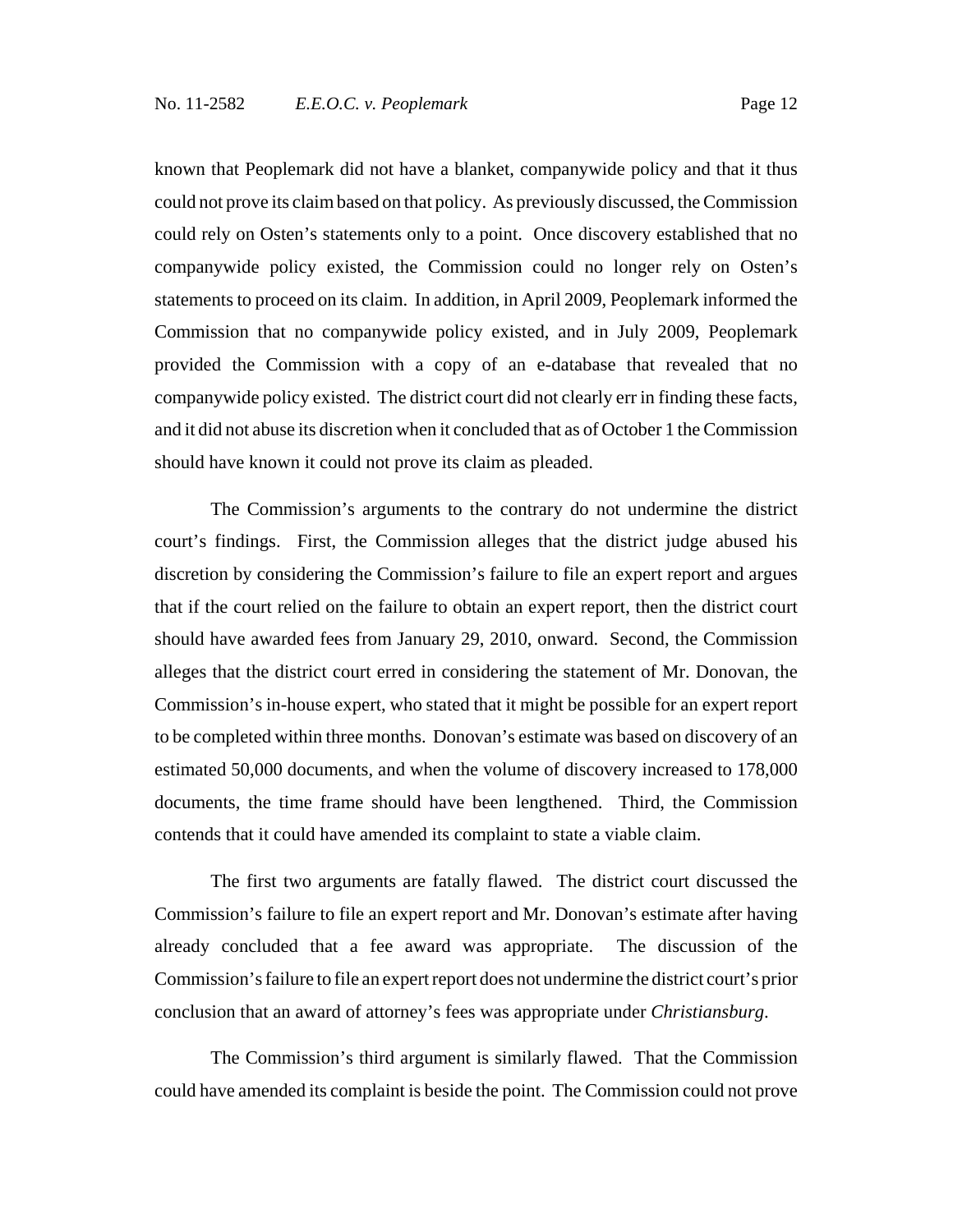known that Peoplemark did not have a blanket, companywide policy and that it thus could not prove its claim based on that policy. As previously discussed, the Commission could rely on Osten's statements only to a point. Once discovery established that no companywide policy existed, the Commission could no longer rely on Osten's statements to proceed on its claim. In addition, in April 2009, Peoplemark informed the Commission that no companywide policy existed, and in July 2009, Peoplemark provided the Commission with a copy of an e-database that revealed that no companywide policy existed. The district court did not clearly err in finding these facts, and it did not abuse its discretion when it concluded that as of October 1 the Commission should have known it could not prove its claim as pleaded.

The Commission's arguments to the contrary do not undermine the district court's findings. First, the Commission alleges that the district judge abused his discretion by considering the Commission's failure to file an expert report and argues that if the court relied on the failure to obtain an expert report, then the district court should have awarded fees from January 29, 2010, onward. Second, the Commission alleges that the district court erred in considering the statement of Mr. Donovan, the Commission's in-house expert, who stated that it might be possible for an expert report to be completed within three months. Donovan's estimate was based on discovery of an estimated 50,000 documents, and when the volume of discovery increased to 178,000 documents, the time frame should have been lengthened. Third, the Commission contends that it could have amended its complaint to state a viable claim.

The first two arguments are fatally flawed. The district court discussed the Commission's failure to file an expert report and Mr. Donovan's estimate after having already concluded that a fee award was appropriate. The discussion of the Commission's failure to file an expert report does not undermine the district court's prior conclusion that an award of attorney's fees was appropriate under *Christiansburg*.

The Commission's third argument is similarly flawed. That the Commission could have amended its complaint is beside the point. The Commission could not prove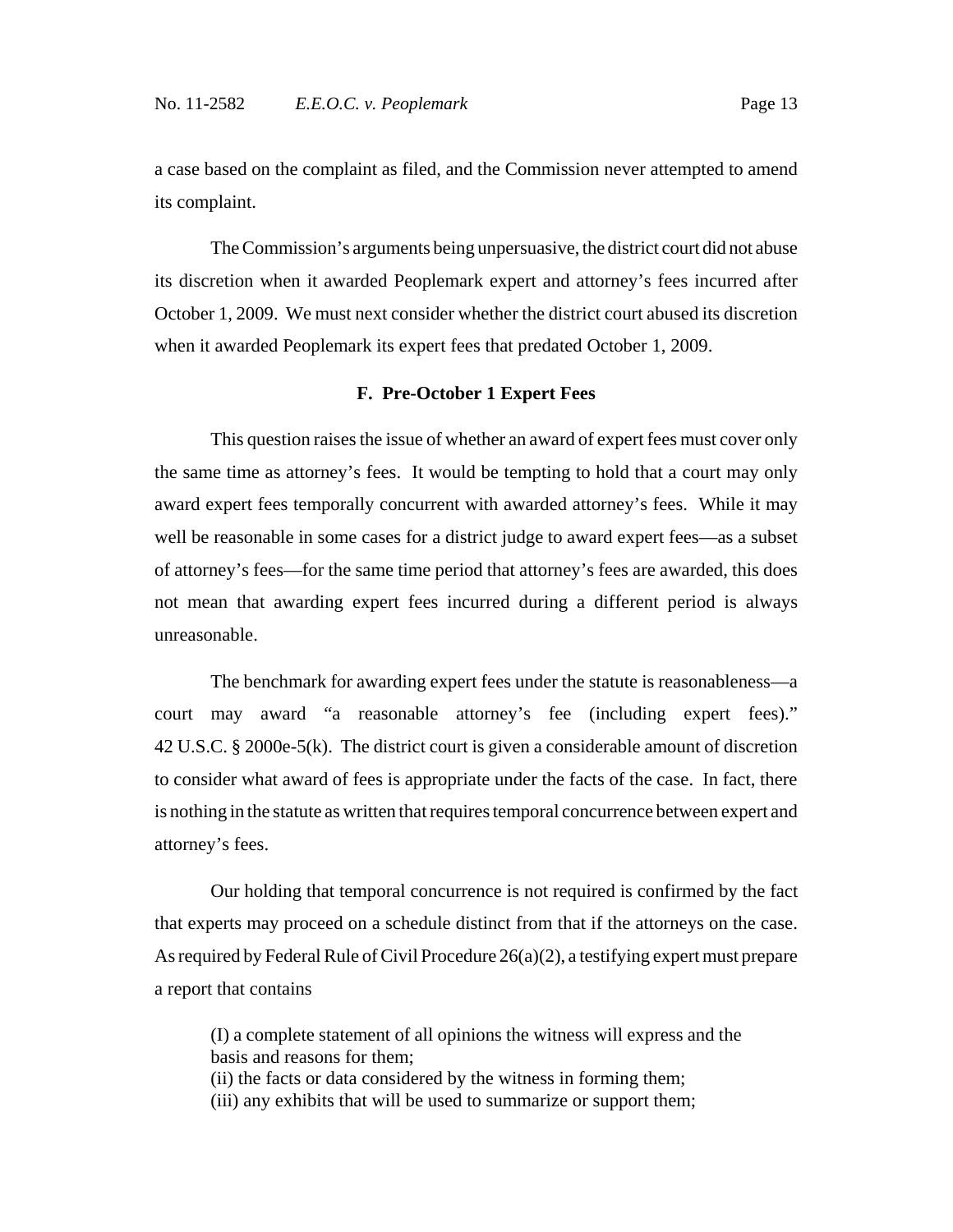a case based on the complaint as filed, and the Commission never attempted to amend its complaint.

The Commission's arguments being unpersuasive, the district court did not abuse its discretion when it awarded Peoplemark expert and attorney's fees incurred after October 1, 2009. We must next consider whether the district court abused its discretion when it awarded Peoplemark its expert fees that predated October 1, 2009.

### F. Pre-October 1 Expert Fees

This question raises the issue of whether an award of expert fees must cover only the same time as attorney's fees. It would be tempting to hold that a court may only award expert fees temporally concurrent with awarded attorney's fees. While it may well be reasonable in some cases for a district judge to award expert fees—as a subset of attorney's fees—for the same time period that attorney's fees are awarded, this does not mean that awarding expert fees incurred during a different period is always unreasonable.

The benchmark for awarding expert fees under the statute is reasonableness—a court may award "a reasonable attorney's fee (including expert fees)." 42 U.S.C. § 2000e-5(k). The district court is given a considerable amount of discretion to consider what award of fees is appropriate under the facts of the case. In fact, there is nothing in the statute as written that requires temporal concurrence between expert and attorney's fees.

Our holding that temporal concurrence is not required is confirmed by the fact that experts may proceed on a schedule distinct from that if the attorneys on the case. As required by Federal Rule of Civil Procedure 26(a)(2), a testifying expert must prepare a report that contains

> (I) a complete statement of all opinions the witness will express and the basis and reasons for them;
> (ii) the facts or data considered by the witness in forming them;
> (iii) any exhibits that will be used to summarize or support them;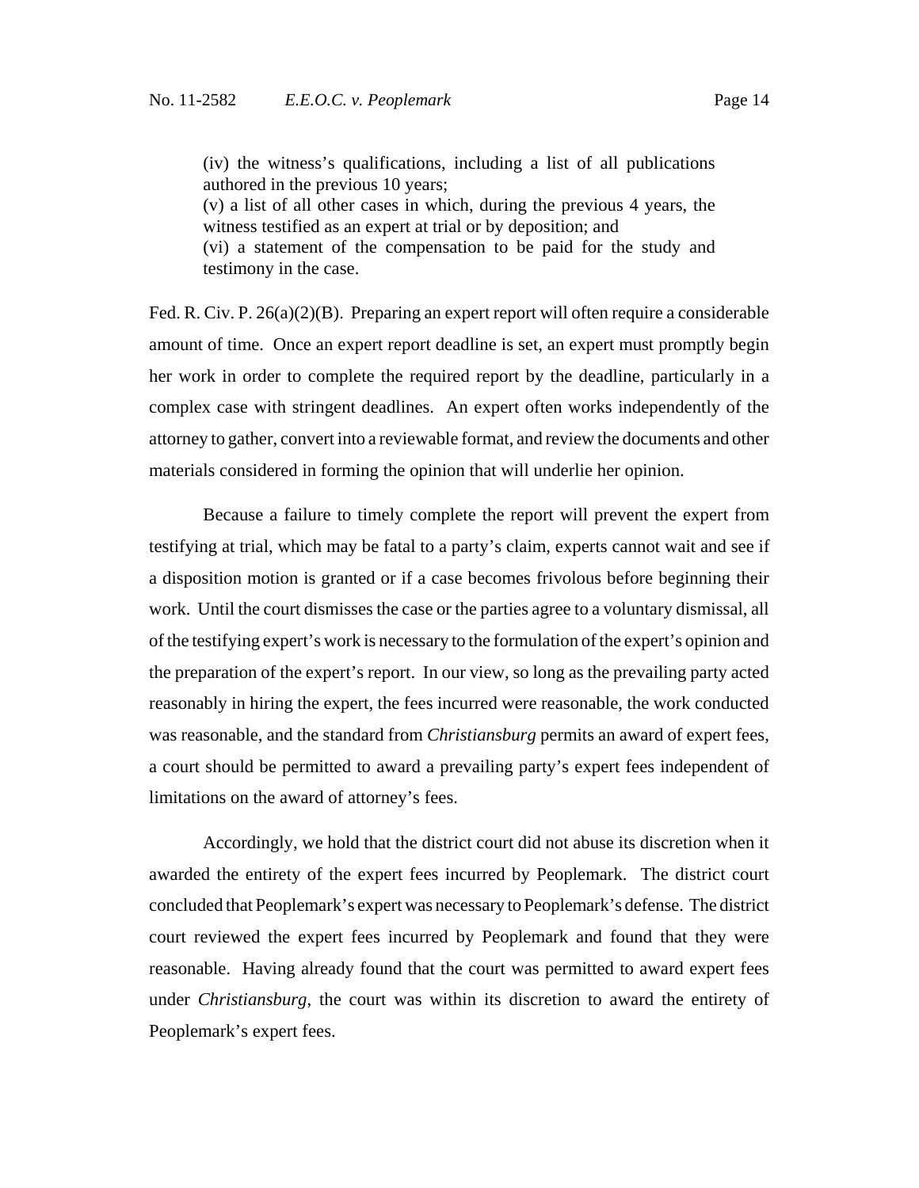> (iv) the witness's qualifications, including a list of all publications authored in the previous 10 years;
> (v) a list of all other cases in which, during the previous 4 years, the witness testified as an expert at trial or by deposition; and
> (vi) a statement of the compensation to be paid for the study and testimony in the case.

Fed. R. Civ. P. 26(a)(2)(B). Preparing an expert report will often require a considerable amount of time. Once an expert report deadline is set, an expert must promptly begin her work in order to complete the required report by the deadline, particularly in a complex case with stringent deadlines. An expert often works independently of the attorney to gather, convert into a reviewable format, and review the documents and other materials considered in forming the opinion that will underlie her opinion.

Because a failure to timely complete the report will prevent the expert from testifying at trial, which may be fatal to a party's claim, experts cannot wait and see if a disposition motion is granted or if a case becomes frivolous before beginning their work. Until the court dismisses the case or the parties agree to a voluntary dismissal, all of the testifying expert's work is necessary to the formulation of the expert's opinion and the preparation of the expert's report. In our view, so long as the prevailing party acted reasonably in hiring the expert, the fees incurred were reasonable, the work conducted was reasonable, and the standard from *Christiansburg* permits an award of expert fees, a court should be permitted to award a prevailing party's expert fees independent of limitations on the award of attorney's fees.

Accordingly, we hold that the district court did not abuse its discretion when it awarded the entirety of the expert fees incurred by Peoplemark. The district court concluded that Peoplemark's expert was necessary to Peoplemark's defense. The district court reviewed the expert fees incurred by Peoplemark and found that they were reasonable. Having already found that the court was permitted to award expert fees under *Christiansburg*, the court was within its discretion to award the entirety of Peoplemark's expert fees.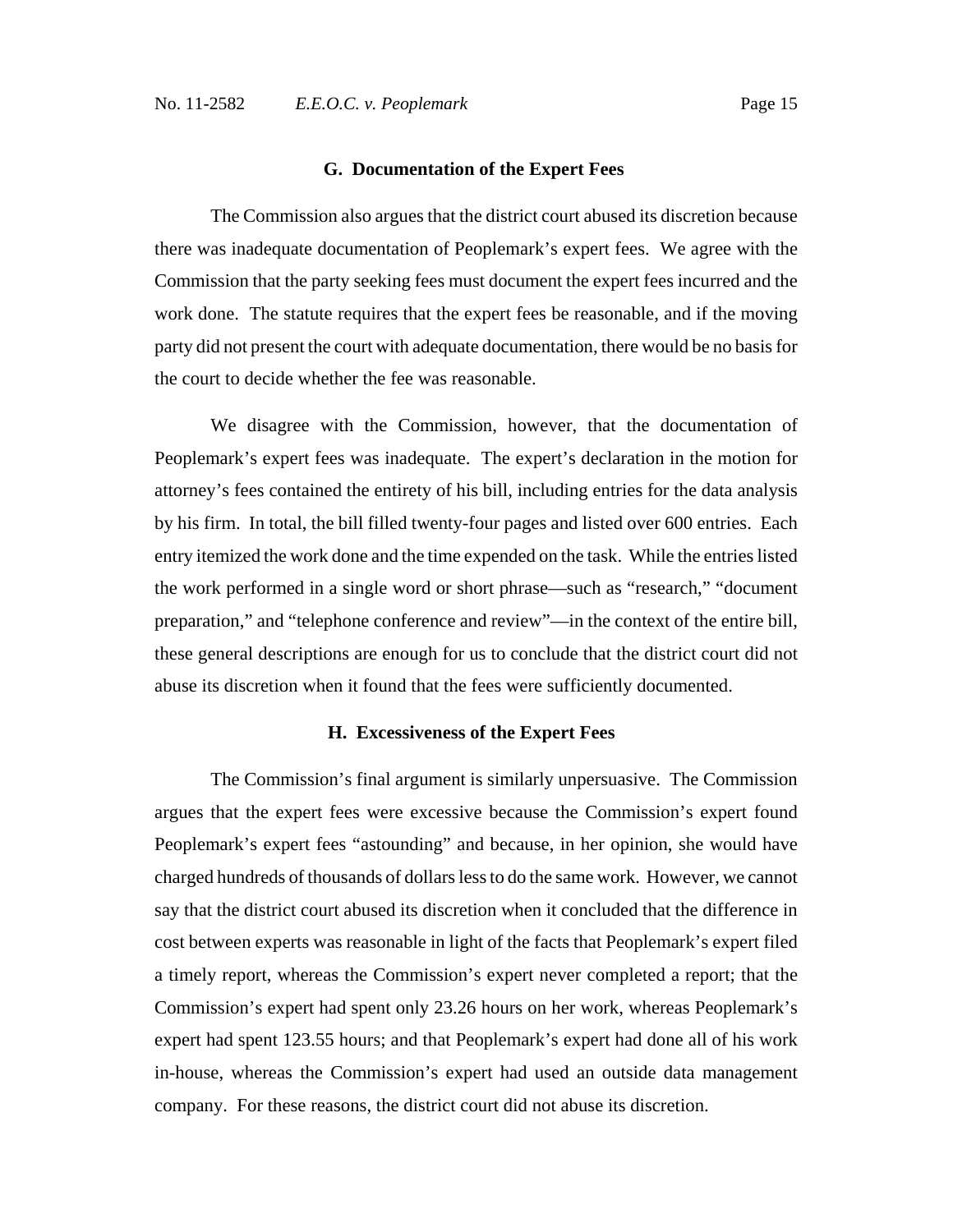### G. Documentation of the Expert Fees

The Commission also argues that the district court abused its discretion because there was inadequate documentation of Peoplemark's expert fees. We agree with the Commission that the party seeking fees must document the expert fees incurred and the work done. The statute requires that the expert fees be reasonable, and if the moving party did not present the court with adequate documentation, there would be no basis for the court to decide whether the fee was reasonable.

We disagree with the Commission, however, that the documentation of Peoplemark's expert fees was inadequate. The expert's declaration in the motion for attorney's fees contained the entirety of his bill, including entries for the data analysis by his firm. In total, the bill filled twenty-four pages and listed over 600 entries. Each entry itemized the work done and the time expended on the task. While the entries listed the work performed in a single word or short phrase—such as "research," "document preparation," and "telephone conference and review"—in the context of the entire bill, these general descriptions are enough for us to conclude that the district court did not abuse its discretion when it found that the fees were sufficiently documented.

### H. Excessiveness of the Expert Fees

The Commission's final argument is similarly unpersuasive. The Commission argues that the expert fees were excessive because the Commission's expert found Peoplemark's expert fees "astounding" and because, in her opinion, she would have charged hundreds of thousands of dollars less to do the same work. However, we cannot say that the district court abused its discretion when it concluded that the difference in cost between experts was reasonable in light of the facts that Peoplemark's expert filed a timely report, whereas the Commission's expert never completed a report; that the Commission's expert had spent only 23.26 hours on her work, whereas Peoplemark's expert had spent 123.55 hours; and that Peoplemark's expert had done all of his work in-house, whereas the Commission's expert had used an outside data management company. For these reasons, the district court did not abuse its discretion.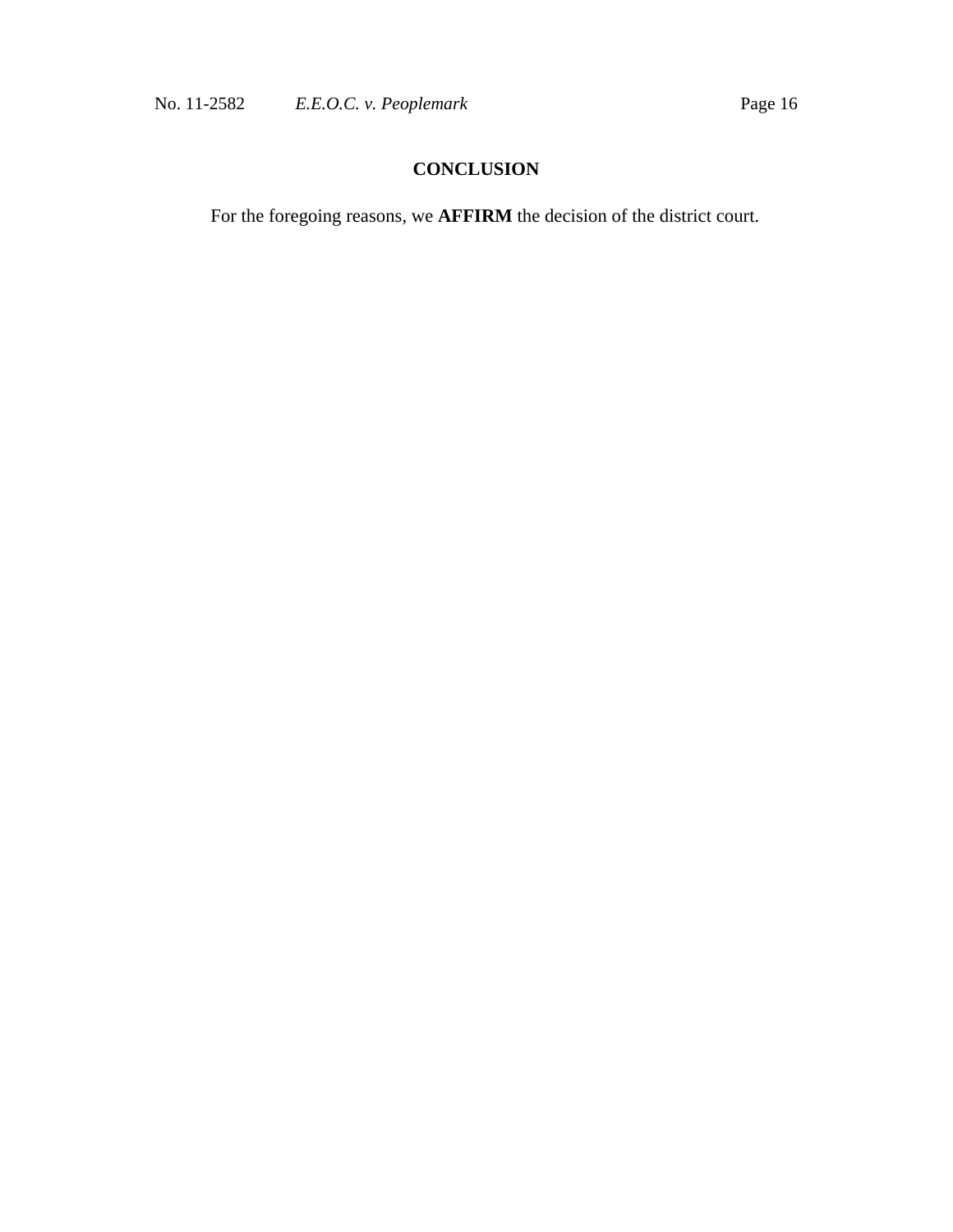## CONCLUSION

For the foregoing reasons, we **AFFIRM** the decision of the district court.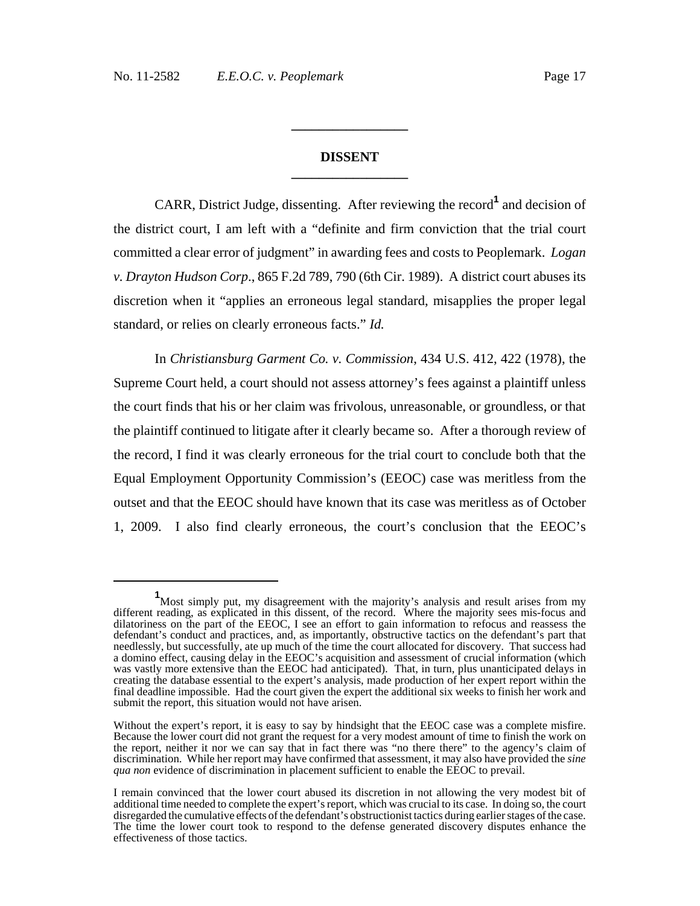## DISSENT

CARR, District Judge, dissenting. After reviewing the record[1] and decision of the district court, I am left with a "definite and firm conviction that the trial court committed a clear error of judgment" in awarding fees and costs to Peoplemark. *Logan v. Drayton Hudson Corp*., 865 F.2d 789, 790 (6th Cir. 1989). A district court abuses its discretion when it "applies an erroneous legal standard, misapplies the proper legal standard, or relies on clearly erroneous facts." *Id.*

In *Christiansburg Garment Co. v. Commission*, 434 U.S. 412, 422 (1978), the Supreme Court held, a court should not assess attorney's fees against a plaintiff unless the court finds that his or her claim was frivolous, unreasonable, or groundless, or that the plaintiff continued to litigate after it clearly became so. After a thorough review of the record, I find it was clearly erroneous for the trial court to conclude both that the Equal Employment Opportunity Commission's (EEOC) case was meritless from the outset and that the EEOC should have known that its case was meritless as of October 1, 2009. I also find clearly erroneous, the court's conclusion that the EEOC's

---

[1] Most simply put, my disagreement with the majority's analysis and result arises from my different reading, as explicated in this dissent, of the record. Where the majority sees mis-focus and dilatoriness on the part of the EEOC, I see an effort to gain information to refocus and reassess the defendant's conduct and practices, and, as importantly, obstructive tactics on the defendant's part that needlessly, but successfully, ate up much of the time the court allocated for discovery. That success had a domino effect, causing delay in the EEOC's acquisition and assessment of crucial information (which was vastly more extensive than the EEOC had anticipated). That, in turn, plus unanticipated delays in creating the database essential to the expert's analysis, made production of her expert report within the final deadline impossible. Had the court given the expert the additional six weeks to finish her work and submit the report, this situation would not have arisen.

Without the expert's report, it is easy to say by hindsight that the EEOC case was a complete misfire. Because the lower court did not grant the request for a very modest amount of time to finish the work on the report, neither it nor we can say that in fact there was "no there there" to the agency's claim of discrimination. While her report may have confirmed that assessment, it may also have provided the *sine qua non* evidence of discrimination in placement sufficient to enable the EEOC to prevail.

I remain convinced that the lower court abused its discretion in not allowing the very modest bit of additional time needed to complete the expert's report, which was crucial to its case. In doing so, the court disregarded the cumulative effects of the defendant's obstructionist tactics during earlier stages of the case. The time the lower court took to respond to the defense generated discovery disputes enhance the effectiveness of those tactics.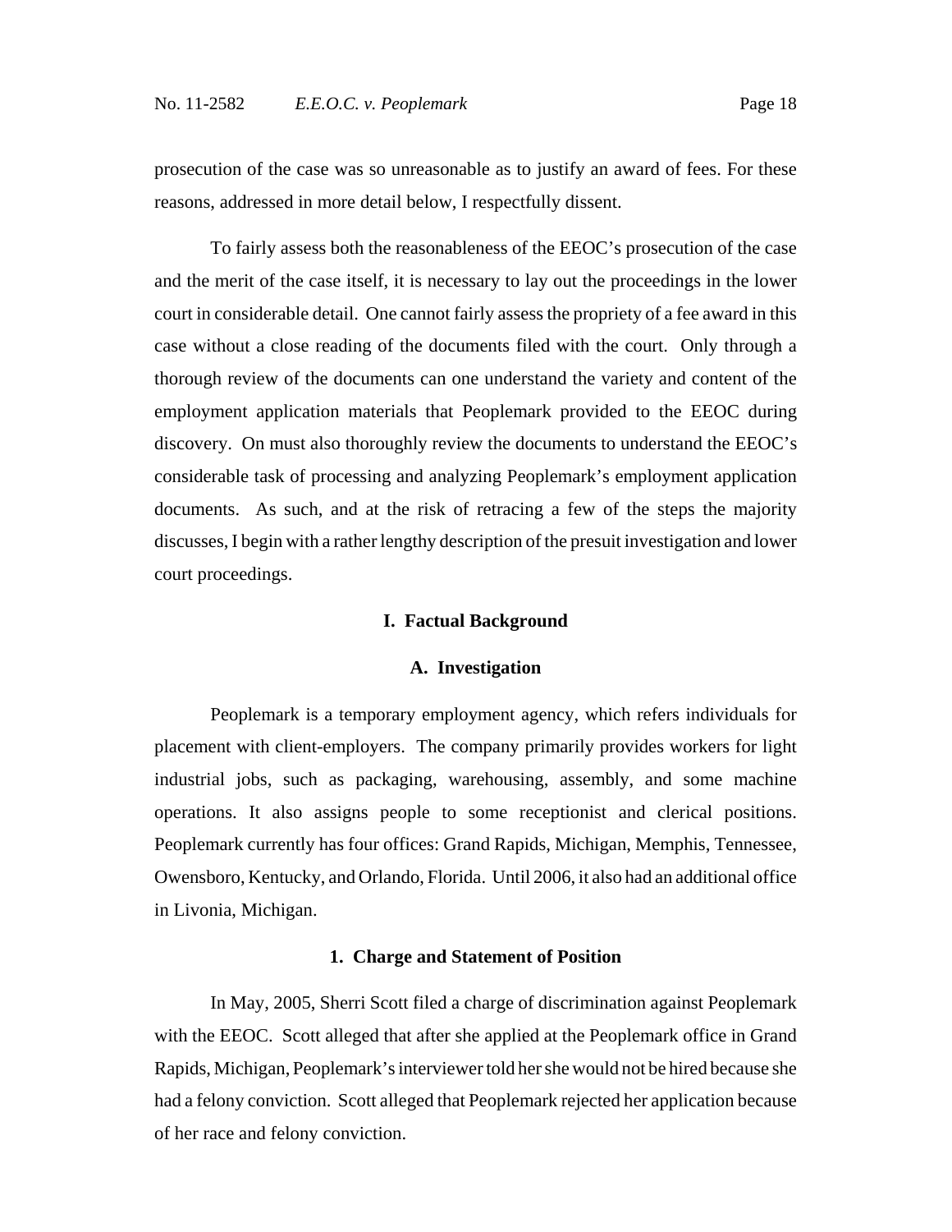prosecution of the case was so unreasonable as to justify an award of fees. For these reasons, addressed in more detail below, I respectfully dissent.

To fairly assess both the reasonableness of the EEOC's prosecution of the case and the merit of the case itself, it is necessary to lay out the proceedings in the lower court in considerable detail. One cannot fairly assess the propriety of a fee award in this case without a close reading of the documents filed with the court. Only through a thorough review of the documents can one understand the variety and content of the employment application materials that Peoplemark provided to the EEOC during discovery. On must also thoroughly review the documents to understand the EEOC's considerable task of processing and analyzing Peoplemark's employment application documents. As such, and at the risk of retracing a few of the steps the majority discusses, I begin with a rather lengthy description of the presuit investigation and lower court proceedings.

## I. Factual Background

### A. Investigation

Peoplemark is a temporary employment agency, which refers individuals for placement with client-employers. The company primarily provides workers for light industrial jobs, such as packaging, warehousing, assembly, and some machine operations. It also assigns people to some receptionist and clerical positions. Peoplemark currently has four offices: Grand Rapids, Michigan, Memphis, Tennessee, Owensboro, Kentucky, and Orlando, Florida. Until 2006, it also had an additional office in Livonia, Michigan.

#### 1. Charge and Statement of Position

In May, 2005, Sherri Scott filed a charge of discrimination against Peoplemark with the EEOC. Scott alleged that after she applied at the Peoplemark office in Grand Rapids, Michigan, Peoplemark's interviewer told her she would not be hired because she had a felony conviction. Scott alleged that Peoplemark rejected her application because of her race and felony conviction.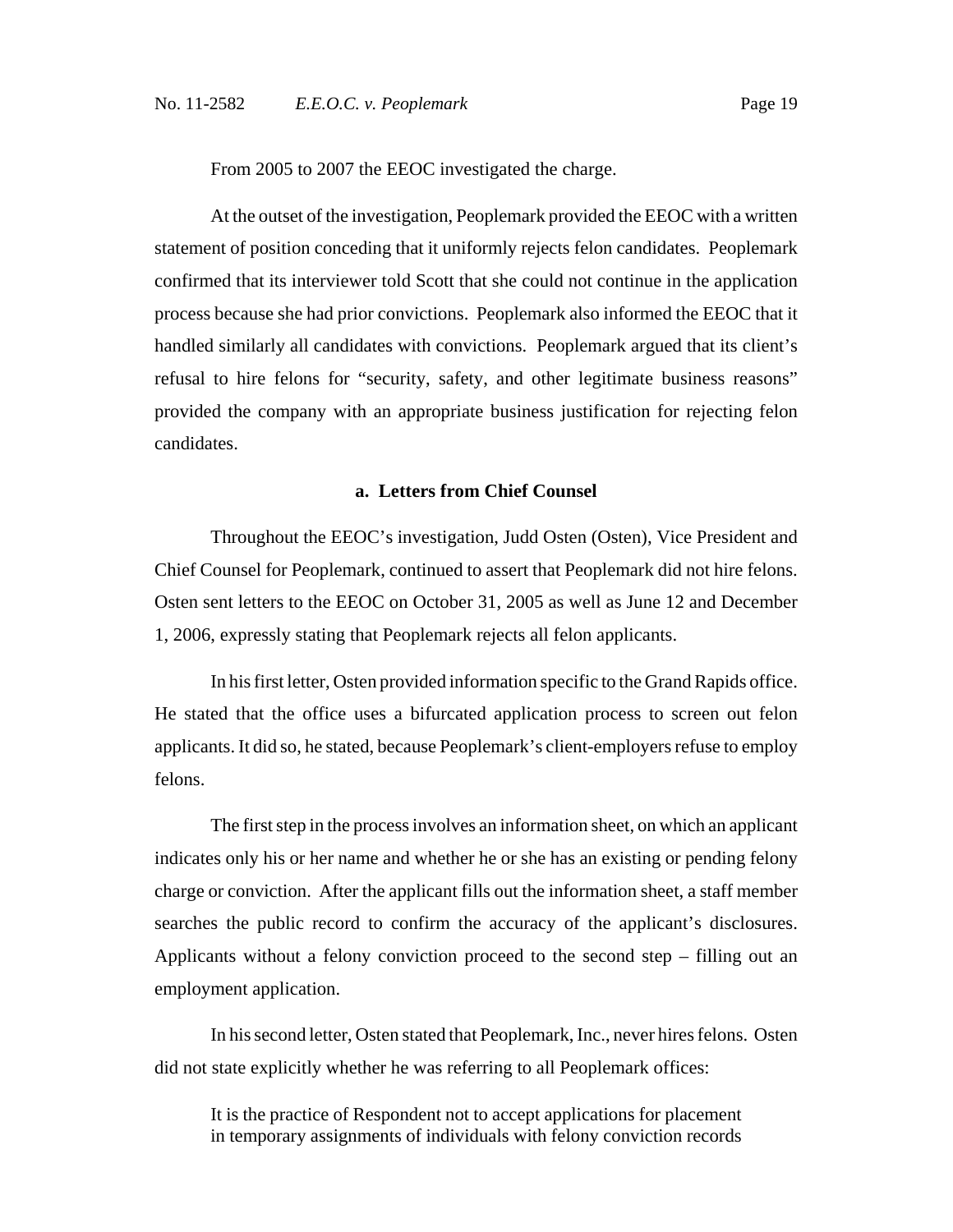From 2005 to 2007 the EEOC investigated the charge.

At the outset of the investigation, Peoplemark provided the EEOC with a written statement of position conceding that it uniformly rejects felon candidates. Peoplemark confirmed that its interviewer told Scott that she could not continue in the application process because she had prior convictions. Peoplemark also informed the EEOC that it handled similarly all candidates with convictions. Peoplemark argued that its client's refusal to hire felons for "security, safety, and other legitimate business reasons" provided the company with an appropriate business justification for rejecting felon candidates.

### a. Letters from Chief Counsel

Throughout the EEOC's investigation, Judd Osten (Osten), Vice President and Chief Counsel for Peoplemark, continued to assert that Peoplemark did not hire felons. Osten sent letters to the EEOC on October 31, 2005 as well as June 12 and December 1, 2006, expressly stating that Peoplemark rejects all felon applicants.

In his first letter, Osten provided information specific to the Grand Rapids office. He stated that the office uses a bifurcated application process to screen out felon applicants. It did so, he stated, because Peoplemark's client-employers refuse to employ felons.

The first step in the process involves an information sheet, on which an applicant indicates only his or her name and whether he or she has an existing or pending felony charge or conviction. After the applicant fills out the information sheet, a staff member searches the public record to confirm the accuracy of the applicant's disclosures. Applicants without a felony conviction proceed to the second step – filling out an employment application.

In his second letter, Osten stated that Peoplemark, Inc., never hires felons. Osten did not state explicitly whether he was referring to all Peoplemark offices:

> It is the practice of Respondent not to accept applications for placement in temporary assignments of individuals with felony conviction records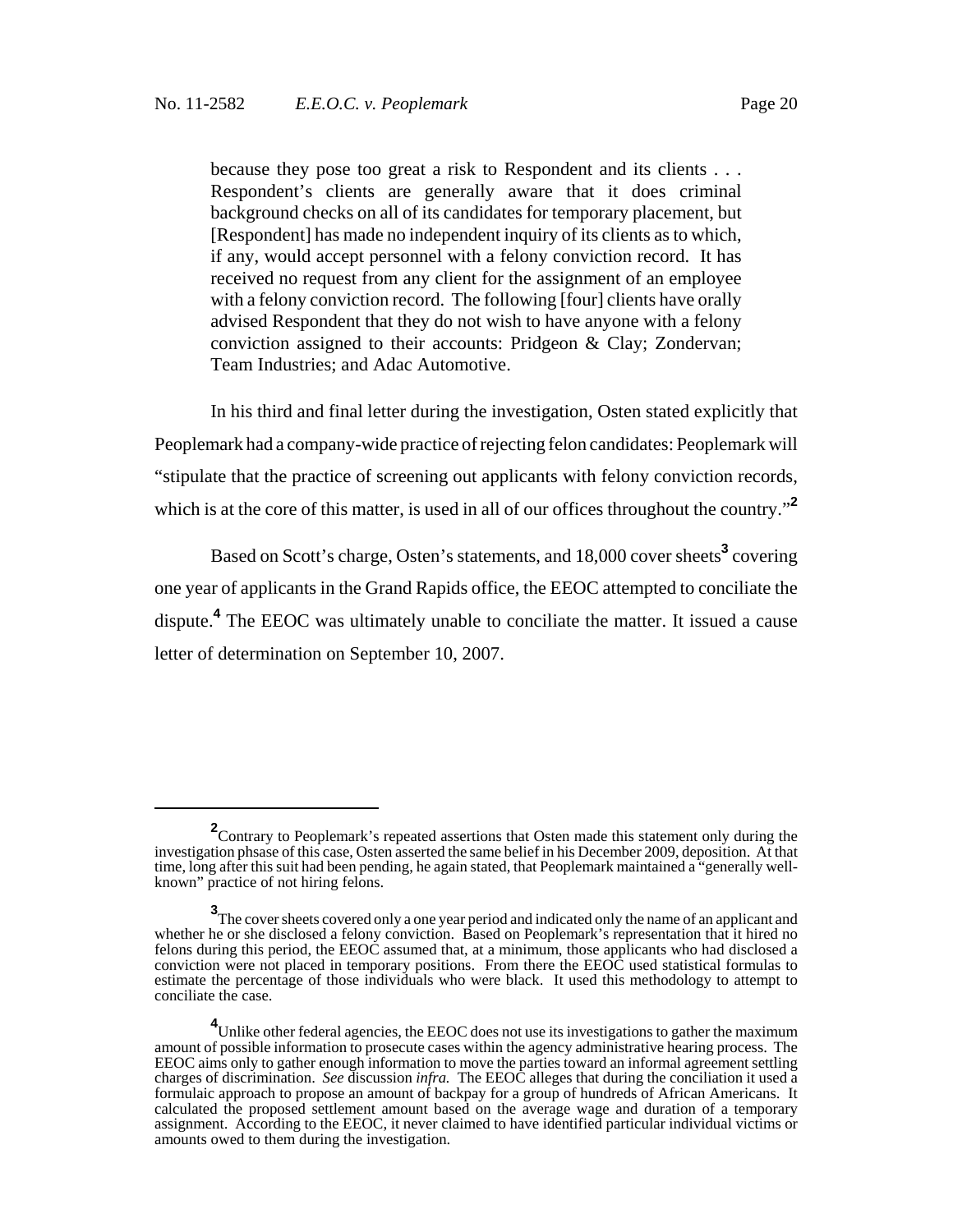> because they pose too great a risk to Respondent and its clients . . . Respondent's clients are generally aware that it does criminal background checks on all of its candidates for temporary placement, but [Respondent] has made no independent inquiry of its clients as to which, if any, would accept personnel with a felony conviction record. It has received no request from any client for the assignment of an employee with a felony conviction record. The following [four] clients have orally advised Respondent that they do not wish to have anyone with a felony conviction assigned to their accounts: Pridgeon & Clay; Zondervan; Team Industries; and Adac Automotive.

In his third and final letter during the investigation, Osten stated explicitly that Peoplemark had a company-wide practice of rejecting felon candidates: Peoplemark will "stipulate that the practice of screening out applicants with felony conviction records, which is at the core of this matter, is used in all of our offices throughout the country."[2]

Based on Scott's charge, Osten's statements, and 18,000 cover sheets[3] covering one year of applicants in the Grand Rapids office, the EEOC attempted to conciliate the dispute.[4] The EEOC was ultimately unable to conciliate the matter. It issued a cause letter of determination on September 10, 2007.

---

[2] Contrary to Peoplemark's repeated assertions that Osten made this statement only during the investigation phsase of this case, Osten asserted the same belief in his December 2009, deposition. At that time, long after this suit had been pending, he again stated, that Peoplemark maintained a "generally well-known" practice of not hiring felons.

[3] The cover sheets covered only a one year period and indicated only the name of an applicant and whether he or she disclosed a felony conviction. Based on Peoplemark's representation that it hired no felons during this period, the EEOC assumed that, at a minimum, those applicants who had disclosed a conviction were not placed in temporary positions. From there the EEOC used statistical formulas to estimate the percentage of those individuals who were black. It used this methodology to attempt to conciliate the case.

[4] Unlike other federal agencies, the EEOC does not use its investigations to gather the maximum amount of possible information to prosecute cases within the agency administrative hearing process. The EEOC aims only to gather enough information to move the parties toward an informal agreement settling charges of discrimination. *See* discussion *infra.* The EEOC alleges that during the conciliation it used a formulaic approach to propose an amount of backpay for a group of hundreds of African Americans. It calculated the proposed settlement amount based on the average wage and duration of a temporary assignment. According to the EEOC, it never claimed to have identified particular individual victims or amounts owed to them during the investigation.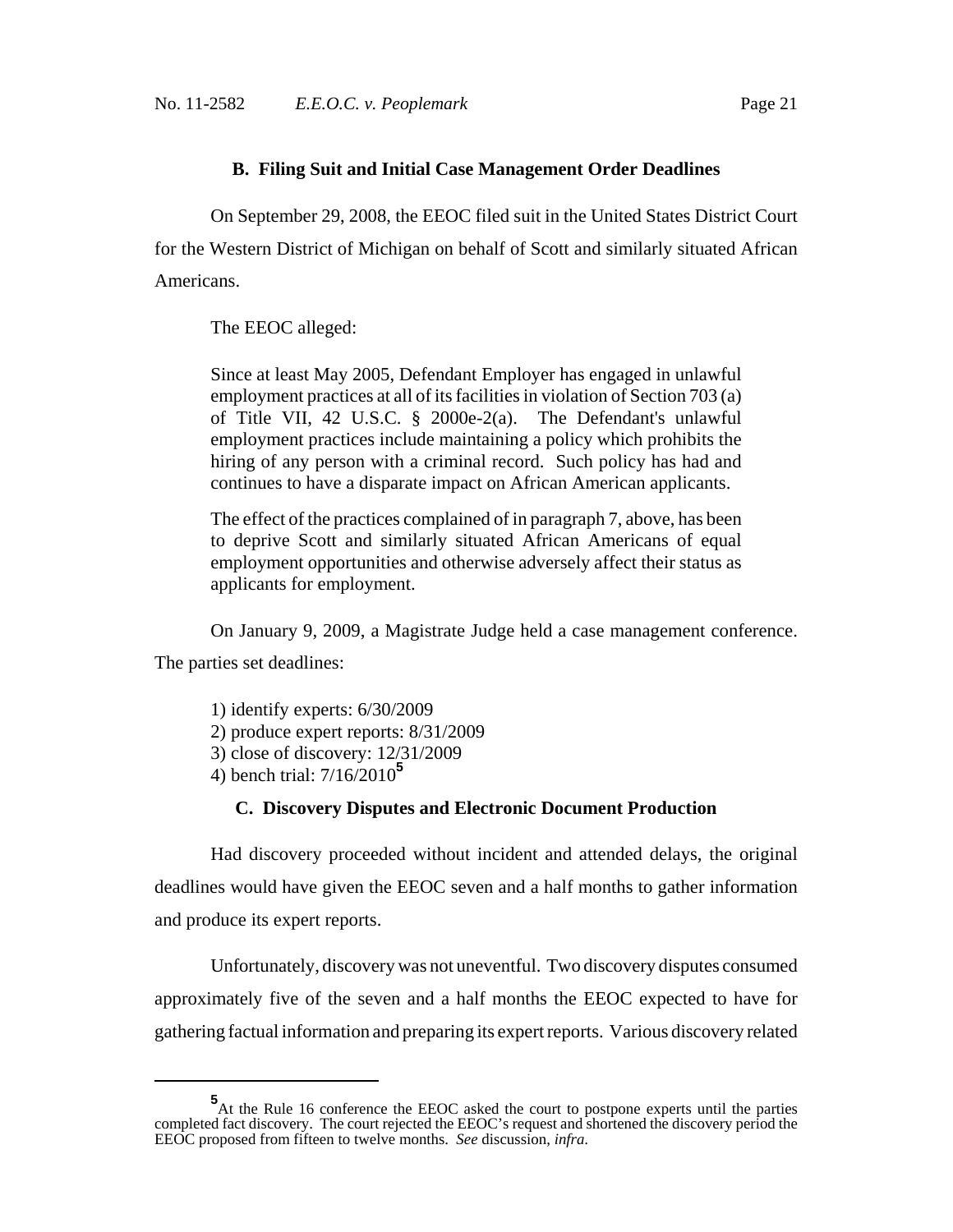### B. Filing Suit and Initial Case Management Order Deadlines

On September 29, 2008, the EEOC filed suit in the United States District Court for the Western District of Michigan on behalf of Scott and similarly situated African Americans.

The EEOC alleged:

> Since at least May 2005, Defendant Employer has engaged in unlawful employment practices at all of its facilities in violation of Section 703 (a) of Title VII, 42 U.S.C. § 2000e-2(a). The Defendant's unlawful employment practices include maintaining a policy which prohibits the hiring of any person with a criminal record. Such policy has had and continues to have a disparate impact on African American applicants.
>
> The effect of the practices complained of in paragraph 7, above, has been to deprive Scott and similarly situated African Americans of equal employment opportunities and otherwise adversely affect their status as applicants for employment.

On January 9, 2009, a Magistrate Judge held a case management conference. The parties set deadlines:

1) identify experts: 6/30/2009
2) produce expert reports: 8/31/2009
3) close of discovery: 12/31/2009
4) bench trial: 7/16/2010[5]

### C. Discovery Disputes and Electronic Document Production

Had discovery proceeded without incident and attended delays, the original deadlines would have given the EEOC seven and a half months to gather information and produce its expert reports.

Unfortunately, discovery was not uneventful. Two discovery disputes consumed approximately five of the seven and a half months the EEOC expected to have for gathering factual information and preparing its expert reports. Various discovery related

[5] At the Rule 16 conference the EEOC asked the court to postpone experts until the parties completed fact discovery. The court rejected the EEOC's request and shortened the discovery period the EEOC proposed from fifteen to twelve months. *See* discussion, *infra.*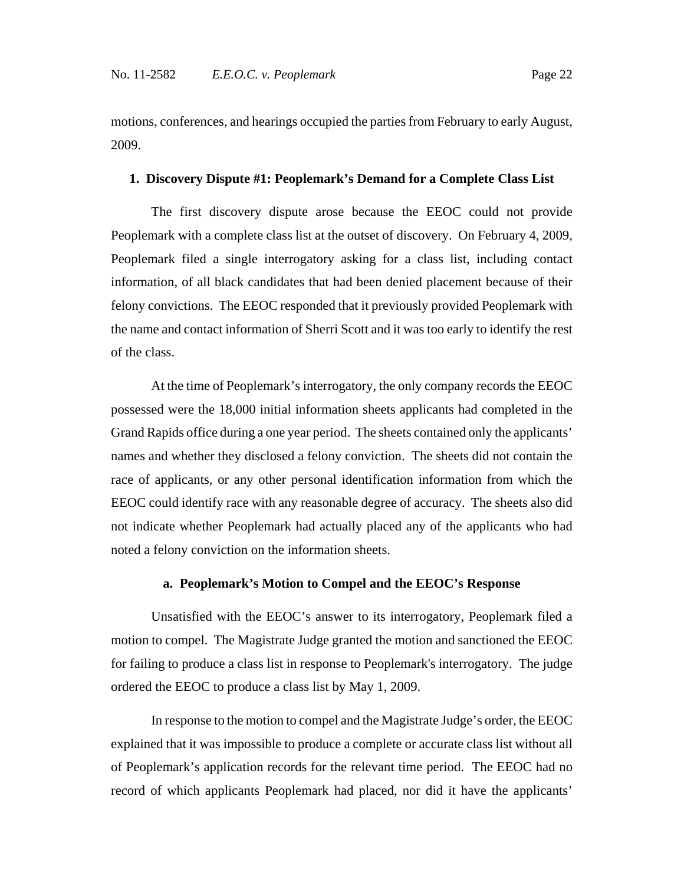motions, conferences, and hearings occupied the parties from February to early August, 2009.

### 1. Discovery Dispute #1: Peoplemark's Demand for a Complete Class List

The first discovery dispute arose because the EEOC could not provide Peoplemark with a complete class list at the outset of discovery. On February 4, 2009, Peoplemark filed a single interrogatory asking for a class list, including contact information, of all black candidates that had been denied placement because of their felony convictions. The EEOC responded that it previously provided Peoplemark with the name and contact information of Sherri Scott and it was too early to identify the rest of the class.

At the time of Peoplemark's interrogatory, the only company records the EEOC possessed were the 18,000 initial information sheets applicants had completed in the Grand Rapids office during a one year period. The sheets contained only the applicants' names and whether they disclosed a felony conviction. The sheets did not contain the race of applicants, or any other personal identification information from which the EEOC could identify race with any reasonable degree of accuracy. The sheets also did not indicate whether Peoplemark had actually placed any of the applicants who had noted a felony conviction on the information sheets.

#### a. Peoplemark's Motion to Compel and the EEOC's Response

Unsatisfied with the EEOC's answer to its interrogatory, Peoplemark filed a motion to compel. The Magistrate Judge granted the motion and sanctioned the EEOC for failing to produce a class list in response to Peoplemark's interrogatory. The judge ordered the EEOC to produce a class list by May 1, 2009.

In response to the motion to compel and the Magistrate Judge's order, the EEOC explained that it was impossible to produce a complete or accurate class list without all of Peoplemark's application records for the relevant time period. The EEOC had no record of which applicants Peoplemark had placed, nor did it have the applicants'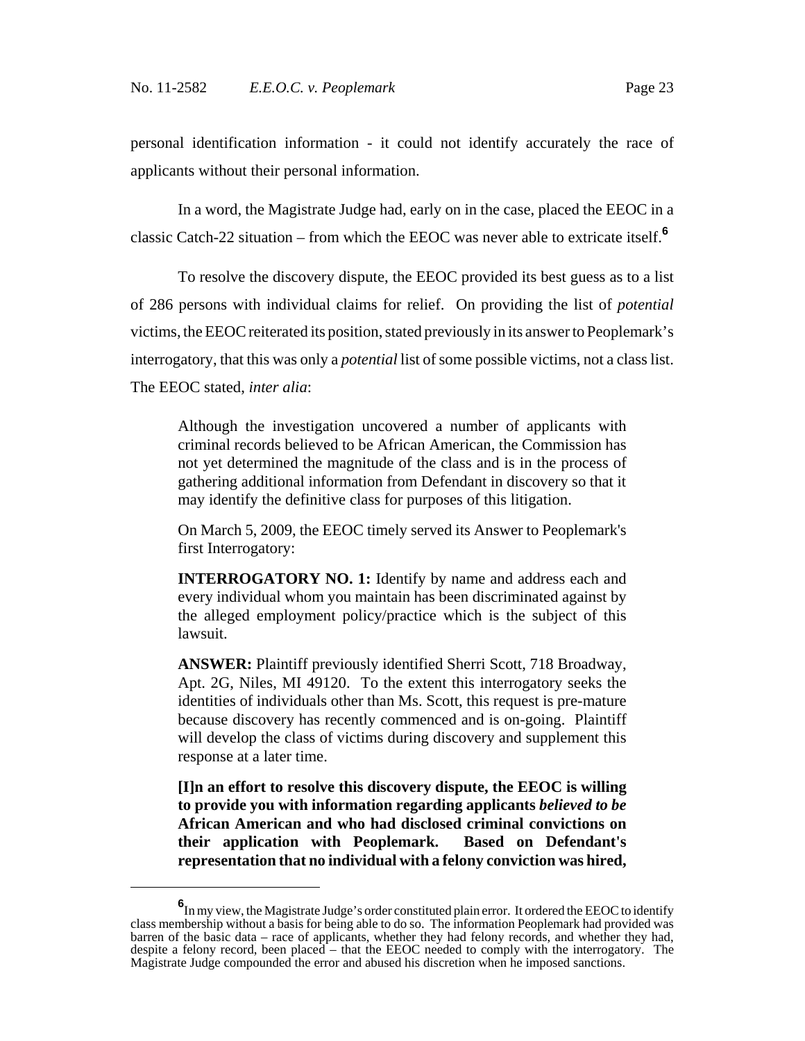personal identification information - it could not identify accurately the race of applicants without their personal information.

In a word, the Magistrate Judge had, early on in the case, placed the EEOC in a classic Catch-22 situation – from which the EEOC was never able to extricate itself.[6]

To resolve the discovery dispute, the EEOC provided its best guess as to a list of 286 persons with individual claims for relief. On providing the list of *potential* victims, the EEOC reiterated its position, stated previously in its answer to Peoplemark's interrogatory, that this was only a *potential* list of some possible victims, not a class list. The EEOC stated, *inter alia*:

> Although the investigation uncovered a number of applicants with criminal records believed to be African American, the Commission has not yet determined the magnitude of the class and is in the process of gathering additional information from Defendant in discovery so that it may identify the definitive class for purposes of this litigation.
>
> On March 5, 2009, the EEOC timely served its Answer to Peoplemark's first Interrogatory:
>
> **INTERROGATORY NO. 1:** Identify by name and address each and every individual whom you maintain has been discriminated against by the alleged employment policy/practice which is the subject of this lawsuit.
>
> **ANSWER:** Plaintiff previously identified Sherri Scott, 718 Broadway, Apt. 2G, Niles, MI 49120. To the extent this interrogatory seeks the identities of individuals other than Ms. Scott, this request is pre-mature because discovery has recently commenced and is on-going. Plaintiff will develop the class of victims during discovery and supplement this response at a later time.
>
> **[I]n an effort to resolve this discovery dispute, the EEOC is willing to provide you with information regarding applicants *believed to be* African American and who had disclosed criminal convictions on their application with Peoplemark. Based on Defendant's representation that no individual with a felony conviction was hired,**

[6] In my view, the Magistrate Judge's order constituted plain error. It ordered the EEOC to identify class membership without a basis for being able to do so. The information Peoplemark had provided was barren of the basic data – race of applicants, whether they had felony records, and whether they had, despite a felony record, been placed – that the EEOC needed to comply with the interrogatory. The Magistrate Judge compounded the error and abused his discretion when he imposed sanctions.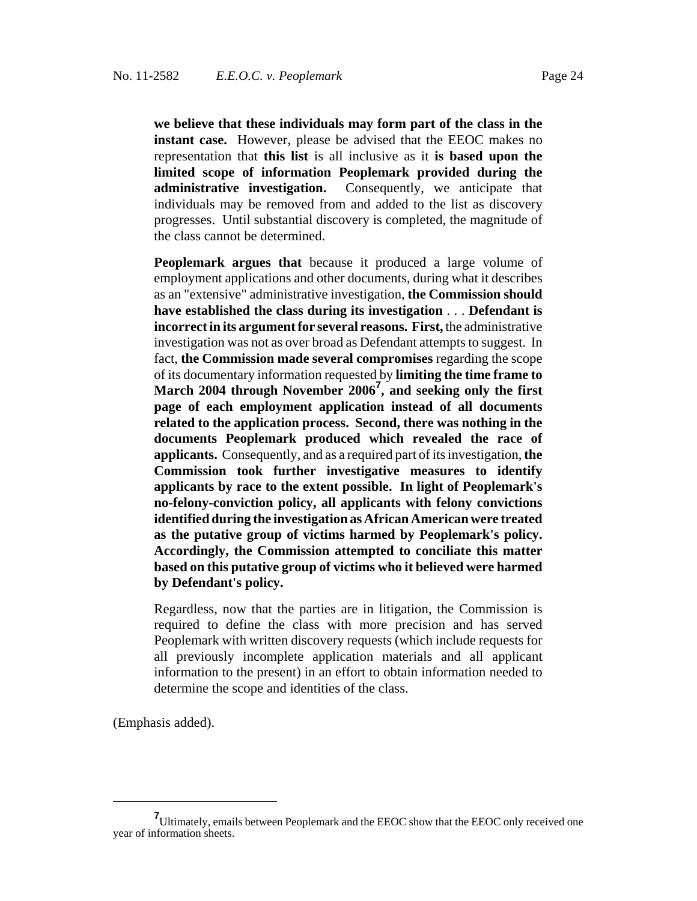> **we believe that these individuals may form part of the class in the instant case.** However, please be advised that the EEOC makes no representation that **this list** is all inclusive as it **is based upon the limited scope of information Peoplemark provided during the administrative investigation.** Consequently, we anticipate that individuals may be removed from and added to the list as discovery progresses. Until substantial discovery is completed, the magnitude of the class cannot be determined.
>
> **Peoplemark argues that** because it produced a large volume of employment applications and other documents, during what it describes as an "extensive" administrative investigation, **the Commission should have established the class during its investigation** . . . **Defendant is incorrect in its argument for several reasons. First,** the administrative investigation was not as over broad as Defendant attempts to suggest. In fact, **the Commission made several compromises** regarding the scope of its documentary information requested by **limiting the time frame to March 2004 through November 2006**[7]**, and seeking only the first page of each employment application instead of all documents related to the application process. Second, there was nothing in the documents Peoplemark produced which revealed the race of applicants.** Consequently, and as a required part of its investigation, **the Commission took further investigative measures to identify applicants by race to the extent possible. In light of Peoplemark's no-felony-conviction policy, all applicants with felony convictions identified during the investigation as African American were treated as the putative group of victims harmed by Peoplemark's policy. Accordingly, the Commission attempted to conciliate this matter based on this putative group of victims who it believed were harmed by Defendant's policy.**
>
> Regardless, now that the parties are in litigation, the Commission is required to define the class with more precision and has served Peoplemark with written discovery requests (which include requests for all previously incomplete application materials and all applicant information to the present) in an effort to obtain information needed to determine the scope and identities of the class.

(Emphasis added).

---

[7] Ultimately, emails between Peoplemark and the EEOC show that the EEOC only received one year of information sheets.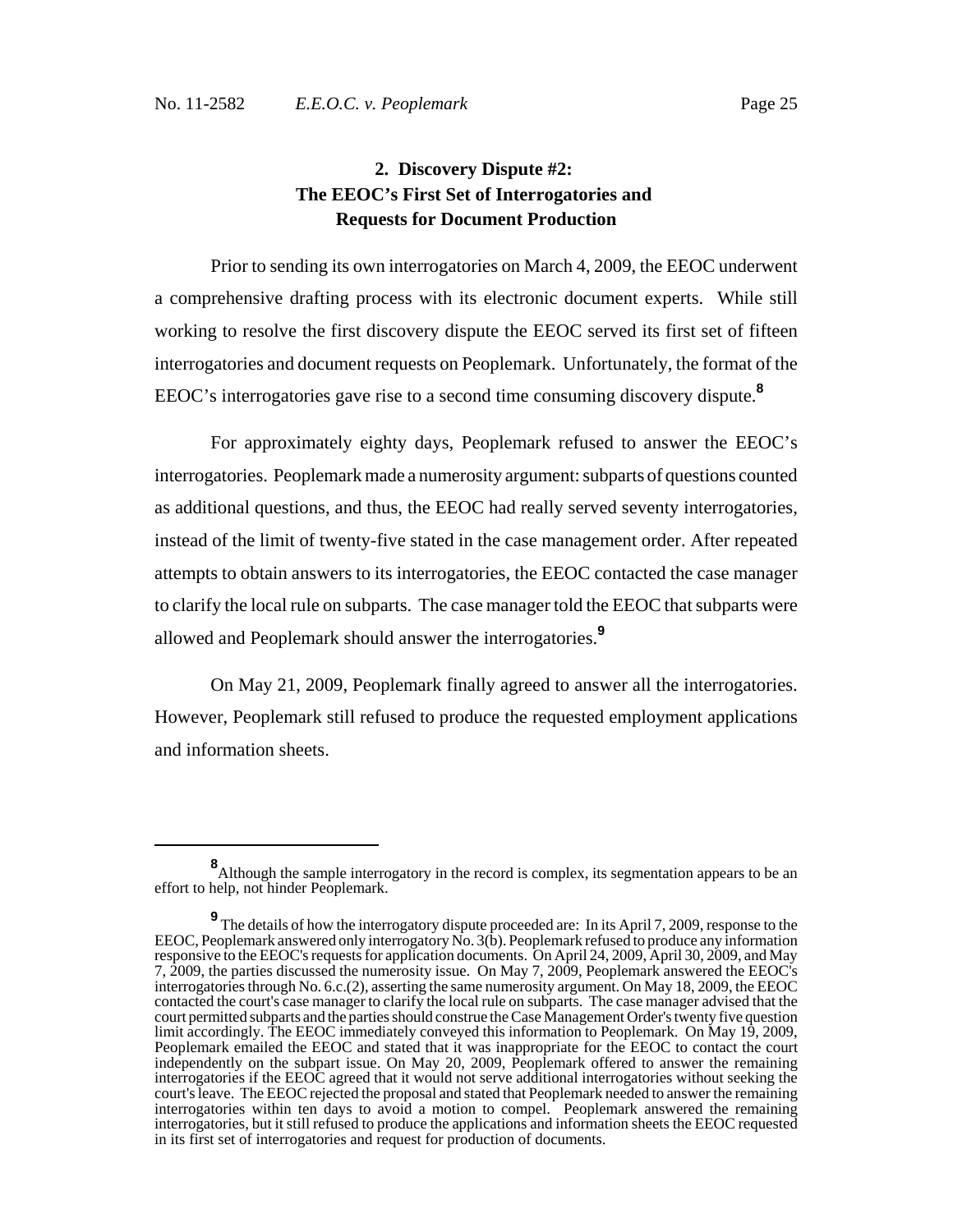### 2. Discovery Dispute #2: The EEOC's First Set of Interrogatories and Requests for Document Production

Prior to sending its own interrogatories on March 4, 2009, the EEOC underwent a comprehensive drafting process with its electronic document experts. While still working to resolve the first discovery dispute the EEOC served its first set of fifteen interrogatories and document requests on Peoplemark. Unfortunately, the format of the EEOC's interrogatories gave rise to a second time consuming discovery dispute.[8]

For approximately eighty days, Peoplemark refused to answer the EEOC's interrogatories. Peoplemark made a numerosity argument: subparts of questions counted as additional questions, and thus, the EEOC had really served seventy interrogatories, instead of the limit of twenty-five stated in the case management order. After repeated attempts to obtain answers to its interrogatories, the EEOC contacted the case manager to clarify the local rule on subparts. The case manager told the EEOC that subparts were allowed and Peoplemark should answer the interrogatories.[9]

On May 21, 2009, Peoplemark finally agreed to answer all the interrogatories. However, Peoplemark still refused to produce the requested employment applications and information sheets.

---

[8] Although the sample interrogatory in the record is complex, its segmentation appears to be an effort to help, not hinder Peoplemark.

[9] The details of how the interrogatory dispute proceeded are: In its April 7, 2009, response to the EEOC, Peoplemark answered only interrogatory No. 3(b). Peoplemark refused to produce any information responsive to the EEOC's requests for application documents. On April 24, 2009, April 30, 2009, and May 7, 2009, the parties discussed the numerosity issue. On May 7, 2009, Peoplemark answered the EEOC's interrogatories through No. 6.c.(2), asserting the same numerosity argument. On May 18, 2009, the EEOC contacted the court's case manager to clarify the local rule on subparts. The case manager advised that the court permitted subparts and the parties should construe the Case Management Order's twenty five question limit accordingly. The EEOC immediately conveyed this information to Peoplemark. On May 19, 2009, Peoplemark emailed the EEOC and stated that it was inappropriate for the EEOC to contact the court independently on the subpart issue. On May 20, 2009, Peoplemark offered to answer the remaining interrogatories if the EEOC agreed that it would not serve additional interrogatories without seeking the court's leave. The EEOC rejected the proposal and stated that Peoplemark needed to answer the remaining interrogatories within ten days to avoid a motion to compel. Peoplemark answered the remaining interrogatories, but it still refused to produce the applications and information sheets the EEOC requested in its first set of interrogatories and request for production of documents.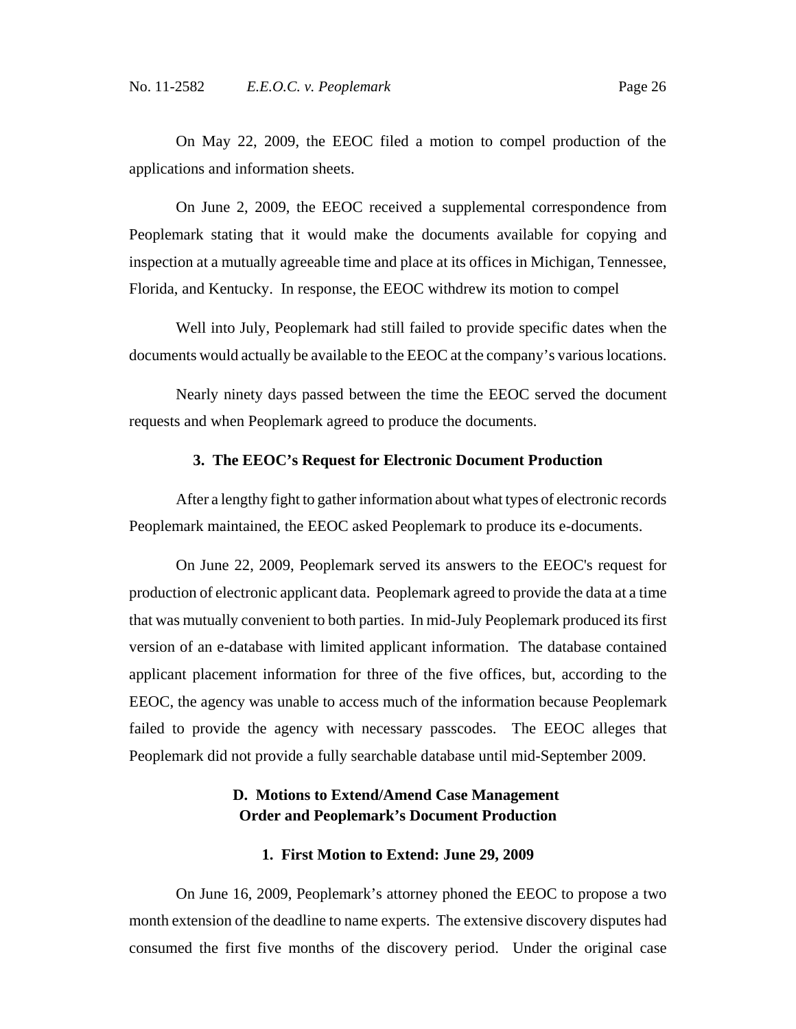On May 22, 2009, the EEOC filed a motion to compel production of the applications and information sheets.

On June 2, 2009, the EEOC received a supplemental correspondence from Peoplemark stating that it would make the documents available for copying and inspection at a mutually agreeable time and place at its offices in Michigan, Tennessee, Florida, and Kentucky. In response, the EEOC withdrew its motion to compel

Well into July, Peoplemark had still failed to provide specific dates when the documents would actually be available to the EEOC at the company's various locations.

Nearly ninety days passed between the time the EEOC served the document requests and when Peoplemark agreed to produce the documents.

#### 3. The EEOC's Request for Electronic Document Production

After a lengthy fight to gather information about what types of electronic records Peoplemark maintained, the EEOC asked Peoplemark to produce its e-documents.

On June 22, 2009, Peoplemark served its answers to the EEOC's request for production of electronic applicant data. Peoplemark agreed to provide the data at a time that was mutually convenient to both parties. In mid-July Peoplemark produced its first version of an e-database with limited applicant information. The database contained applicant placement information for three of the five offices, but, according to the EEOC, the agency was unable to access much of the information because Peoplemark failed to provide the agency with necessary passcodes. The EEOC alleges that Peoplemark did not provide a fully searchable database until mid-September 2009.

### D. Motions to Extend/Amend Case Management Order and Peoplemark's Document Production

#### 1. First Motion to Extend: June 29, 2009

On June 16, 2009, Peoplemark's attorney phoned the EEOC to propose a two month extension of the deadline to name experts. The extensive discovery disputes had consumed the first five months of the discovery period. Under the original case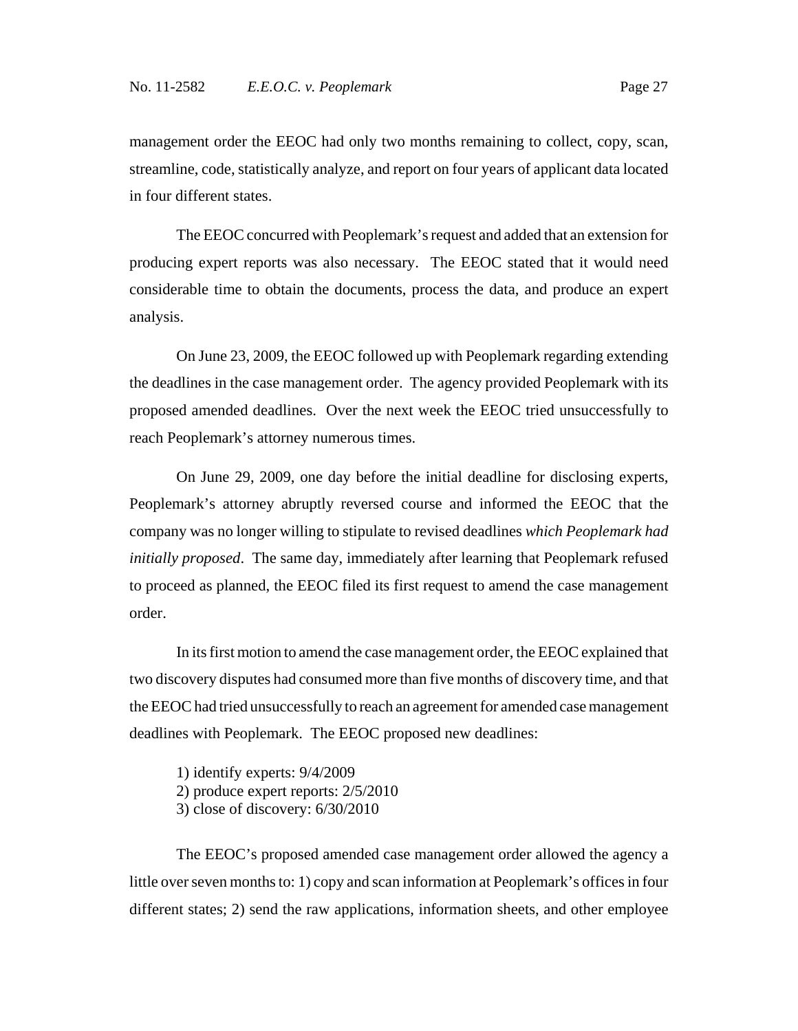management order the EEOC had only two months remaining to collect, copy, scan, streamline, code, statistically analyze, and report on four years of applicant data located in four different states.

The EEOC concurred with Peoplemark's request and added that an extension for producing expert reports was also necessary. The EEOC stated that it would need considerable time to obtain the documents, process the data, and produce an expert analysis.

On June 23, 2009, the EEOC followed up with Peoplemark regarding extending the deadlines in the case management order. The agency provided Peoplemark with its proposed amended deadlines. Over the next week the EEOC tried unsuccessfully to reach Peoplemark's attorney numerous times.

On June 29, 2009, one day before the initial deadline for disclosing experts, Peoplemark's attorney abruptly reversed course and informed the EEOC that the company was no longer willing to stipulate to revised deadlines *which Peoplemark had initially proposed*. The same day, immediately after learning that Peoplemark refused to proceed as planned, the EEOC filed its first request to amend the case management order.

In its first motion to amend the case management order, the EEOC explained that two discovery disputes had consumed more than five months of discovery time, and that the EEOC had tried unsuccessfully to reach an agreement for amended case management deadlines with Peoplemark. The EEOC proposed new deadlines:

1) identify experts: 9/4/2009
2) produce expert reports: 2/5/2010
3) close of discovery: 6/30/2010

The EEOC's proposed amended case management order allowed the agency a little over seven months to: 1) copy and scan information at Peoplemark's offices in four different states; 2) send the raw applications, information sheets, and other employee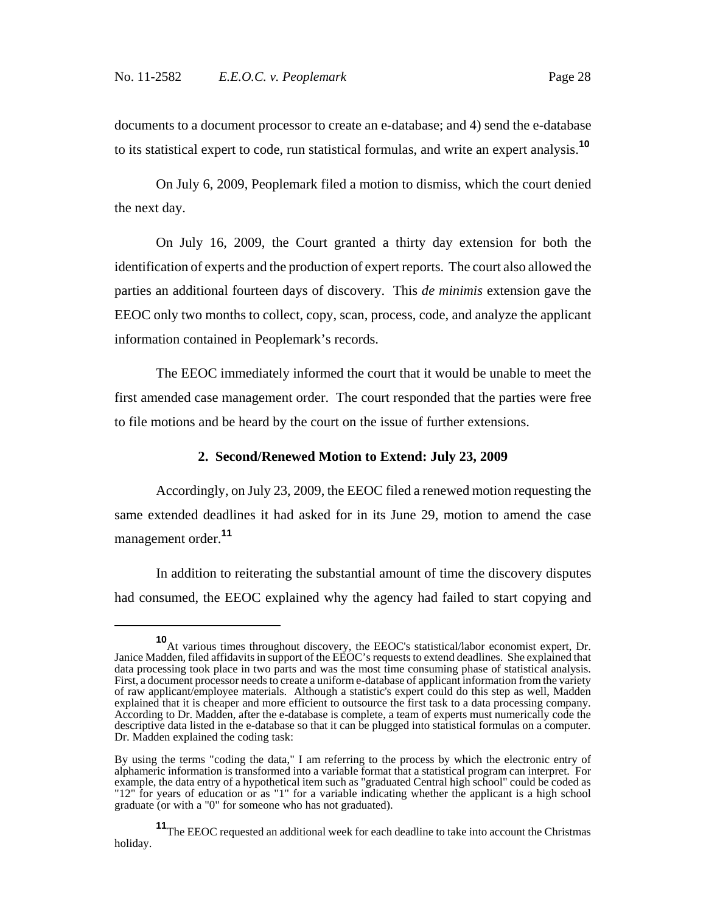documents to a document processor to create an e-database; and 4) send the e-database to its statistical expert to code, run statistical formulas, and write an expert analysis.[10]

On July 6, 2009, Peoplemark filed a motion to dismiss, which the court denied the next day.

On July 16, 2009, the Court granted a thirty day extension for both the identification of experts and the production of expert reports. The court also allowed the parties an additional fourteen days of discovery. This *de minimis* extension gave the EEOC only two months to collect, copy, scan, process, code, and analyze the applicant information contained in Peoplemark's records.

The EEOC immediately informed the court that it would be unable to meet the first amended case management order. The court responded that the parties were free to file motions and be heard by the court on the issue of further extensions.

### 2. Second/Renewed Motion to Extend: July 23, 2009

Accordingly, on July 23, 2009, the EEOC filed a renewed motion requesting the same extended deadlines it had asked for in its June 29, motion to amend the case management order.[11]

In addition to reiterating the substantial amount of time the discovery disputes had consumed, the EEOC explained why the agency had failed to start copying and

---

[10] At various times throughout discovery, the EEOC's statistical/labor economist expert, Dr. Janice Madden, filed affidavits in support of the EEOC's requests to extend deadlines. She explained that data processing took place in two parts and was the most time consuming phase of statistical analysis. First, a document processor needs to create a uniform e-database of applicant information from the variety of raw applicant/employee materials. Although a statistic's expert could do this step as well, Madden explained that it is cheaper and more efficient to outsource the first task to a data processing company. According to Dr. Madden, after the e-database is complete, a team of experts must numerically code the descriptive data listed in the e-database so that it can be plugged into statistical formulas on a computer. Dr. Madden explained the coding task:

By using the terms "coding the data," I am referring to the process by which the electronic entry of alphameric information is transformed into a variable format that a statistical program can interpret. For example, the data entry of a hypothetical item such as "graduated Central high school" could be coded as "12" for years of education or as "1" for a variable indicating whether the applicant is a high school graduate (or with a "0" for someone who has not graduated).

[11] The EEOC requested an additional week for each deadline to take into account the Christmas holiday.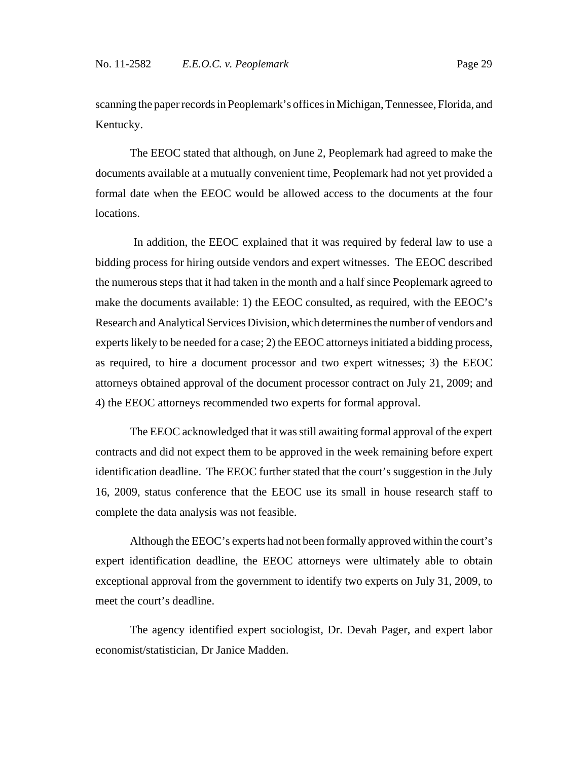scanning the paper records in Peoplemark's offices in Michigan, Tennessee, Florida, and Kentucky.

The EEOC stated that although, on June 2, Peoplemark had agreed to make the documents available at a mutually convenient time, Peoplemark had not yet provided a formal date when the EEOC would be allowed access to the documents at the four locations.

In addition, the EEOC explained that it was required by federal law to use a bidding process for hiring outside vendors and expert witnesses. The EEOC described the numerous steps that it had taken in the month and a half since Peoplemark agreed to make the documents available: 1) the EEOC consulted, as required, with the EEOC's Research and Analytical Services Division, which determines the number of vendors and experts likely to be needed for a case; 2) the EEOC attorneys initiated a bidding process, as required, to hire a document processor and two expert witnesses; 3) the EEOC attorneys obtained approval of the document processor contract on July 21, 2009; and 4) the EEOC attorneys recommended two experts for formal approval.

The EEOC acknowledged that it was still awaiting formal approval of the expert contracts and did not expect them to be approved in the week remaining before expert identification deadline. The EEOC further stated that the court's suggestion in the July 16, 2009, status conference that the EEOC use its small in house research staff to complete the data analysis was not feasible.

Although the EEOC's experts had not been formally approved within the court's expert identification deadline, the EEOC attorneys were ultimately able to obtain exceptional approval from the government to identify two experts on July 31, 2009, to meet the court's deadline.

The agency identified expert sociologist, Dr. Devah Pager, and expert labor economist/statistician, Dr Janice Madden.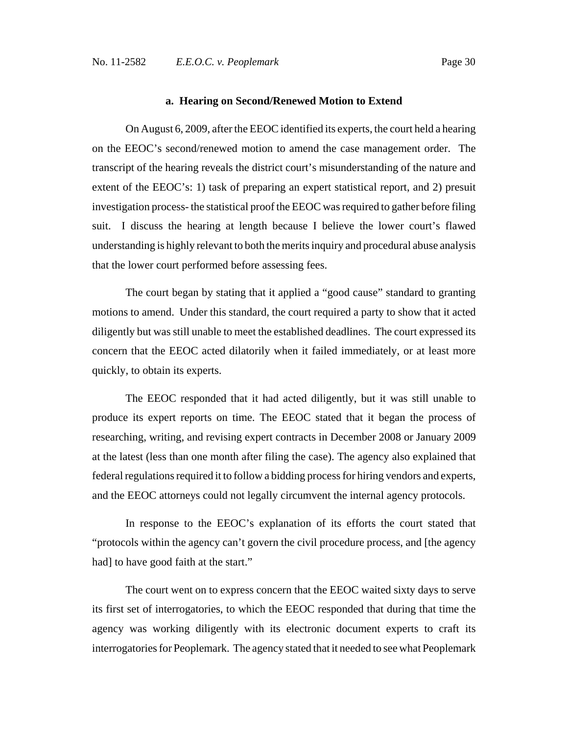#### a. Hearing on Second/Renewed Motion to Extend

On August 6, 2009, after the EEOC identified its experts, the court held a hearing on the EEOC's second/renewed motion to amend the case management order. The transcript of the hearing reveals the district court's misunderstanding of the nature and extent of the EEOC's: 1) task of preparing an expert statistical report, and 2) presuit investigation process- the statistical proof the EEOC was required to gather before filing suit. I discuss the hearing at length because I believe the lower court's flawed understanding is highly relevant to both the merits inquiry and procedural abuse analysis that the lower court performed before assessing fees.

The court began by stating that it applied a "good cause" standard to granting motions to amend. Under this standard, the court required a party to show that it acted diligently but was still unable to meet the established deadlines. The court expressed its concern that the EEOC acted dilatorily when it failed immediately, or at least more quickly, to obtain its experts.

The EEOC responded that it had acted diligently, but it was still unable to produce its expert reports on time. The EEOC stated that it began the process of researching, writing, and revising expert contracts in December 2008 or January 2009 at the latest (less than one month after filing the case). The agency also explained that federal regulations required it to follow a bidding process for hiring vendors and experts, and the EEOC attorneys could not legally circumvent the internal agency protocols.

In response to the EEOC's explanation of its efforts the court stated that "protocols within the agency can't govern the civil procedure process, and [the agency had] to have good faith at the start."

The court went on to express concern that the EEOC waited sixty days to serve its first set of interrogatories, to which the EEOC responded that during that time the agency was working diligently with its electronic document experts to craft its interrogatories for Peoplemark. The agency stated that it needed to see what Peoplemark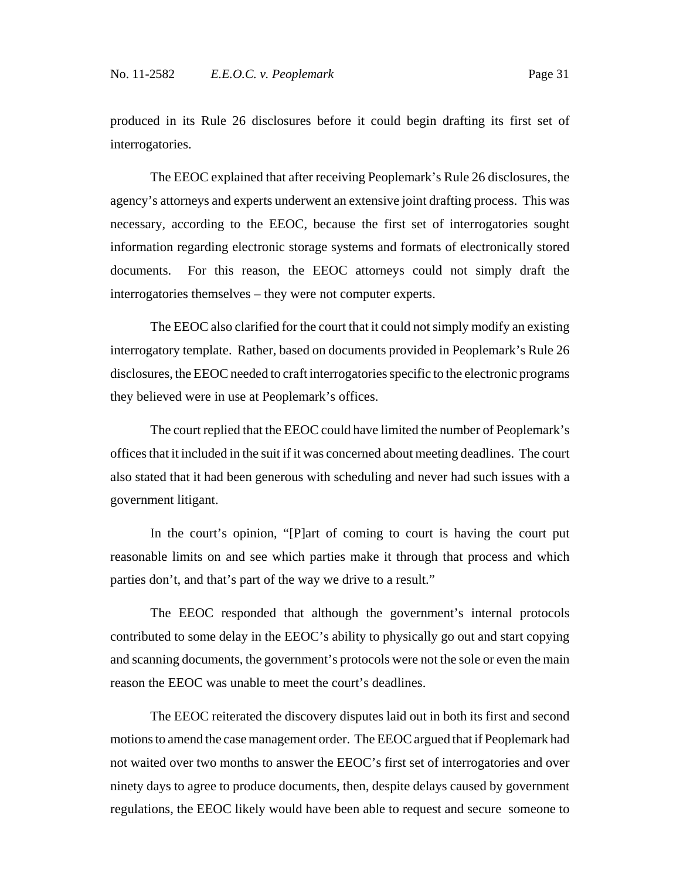produced in its Rule 26 disclosures before it could begin drafting its first set of interrogatories.

The EEOC explained that after receiving Peoplemark's Rule 26 disclosures, the agency's attorneys and experts underwent an extensive joint drafting process. This was necessary, according to the EEOC, because the first set of interrogatories sought information regarding electronic storage systems and formats of electronically stored documents. For this reason, the EEOC attorneys could not simply draft the interrogatories themselves – they were not computer experts.

The EEOC also clarified for the court that it could not simply modify an existing interrogatory template. Rather, based on documents provided in Peoplemark's Rule 26 disclosures, the EEOC needed to craft interrogatories specific to the electronic programs they believed were in use at Peoplemark's offices.

The court replied that the EEOC could have limited the number of Peoplemark's offices that it included in the suit if it was concerned about meeting deadlines. The court also stated that it had been generous with scheduling and never had such issues with a government litigant.

In the court's opinion, "[P]art of coming to court is having the court put reasonable limits on and see which parties make it through that process and which parties don't, and that's part of the way we drive to a result."

The EEOC responded that although the government's internal protocols contributed to some delay in the EEOC's ability to physically go out and start copying and scanning documents, the government's protocols were not the sole or even the main reason the EEOC was unable to meet the court's deadlines.

The EEOC reiterated the discovery disputes laid out in both its first and second motions to amend the case management order. The EEOC argued that if Peoplemark had not waited over two months to answer the EEOC's first set of interrogatories and over ninety days to agree to produce documents, then, despite delays caused by government regulations, the EEOC likely would have been able to request and secure someone to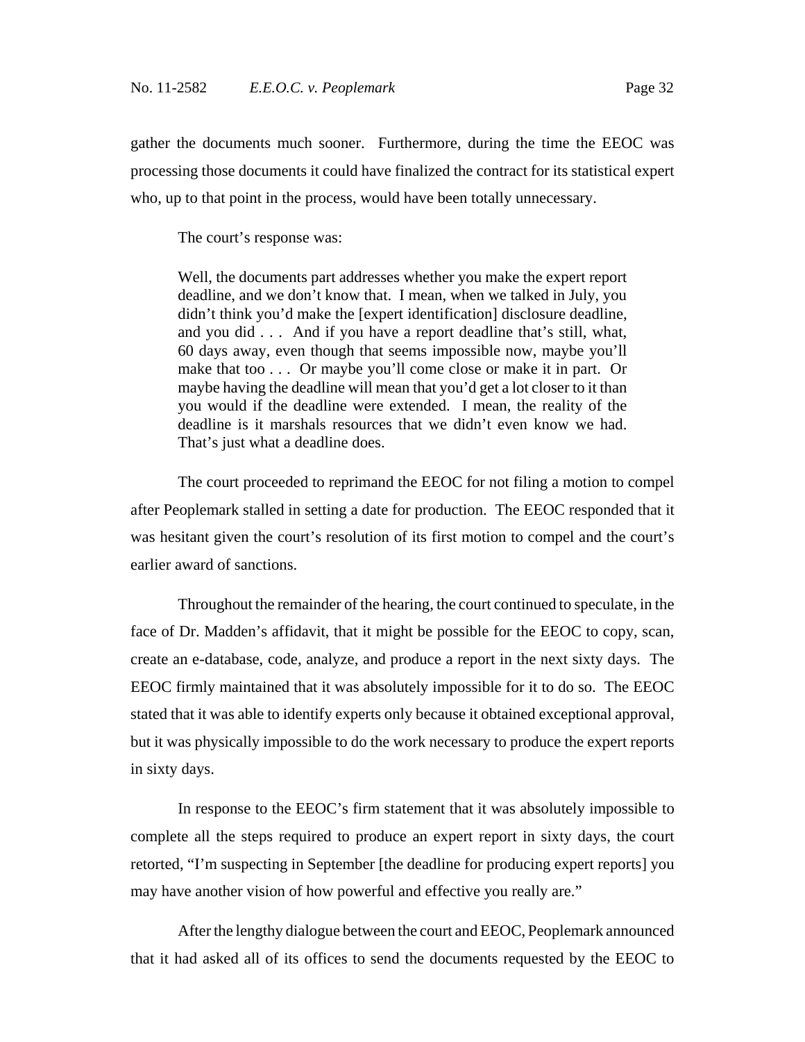gather the documents much sooner. Furthermore, during the time the EEOC was processing those documents it could have finalized the contract for its statistical expert who, up to that point in the process, would have been totally unnecessary.

The court's response was:

> Well, the documents part addresses whether you make the expert report deadline, and we don't know that. I mean, when we talked in July, you didn't think you'd make the [expert identification] disclosure deadline, and you did . . . And if you have a report deadline that's still, what, 60 days away, even though that seems impossible now, maybe you'll make that too . . . Or maybe you'll come close or make it in part. Or maybe having the deadline will mean that you'd get a lot closer to it than you would if the deadline were extended. I mean, the reality of the deadline is it marshals resources that we didn't even know we had. That's just what a deadline does.

The court proceeded to reprimand the EEOC for not filing a motion to compel after Peoplemark stalled in setting a date for production. The EEOC responded that it was hesitant given the court's resolution of its first motion to compel and the court's earlier award of sanctions.

Throughout the remainder of the hearing, the court continued to speculate, in the face of Dr. Madden's affidavit, that it might be possible for the EEOC to copy, scan, create an e-database, code, analyze, and produce a report in the next sixty days. The EEOC firmly maintained that it was absolutely impossible for it to do so. The EEOC stated that it was able to identify experts only because it obtained exceptional approval, but it was physically impossible to do the work necessary to produce the expert reports in sixty days.

In response to the EEOC's firm statement that it was absolutely impossible to complete all the steps required to produce an expert report in sixty days, the court retorted, "I'm suspecting in September [the deadline for producing expert reports] you may have another vision of how powerful and effective you really are."

After the lengthy dialogue between the court and EEOC, Peoplemark announced that it had asked all of its offices to send the documents requested by the EEOC to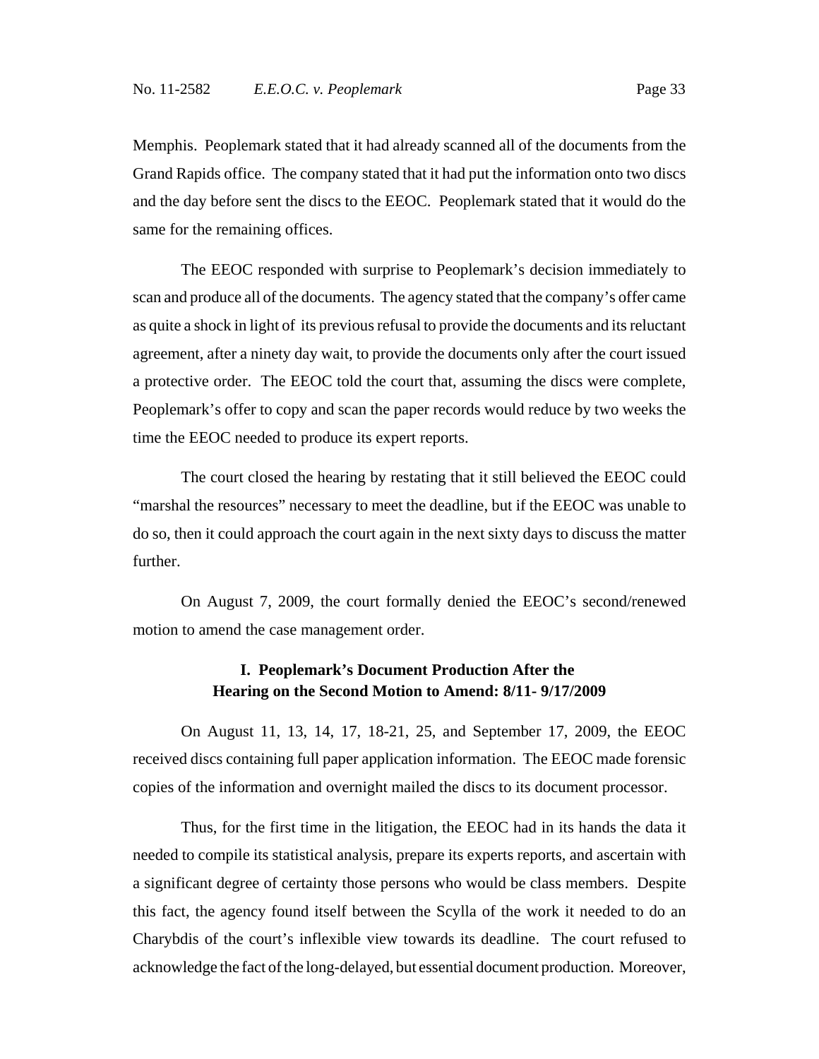Memphis. Peoplemark stated that it had already scanned all of the documents from the Grand Rapids office. The company stated that it had put the information onto two discs and the day before sent the discs to the EEOC. Peoplemark stated that it would do the same for the remaining offices.

The EEOC responded with surprise to Peoplemark's decision immediately to scan and produce all of the documents. The agency stated that the company's offer came as quite a shock in light of its previous refusal to provide the documents and its reluctant agreement, after a ninety day wait, to provide the documents only after the court issued a protective order. The EEOC told the court that, assuming the discs were complete, Peoplemark's offer to copy and scan the paper records would reduce by two weeks the time the EEOC needed to produce its expert reports.

The court closed the hearing by restating that it still believed the EEOC could "marshal the resources" necessary to meet the deadline, but if the EEOC was unable to do so, then it could approach the court again in the next sixty days to discuss the matter further.

On August 7, 2009, the court formally denied the EEOC's second/renewed motion to amend the case management order.

### I. Peoplemark's Document Production After the Hearing on the Second Motion to Amend: 8/11- 9/17/2009

On August 11, 13, 14, 17, 18-21, 25, and September 17, 2009, the EEOC received discs containing full paper application information. The EEOC made forensic copies of the information and overnight mailed the discs to its document processor.

Thus, for the first time in the litigation, the EEOC had in its hands the data it needed to compile its statistical analysis, prepare its experts reports, and ascertain with a significant degree of certainty those persons who would be class members. Despite this fact, the agency found itself between the Scylla of the work it needed to do an Charybdis of the court's inflexible view towards its deadline. The court refused to acknowledge the fact of the long-delayed, but essential document production. Moreover,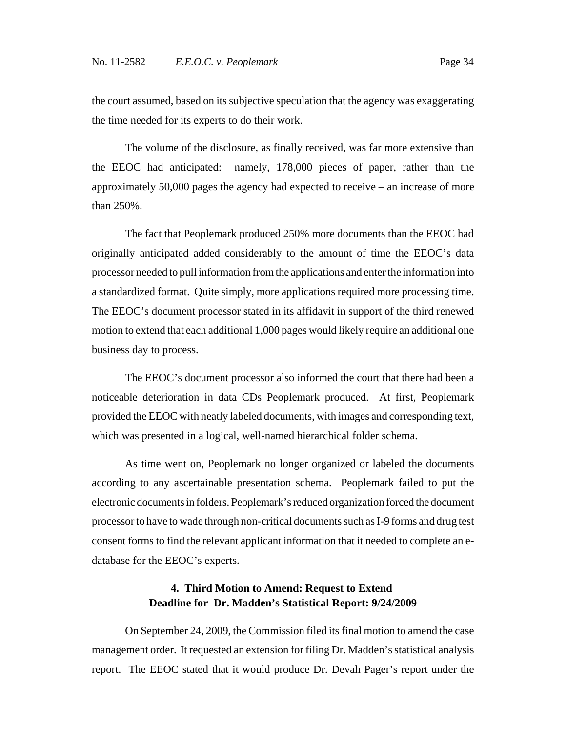the court assumed, based on its subjective speculation that the agency was exaggerating the time needed for its experts to do their work.

The volume of the disclosure, as finally received, was far more extensive than the EEOC had anticipated: namely, 178,000 pieces of paper, rather than the approximately 50,000 pages the agency had expected to receive – an increase of more than 250%.

The fact that Peoplemark produced 250% more documents than the EEOC had originally anticipated added considerably to the amount of time the EEOC's data processor needed to pull information from the applications and enter the information into a standardized format. Quite simply, more applications required more processing time. The EEOC's document processor stated in its affidavit in support of the third renewed motion to extend that each additional 1,000 pages would likely require an additional one business day to process.

The EEOC's document processor also informed the court that there had been a noticeable deterioration in data CDs Peoplemark produced. At first, Peoplemark provided the EEOC with neatly labeled documents, with images and corresponding text, which was presented in a logical, well-named hierarchical folder schema.

As time went on, Peoplemark no longer organized or labeled the documents according to any ascertainable presentation schema. Peoplemark failed to put the electronic documents in folders. Peoplemark's reduced organization forced the document processor to have to wade through non-critical documents such as I-9 forms and drug test consent forms to find the relevant applicant information that it needed to complete an e-database for the EEOC's experts.

### 4. Third Motion to Amend: Request to Extend Deadline for Dr. Madden's Statistical Report: 9/24/2009

On September 24, 2009, the Commission filed its final motion to amend the case management order. It requested an extension for filing Dr. Madden's statistical analysis report. The EEOC stated that it would produce Dr. Devah Pager's report under the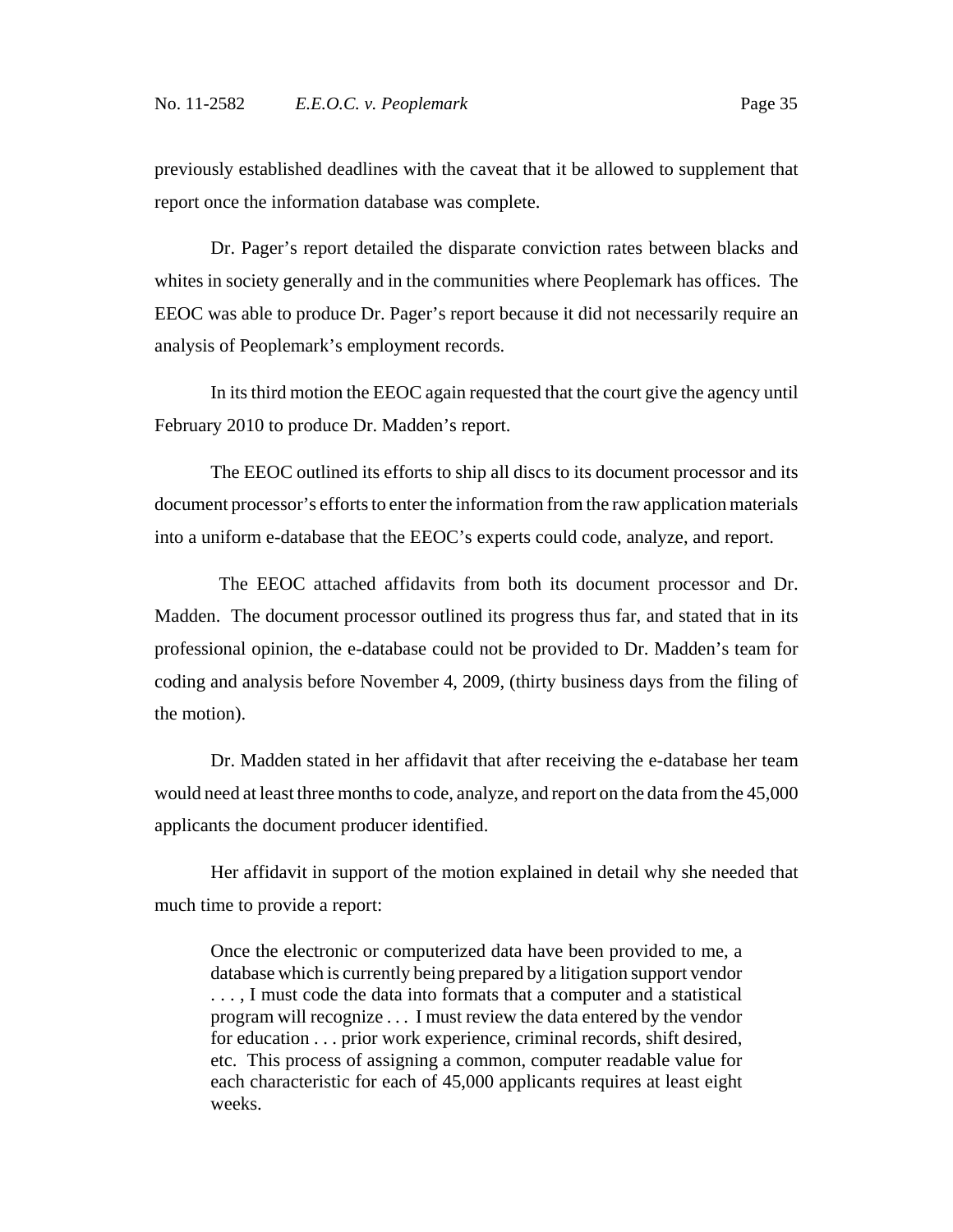previously established deadlines with the caveat that it be allowed to supplement that report once the information database was complete.

Dr. Pager's report detailed the disparate conviction rates between blacks and whites in society generally and in the communities where Peoplemark has offices. The EEOC was able to produce Dr. Pager's report because it did not necessarily require an analysis of Peoplemark's employment records.

In its third motion the EEOC again requested that the court give the agency until February 2010 to produce Dr. Madden's report.

The EEOC outlined its efforts to ship all discs to its document processor and its document processor's efforts to enter the information from the raw application materials into a uniform e-database that the EEOC's experts could code, analyze, and report.

The EEOC attached affidavits from both its document processor and Dr. Madden. The document processor outlined its progress thus far, and stated that in its professional opinion, the e-database could not be provided to Dr. Madden's team for coding and analysis before November 4, 2009, (thirty business days from the filing of the motion).

Dr. Madden stated in her affidavit that after receiving the e-database her team would need at least three months to code, analyze, and report on the data from the 45,000 applicants the document producer identified.

Her affidavit in support of the motion explained in detail why she needed that much time to provide a report:

> Once the electronic or computerized data have been provided to me, a database which is currently being prepared by a litigation support vendor . . . , I must code the data into formats that a computer and a statistical program will recognize . . . I must review the data entered by the vendor for education . . . prior work experience, criminal records, shift desired, etc. This process of assigning a common, computer readable value for each characteristic for each of 45,000 applicants requires at least eight weeks.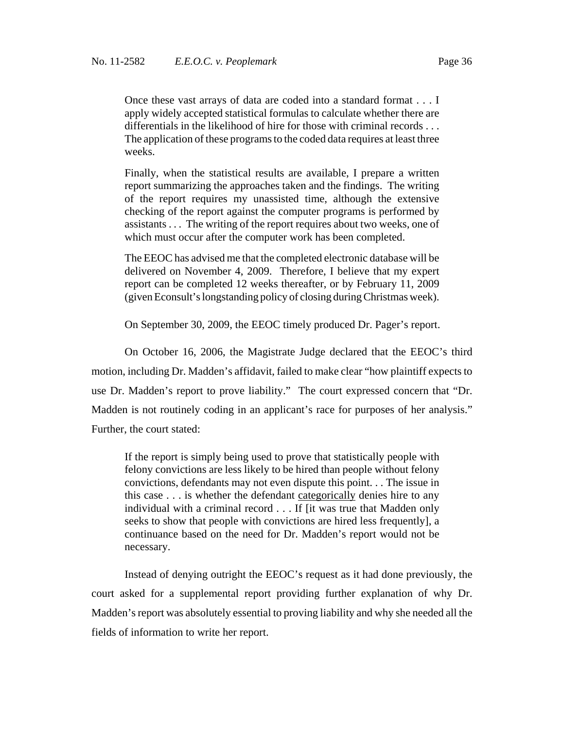> Once these vast arrays of data are coded into a standard format . . . I apply widely accepted statistical formulas to calculate whether there are differentials in the likelihood of hire for those with criminal records . . . The application of these programs to the coded data requires at least three weeks.
>
> Finally, when the statistical results are available, I prepare a written report summarizing the approaches taken and the findings. The writing of the report requires my unassisted time, although the extensive checking of the report against the computer programs is performed by assistants . . . The writing of the report requires about two weeks, one of which must occur after the computer work has been completed.
>
> The EEOC has advised me that the completed electronic database will be delivered on November 4, 2009. Therefore, I believe that my expert report can be completed 12 weeks thereafter, or by February 11, 2009 (given Econsult's longstanding policy of closing during Christmas week).

On September 30, 2009, the EEOC timely produced Dr. Pager's report.

On October 16, 2006, the Magistrate Judge declared that the EEOC's third motion, including Dr. Madden's affidavit, failed to make clear "how plaintiff expects to use Dr. Madden's report to prove liability." The court expressed concern that "Dr. Madden is not routinely coding in an applicant's race for purposes of her analysis." Further, the court stated:

> If the report is simply being used to prove that statistically people with felony convictions are less likely to be hired than people without felony convictions, defendants may not even dispute this point. . . The issue in this case . . . is whether the defendant <u>categorically</u> denies hire to any individual with a criminal record . . . If [it was true that Madden only seeks to show that people with convictions are hired less frequently], a continuance based on the need for Dr. Madden's report would not be necessary.

Instead of denying outright the EEOC's request as it had done previously, the court asked for a supplemental report providing further explanation of why Dr. Madden's report was absolutely essential to proving liability and why she needed all the fields of information to write her report.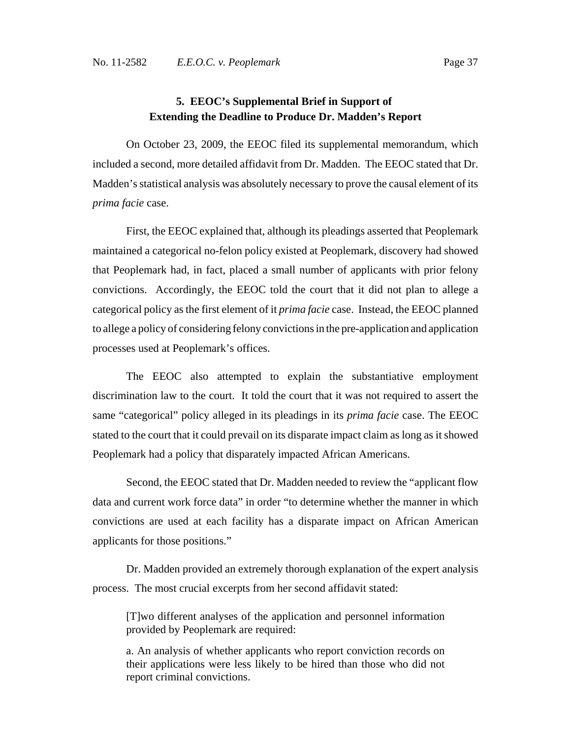### 5. EEOC's Supplemental Brief in Support of Extending the Deadline to Produce Dr. Madden's Report

On October 23, 2009, the EEOC filed its supplemental memorandum, which included a second, more detailed affidavit from Dr. Madden. The EEOC stated that Dr. Madden's statistical analysis was absolutely necessary to prove the causal element of its *prima facie* case.

First, the EEOC explained that, although its pleadings asserted that Peoplemark maintained a categorical no-felon policy existed at Peoplemark, discovery had showed that Peoplemark had, in fact, placed a small number of applicants with prior felony convictions. Accordingly, the EEOC told the court that it did not plan to allege a categorical policy as the first element of it *prima facie* case. Instead, the EEOC planned to allege a policy of considering felony convictions in the pre-application and application processes used at Peoplemark's offices.

The EEOC also attempted to explain the substantiative employment discrimination law to the court. It told the court that it was not required to assert the same "categorical" policy alleged in its pleadings in its *prima facie* case. The EEOC stated to the court that it could prevail on its disparate impact claim as long as it showed Peoplemark had a policy that disparately impacted African Americans.

Second, the EEOC stated that Dr. Madden needed to review the "applicant flow data and current work force data" in order "to determine whether the manner in which convictions are used at each facility has a disparate impact on African American applicants for those positions."

Dr. Madden provided an extremely thorough explanation of the expert analysis process. The most crucial excerpts from her second affidavit stated:

> [T]wo different analyses of the application and personnel information provided by Peoplemark are required:
>
> a. An analysis of whether applicants who report conviction records on their applications were less likely to be hired than those who did not report criminal convictions.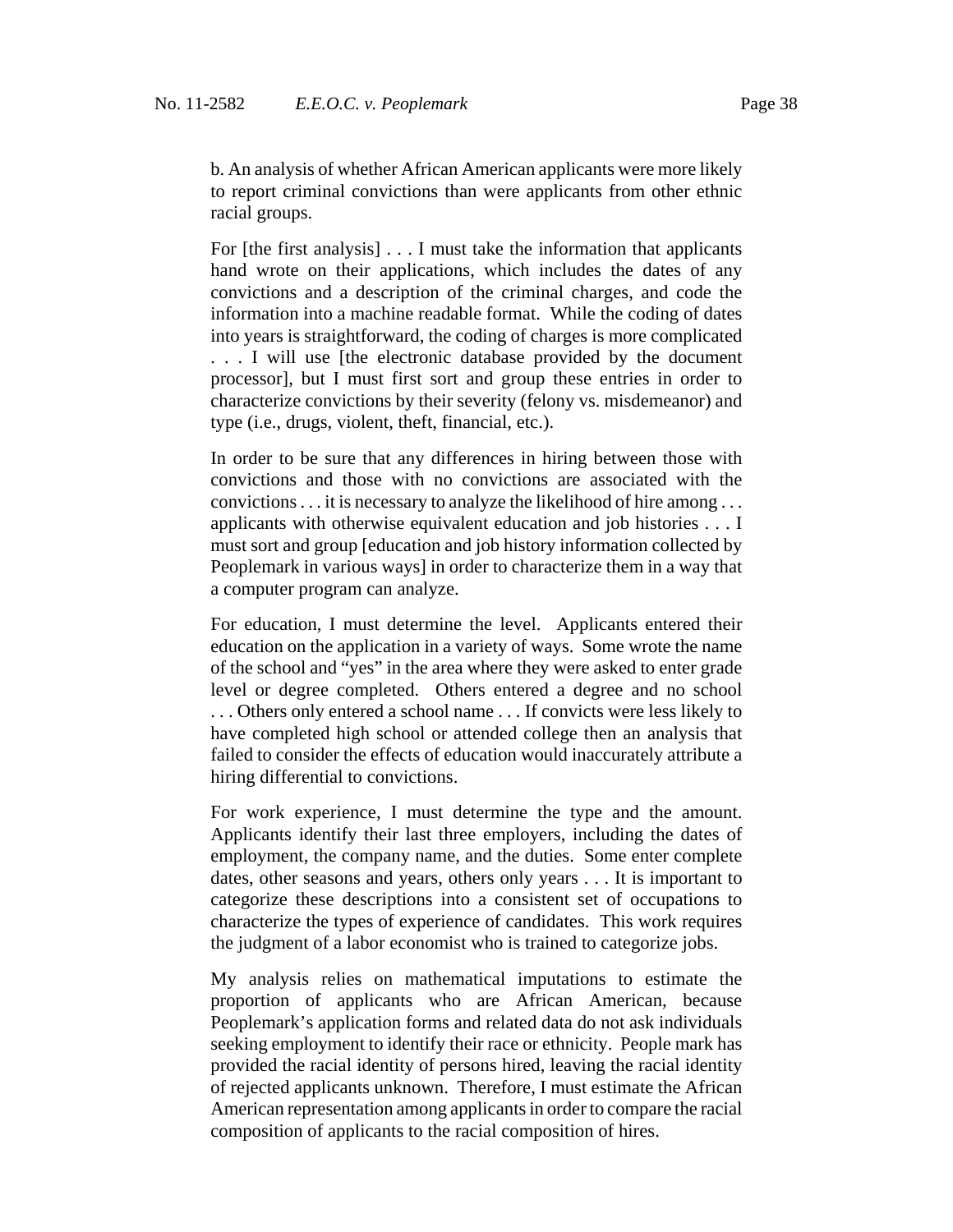b. An analysis of whether African American applicants were more likely to report criminal convictions than were applicants from other ethnic racial groups.

For [the first analysis] . . . I must take the information that applicants hand wrote on their applications, which includes the dates of any convictions and a description of the criminal charges, and code the information into a machine readable format. While the coding of dates into years is straightforward, the coding of charges is more complicated . . . I will use [the electronic database provided by the document processor], but I must first sort and group these entries in order to characterize convictions by their severity (felony vs. misdemeanor) and type (i.e., drugs, violent, theft, financial, etc.).

In order to be sure that any differences in hiring between those with convictions and those with no convictions are associated with the convictions . . . it is necessary to analyze the likelihood of hire among . . . applicants with otherwise equivalent education and job histories . . . I must sort and group [education and job history information collected by Peoplemark in various ways] in order to characterize them in a way that a computer program can analyze.

For education, I must determine the level. Applicants entered their education on the application in a variety of ways. Some wrote the name of the school and "yes" in the area where they were asked to enter grade level or degree completed. Others entered a degree and no school . . . Others only entered a school name . . . If convicts were less likely to have completed high school or attended college then an analysis that failed to consider the effects of education would inaccurately attribute a hiring differential to convictions.

For work experience, I must determine the type and the amount. Applicants identify their last three employers, including the dates of employment, the company name, and the duties. Some enter complete dates, other seasons and years, others only years . . . It is important to categorize these descriptions into a consistent set of occupations to characterize the types of experience of candidates. This work requires the judgment of a labor economist who is trained to categorize jobs.

My analysis relies on mathematical imputations to estimate the proportion of applicants who are African American, because Peoplemark's application forms and related data do not ask individuals seeking employment to identify their race or ethnicity. People mark has provided the racial identity of persons hired, leaving the racial identity of rejected applicants unknown. Therefore, I must estimate the African American representation among applicants in order to compare the racial composition of applicants to the racial composition of hires.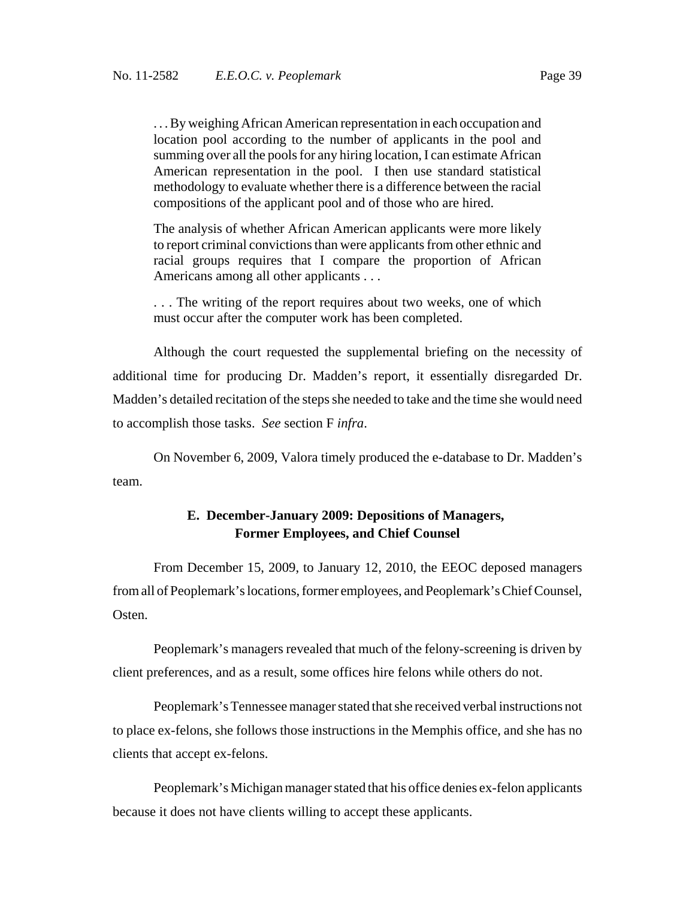> . . . By weighing African American representation in each occupation and location pool according to the number of applicants in the pool and summing over all the pools for any hiring location, I can estimate African American representation in the pool. I then use standard statistical methodology to evaluate whether there is a difference between the racial compositions of the applicant pool and of those who are hired.
>
> The analysis of whether African American applicants were more likely to report criminal convictions than were applicants from other ethnic and racial groups requires that I compare the proportion of African Americans among all other applicants . . .
>
> . . . The writing of the report requires about two weeks, one of which must occur after the computer work has been completed.

Although the court requested the supplemental briefing on the necessity of additional time for producing Dr. Madden's report, it essentially disregarded Dr. Madden's detailed recitation of the steps she needed to take and the time she would need to accomplish those tasks. *See* section F *infra*.

On November 6, 2009, Valora timely produced the e-database to Dr. Madden's team.

### E. December-January 2009: Depositions of Managers, Former Employees, and Chief Counsel

From December 15, 2009, to January 12, 2010, the EEOC deposed managers from all of Peoplemark's locations, former employees, and Peoplemark's Chief Counsel, Osten.

Peoplemark's managers revealed that much of the felony-screening is driven by client preferences, and as a result, some offices hire felons while others do not.

Peoplemark's Tennessee manager stated that she received verbal instructions not to place ex-felons, she follows those instructions in the Memphis office, and she has no clients that accept ex-felons.

Peoplemark's Michigan manager stated that his office denies ex-felon applicants because it does not have clients willing to accept these applicants.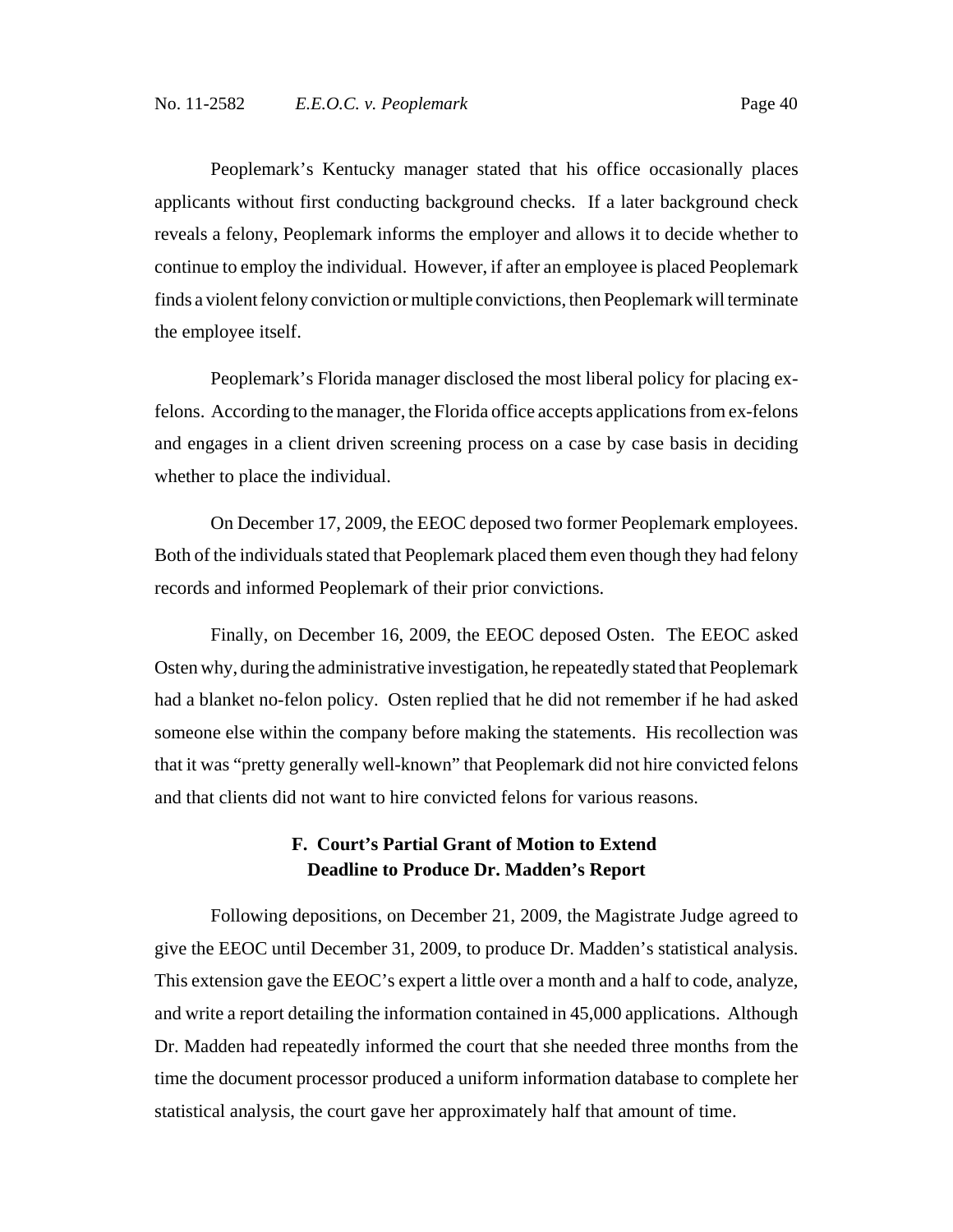Peoplemark's Kentucky manager stated that his office occasionally places applicants without first conducting background checks. If a later background check reveals a felony, Peoplemark informs the employer and allows it to decide whether to continue to employ the individual. However, if after an employee is placed Peoplemark finds a violent felony conviction or multiple convictions, then Peoplemark will terminate the employee itself.

Peoplemark's Florida manager disclosed the most liberal policy for placing ex-felons. According to the manager, the Florida office accepts applications from ex-felons and engages in a client driven screening process on a case by case basis in deciding whether to place the individual.

On December 17, 2009, the EEOC deposed two former Peoplemark employees. Both of the individuals stated that Peoplemark placed them even though they had felony records and informed Peoplemark of their prior convictions.

Finally, on December 16, 2009, the EEOC deposed Osten. The EEOC asked Osten why, during the administrative investigation, he repeatedly stated that Peoplemark had a blanket no-felon policy. Osten replied that he did not remember if he had asked someone else within the company before making the statements. His recollection was that it was "pretty generally well-known" that Peoplemark did not hire convicted felons and that clients did not want to hire convicted felons for various reasons.

### F. Court's Partial Grant of Motion to Extend Deadline to Produce Dr. Madden's Report

Following depositions, on December 21, 2009, the Magistrate Judge agreed to give the EEOC until December 31, 2009, to produce Dr. Madden's statistical analysis. This extension gave the EEOC's expert a little over a month and a half to code, analyze, and write a report detailing the information contained in 45,000 applications. Although Dr. Madden had repeatedly informed the court that she needed three months from the time the document processor produced a uniform information database to complete her statistical analysis, the court gave her approximately half that amount of time.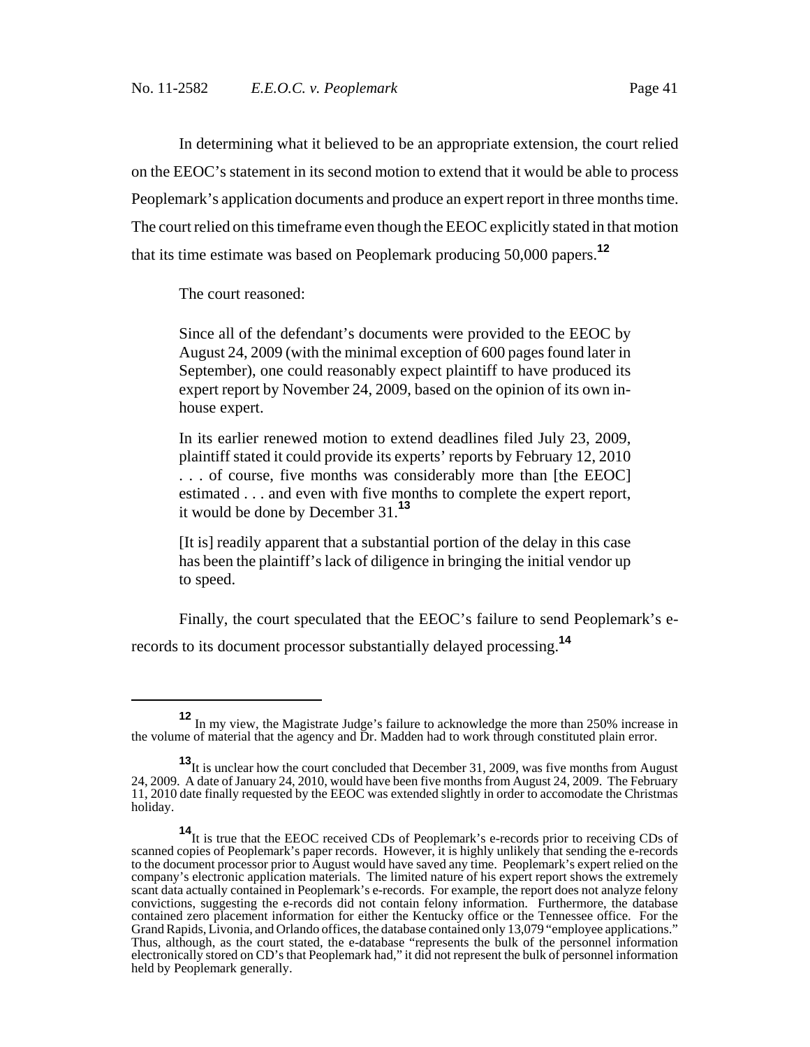In determining what it believed to be an appropriate extension, the court relied on the EEOC's statement in its second motion to extend that it would be able to process Peoplemark's application documents and produce an expert report in three months time. The court relied on this timeframe even though the EEOC explicitly stated in that motion that its time estimate was based on Peoplemark producing 50,000 papers.[12]

The court reasoned:

> Since all of the defendant's documents were provided to the EEOC by August 24, 2009 (with the minimal exception of 600 pages found later in September), one could reasonably expect plaintiff to have produced its expert report by November 24, 2009, based on the opinion of its own in-house expert.
>
> In its earlier renewed motion to extend deadlines filed July 23, 2009, plaintiff stated it could provide its experts' reports by February 12, 2010 . . . of course, five months was considerably more than [the EEOC] estimated . . . and even with five months to complete the expert report, it would be done by December 31.[13]
>
> [It is] readily apparent that a substantial portion of the delay in this case has been the plaintiff's lack of diligence in bringing the initial vendor up to speed.

Finally, the court speculated that the EEOC's failure to send Peoplemark's e-records to its document processor substantially delayed processing.[14]

---

[12] In my view, the Magistrate Judge's failure to acknowledge the more than 250% increase in the volume of material that the agency and Dr. Madden had to work through constituted plain error.

[13] It is unclear how the court concluded that December 31, 2009, was five months from August 24, 2009. A date of January 24, 2010, would have been five months from August 24, 2009. The February 11, 2010 date finally requested by the EEOC was extended slightly in order to accomodate the Christmas holiday.

[14] It is true that the EEOC received CDs of Peoplemark's e-records prior to receiving CDs of scanned copies of Peoplemark's paper records. However, it is highly unlikely that sending the e-records to the document processor prior to August would have saved any time. Peoplemark's expert relied on the company's electronic application materials. The limited nature of his expert report shows the extremely scant data actually contained in Peoplemark's e-records. For example, the report does not analyze felony convictions, suggesting the e-records did not contain felony information. Furthermore, the database contained zero placement information for either the Kentucky office or the Tennessee office. For the Grand Rapids, Livonia, and Orlando offices, the database contained only 13,079 "employee applications." Thus, although, as the court stated, the e-database "represents the bulk of the personnel information electronically stored on CD's that Peoplemark had," it did not represent the bulk of personnel information held by Peoplemark generally.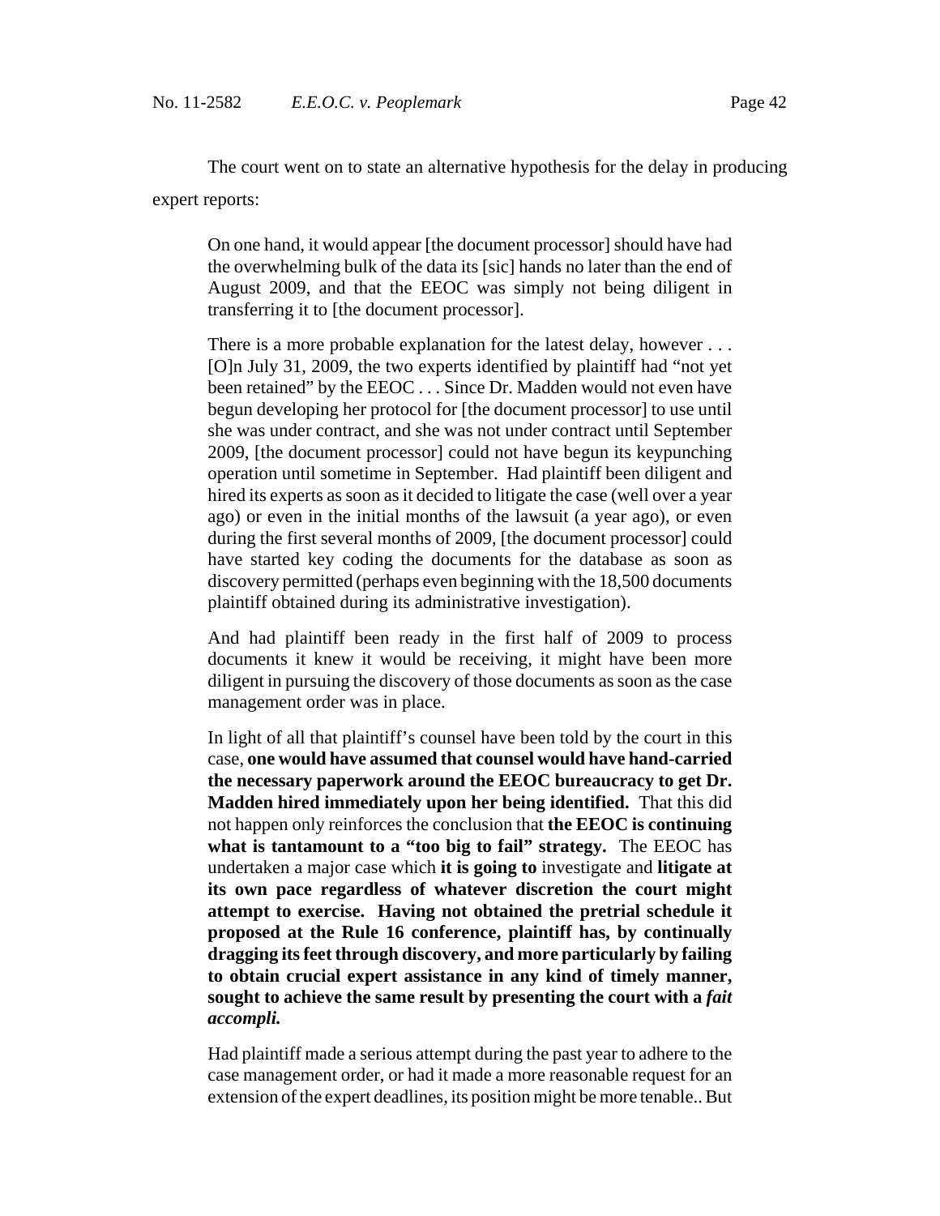The court went on to state an alternative hypothesis for the delay in producing expert reports:

> On one hand, it would appear [the document processor] should have had the overwhelming bulk of the data its [sic] hands no later than the end of August 2009, and that the EEOC was simply not being diligent in transferring it to [the document processor].
>
> There is a more probable explanation for the latest delay, however . . . [O]n July 31, 2009, the two experts identified by plaintiff had "not yet been retained" by the EEOC . . . Since Dr. Madden would not even have begun developing her protocol for [the document processor] to use until she was under contract, and she was not under contract until September 2009, [the document processor] could not have begun its keypunching operation until sometime in September. Had plaintiff been diligent and hired its experts as soon as it decided to litigate the case (well over a year ago) or even in the initial months of the lawsuit (a year ago), or even during the first several months of 2009, [the document processor] could have started key coding the documents for the database as soon as discovery permitted (perhaps even beginning with the 18,500 documents plaintiff obtained during its administrative investigation).
>
> And had plaintiff been ready in the first half of 2009 to process documents it knew it would be receiving, it might have been more diligent in pursuing the discovery of those documents as soon as the case management order was in place.
>
> In light of all that plaintiff's counsel have been told by the court in this case, **one would have assumed that counsel would have hand-carried the necessary paperwork around the EEOC bureaucracy to get Dr. Madden hired immediately upon her being identified.** That this did not happen only reinforces the conclusion that **the EEOC is continuing what is tantamount to a "too big to fail" strategy.** The EEOC has undertaken a major case which **it is going to** investigate and **litigate at its own pace regardless of whatever discretion the court might attempt to exercise. Having not obtained the pretrial schedule it proposed at the Rule 16 conference, plaintiff has, by continually dragging its feet through discovery, and more particularly by failing to obtain crucial expert assistance in any kind of timely manner, sought to achieve the same result by presenting the court with a *fait accompli.***
>
> Had plaintiff made a serious attempt during the past year to adhere to the case management order, or had it made a more reasonable request for an extension of the expert deadlines, its position might be more tenable.. But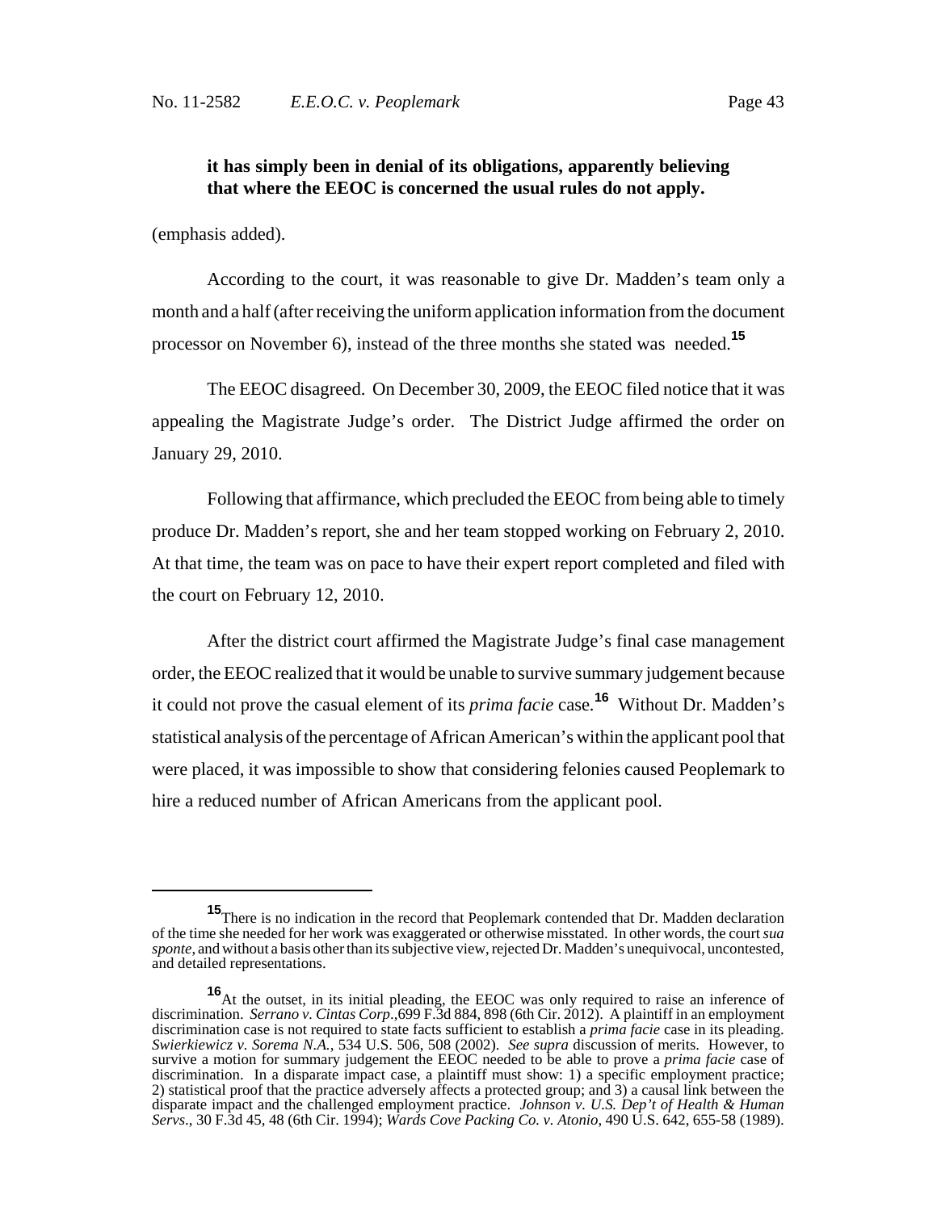**it has simply been in denial of its obligations, apparently believing that where the EEOC is concerned the usual rules do not apply.**

(emphasis added).

According to the court, it was reasonable to give Dr. Madden's team only a month and a half (after receiving the uniform application information from the document processor on November 6), instead of the three months she stated was needed.[15]

The EEOC disagreed. On December 30, 2009, the EEOC filed notice that it was appealing the Magistrate Judge's order. The District Judge affirmed the order on January 29, 2010.

Following that affirmance, which precluded the EEOC from being able to timely produce Dr. Madden's report, she and her team stopped working on February 2, 2010. At that time, the team was on pace to have their expert report completed and filed with the court on February 12, 2010.

After the district court affirmed the Magistrate Judge's final case management order, the EEOC realized that it would be unable to survive summary judgement because it could not prove the casual element of its *prima facie* case.[16] Without Dr. Madden's statistical analysis of the percentage of African American's within the applicant pool that were placed, it was impossible to show that considering felonies caused Peoplemark to hire a reduced number of African Americans from the applicant pool.

---

[15] There is no indication in the record that Peoplemark contended that Dr. Madden declaration of the time she needed for her work was exaggerated or otherwise misstated. In other words, the court *sua sponte*, and without a basis other than its subjective view, rejected Dr. Madden's unequivocal, uncontested, and detailed representations.

[16] At the outset, in its initial pleading, the EEOC was only required to raise an inference of discrimination. *Serrano v. Cintas Corp.*,699 F.3d 884, 898 (6th Cir. 2012). A plaintiff in an employment discrimination case is not required to state facts sufficient to establish a *prima facie* case in its pleading. *Swierkiewicz v. Sorema N.A.*, 534 U.S. 506, 508 (2002). *See supra* discussion of merits. However, to survive a motion for summary judgement the EEOC needed to be able to prove a *prima facie* case of discrimination. In a disparate impact case, a plaintiff must show: 1) a specific employment practice; 2) statistical proof that the practice adversely affects a protected group; and 3) a causal link between the disparate impact and the challenged employment practice. *Johnson v. U.S. Dep't of Health & Human Servs.*, 30 F.3d 45, 48 (6th Cir. 1994); *Wards Cove Packing Co. v. Atonio*, 490 U.S. 642, 655-58 (1989).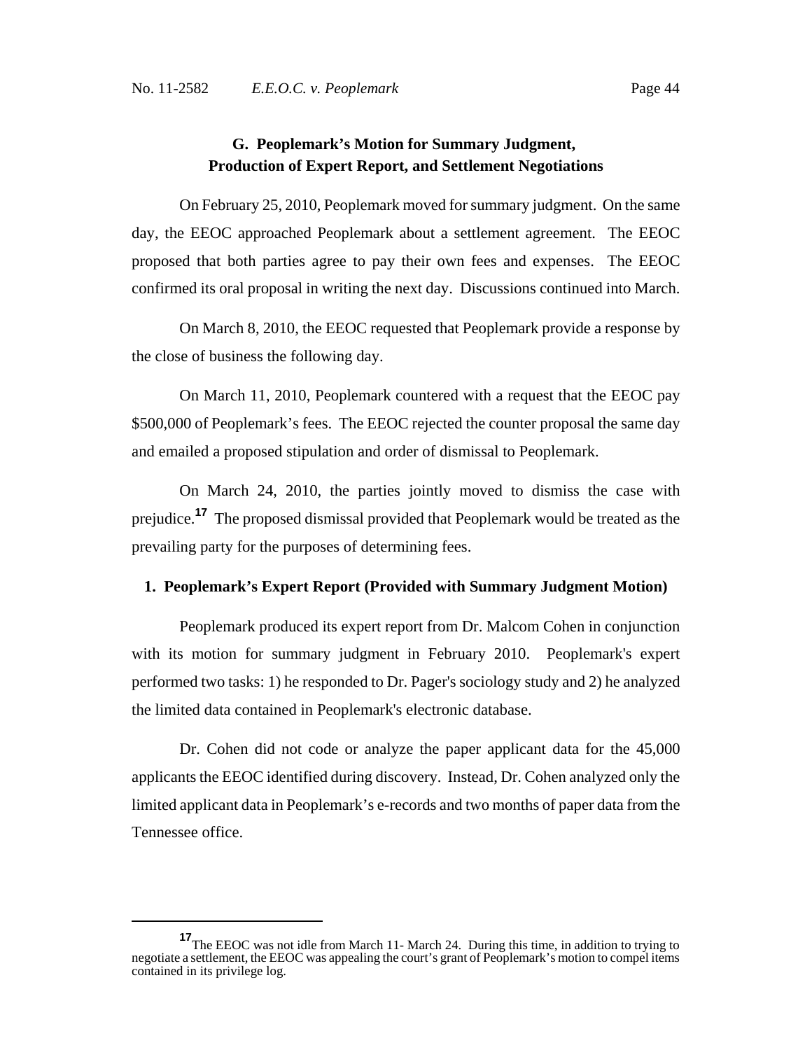### G. Peoplemark's Motion for Summary Judgment, Production of Expert Report, and Settlement Negotiations

On February 25, 2010, Peoplemark moved for summary judgment. On the same day, the EEOC approached Peoplemark about a settlement agreement. The EEOC proposed that both parties agree to pay their own fees and expenses. The EEOC confirmed its oral proposal in writing the next day. Discussions continued into March.

On March 8, 2010, the EEOC requested that Peoplemark provide a response by the close of business the following day.

On March 11, 2010, Peoplemark countered with a request that the EEOC pay \$500,000 of Peoplemark's fees. The EEOC rejected the counter proposal the same day and emailed a proposed stipulation and order of dismissal to Peoplemark.

On March 24, 2010, the parties jointly moved to dismiss the case with prejudice.[17] The proposed dismissal provided that Peoplemark would be treated as the prevailing party for the purposes of determining fees.

#### 1. Peoplemark's Expert Report (Provided with Summary Judgment Motion)

Peoplemark produced its expert report from Dr. Malcom Cohen in conjunction with its motion for summary judgment in February 2010. Peoplemark's expert performed two tasks: 1) he responded to Dr. Pager's sociology study and 2) he analyzed the limited data contained in Peoplemark's electronic database.

Dr. Cohen did not code or analyze the paper applicant data for the 45,000 applicants the EEOC identified during discovery. Instead, Dr. Cohen analyzed only the limited applicant data in Peoplemark's e-records and two months of paper data from the Tennessee office.

---

[17] The EEOC was not idle from March 11- March 24. During this time, in addition to trying to negotiate a settlement, the EEOC was appealing the court's grant of Peoplemark's motion to compel items contained in its privilege log.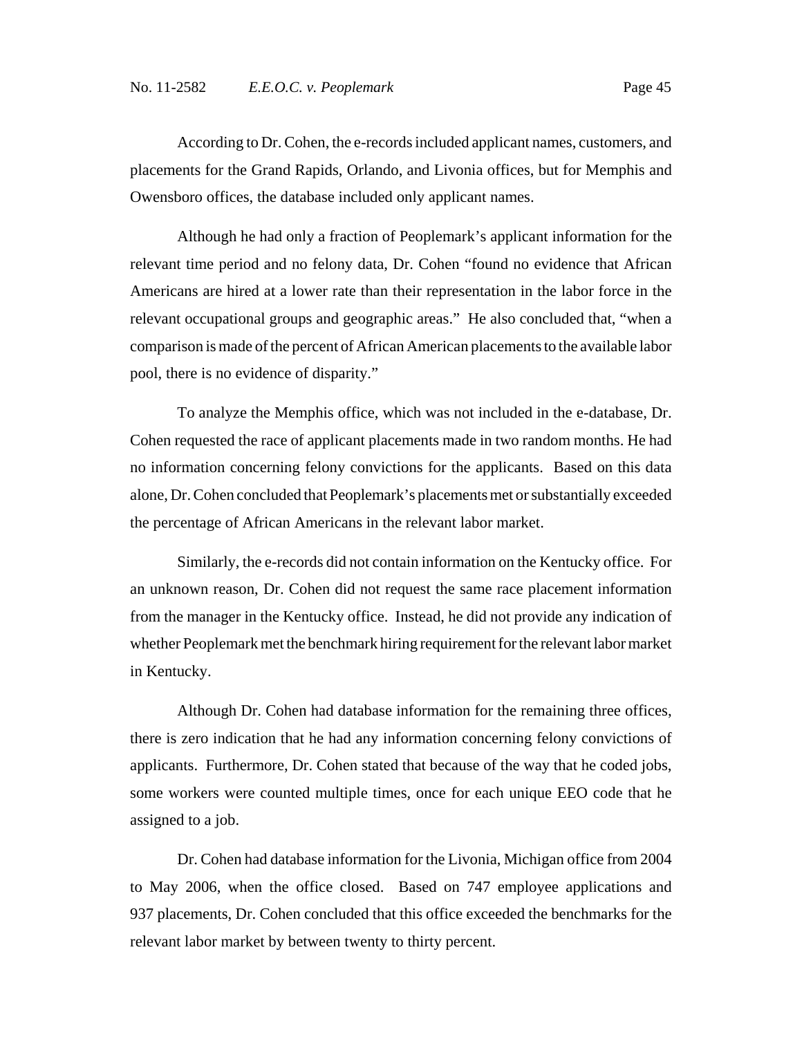According to Dr. Cohen, the e-records included applicant names, customers, and placements for the Grand Rapids, Orlando, and Livonia offices, but for Memphis and Owensboro offices, the database included only applicant names.

Although he had only a fraction of Peoplemark's applicant information for the relevant time period and no felony data, Dr. Cohen "found no evidence that African Americans are hired at a lower rate than their representation in the labor force in the relevant occupational groups and geographic areas." He also concluded that, "when a comparison is made of the percent of African American placements to the available labor pool, there is no evidence of disparity."

To analyze the Memphis office, which was not included in the e-database, Dr. Cohen requested the race of applicant placements made in two random months. He had no information concerning felony convictions for the applicants. Based on this data alone, Dr. Cohen concluded that Peoplemark's placements met or substantially exceeded the percentage of African Americans in the relevant labor market.

Similarly, the e-records did not contain information on the Kentucky office. For an unknown reason, Dr. Cohen did not request the same race placement information from the manager in the Kentucky office. Instead, he did not provide any indication of whether Peoplemark met the benchmark hiring requirement for the relevant labor market in Kentucky.

Although Dr. Cohen had database information for the remaining three offices, there is zero indication that he had any information concerning felony convictions of applicants. Furthermore, Dr. Cohen stated that because of the way that he coded jobs, some workers were counted multiple times, once for each unique EEO code that he assigned to a job.

Dr. Cohen had database information for the Livonia, Michigan office from 2004 to May 2006, when the office closed. Based on 747 employee applications and 937 placements, Dr. Cohen concluded that this office exceeded the benchmarks for the relevant labor market by between twenty to thirty percent.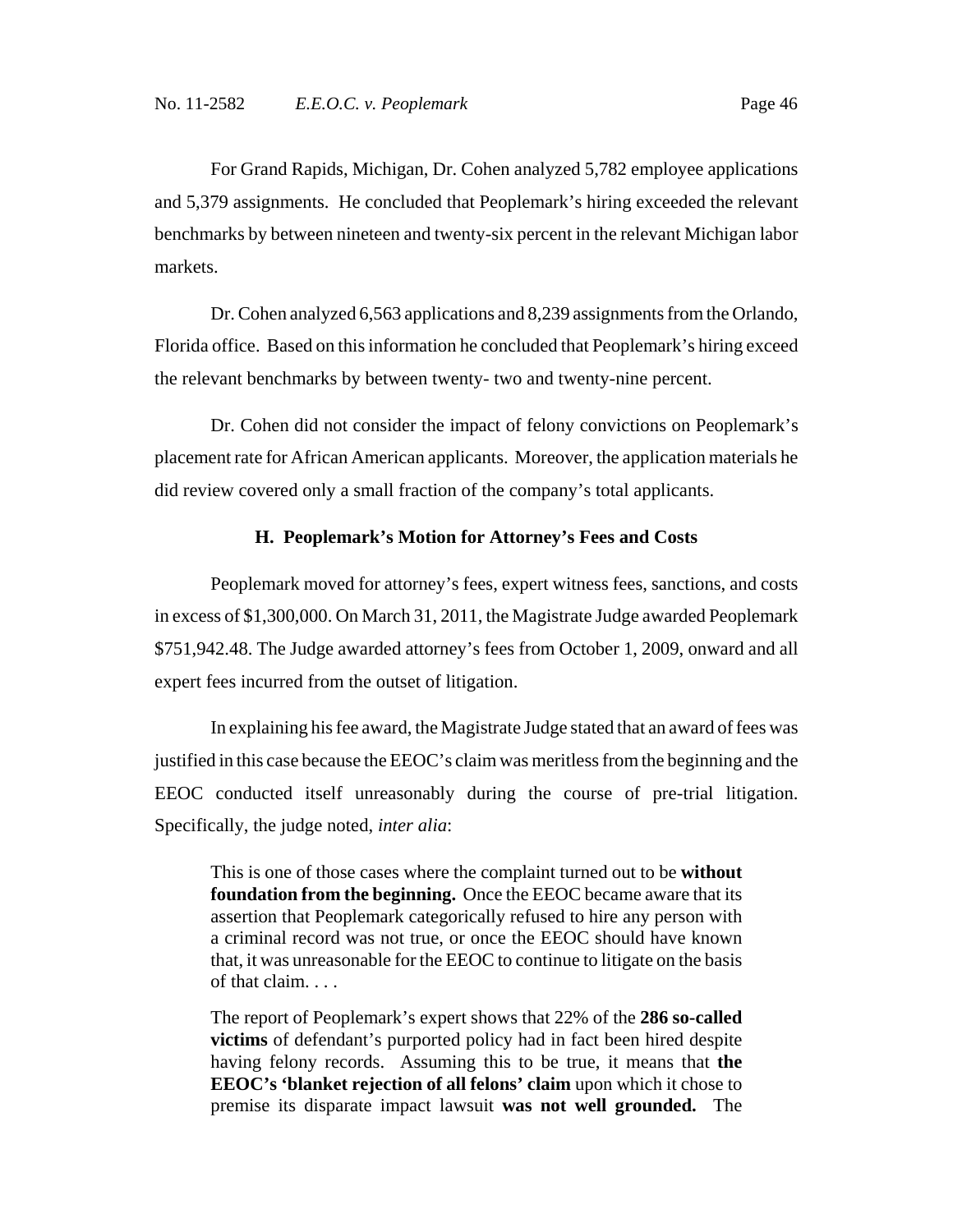For Grand Rapids, Michigan, Dr. Cohen analyzed 5,782 employee applications and 5,379 assignments. He concluded that Peoplemark's hiring exceeded the relevant benchmarks by between nineteen and twenty-six percent in the relevant Michigan labor markets.

Dr. Cohen analyzed 6,563 applications and 8,239 assignments from the Orlando, Florida office. Based on this information he concluded that Peoplemark's hiring exceed the relevant benchmarks by between twenty- two and twenty-nine percent.

Dr. Cohen did not consider the impact of felony convictions on Peoplemark's placement rate for African American applicants. Moreover, the application materials he did review covered only a small fraction of the company's total applicants.

### H. Peoplemark's Motion for Attorney's Fees and Costs

Peoplemark moved for attorney's fees, expert witness fees, sanctions, and costs in excess of $1,300,000. On March 31, 2011, the Magistrate Judge awarded Peoplemark $751,942.48. The Judge awarded attorney's fees from October 1, 2009, onward and all expert fees incurred from the outset of litigation.

In explaining his fee award, the Magistrate Judge stated that an award of fees was justified in this case because the EEOC's claim was meritless from the beginning and the EEOC conducted itself unreasonably during the course of pre-trial litigation. Specifically, the judge noted, *inter alia*:

> This is one of those cases where the complaint turned out to be **without foundation from the beginning.** Once the EEOC became aware that its assertion that Peoplemark categorically refused to hire any person with a criminal record was not true, or once the EEOC should have known that, it was unreasonable for the EEOC to continue to litigate on the basis of that claim. . . .
>
> The report of Peoplemark's expert shows that 22% of the **286 so-called victims** of defendant's purported policy had in fact been hired despite having felony records. Assuming this to be true, it means that **the EEOC's 'blanket rejection of all felons' claim** upon which it chose to premise its disparate impact lawsuit **was not well grounded.** The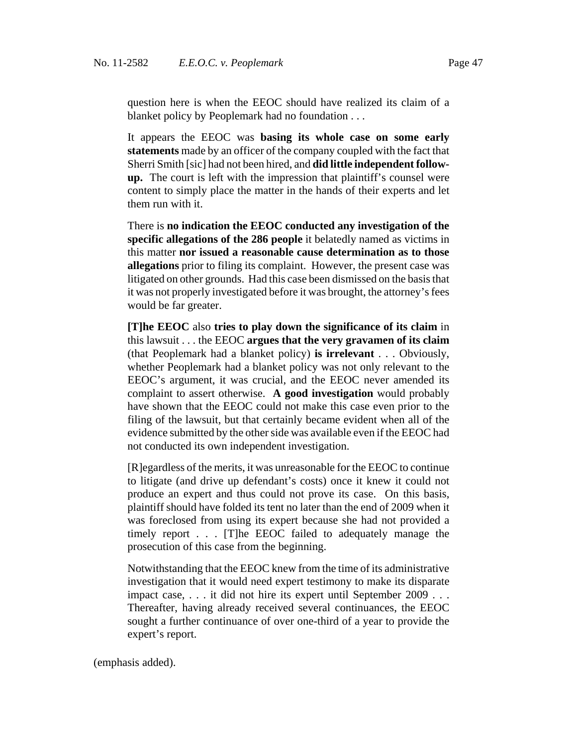> question here is when the EEOC should have realized its claim of a blanket policy by Peoplemark had no foundation . . .
>
> It appears the EEOC was **basing its whole case on some early statements** made by an officer of the company coupled with the fact that Sherri Smith [sic] had not been hired, and **did little independent follow-up.** The court is left with the impression that plaintiff's counsel were content to simply place the matter in the hands of their experts and let them run with it.
>
> There is **no indication the EEOC conducted any investigation of the specific allegations of the 286 people** it belatedly named as victims in this matter **nor issued a reasonable cause determination as to those allegations** prior to filing its complaint. However, the present case was litigated on other grounds. Had this case been dismissed on the basis that it was not properly investigated before it was brought, the attorney's fees would be far greater.
>
> **[T]he EEOC** also **tries to play down the significance of its claim** in this lawsuit . . . the EEOC **argues that the very gravamen of its claim** (that Peoplemark had a blanket policy) **is irrelevant** . . . Obviously, whether Peoplemark had a blanket policy was not only relevant to the EEOC's argument, it was crucial, and the EEOC never amended its complaint to assert otherwise. **A good investigation** would probably have shown that the EEOC could not make this case even prior to the filing of the lawsuit, but that certainly became evident when all of the evidence submitted by the other side was available even if the EEOC had not conducted its own independent investigation.
>
> [R]egardless of the merits, it was unreasonable for the EEOC to continue to litigate (and drive up defendant's costs) once it knew it could not produce an expert and thus could not prove its case. On this basis, plaintiff should have folded its tent no later than the end of 2009 when it was foreclosed from using its expert because she had not provided a timely report . . . [T]he EEOC failed to adequately manage the prosecution of this case from the beginning.
>
> Notwithstanding that the EEOC knew from the time of its administrative investigation that it would need expert testimony to make its disparate impact case, . . . it did not hire its expert until September 2009 . . . Thereafter, having already received several continuances, the EEOC sought a further continuance of over one-third of a year to provide the expert's report.

(emphasis added).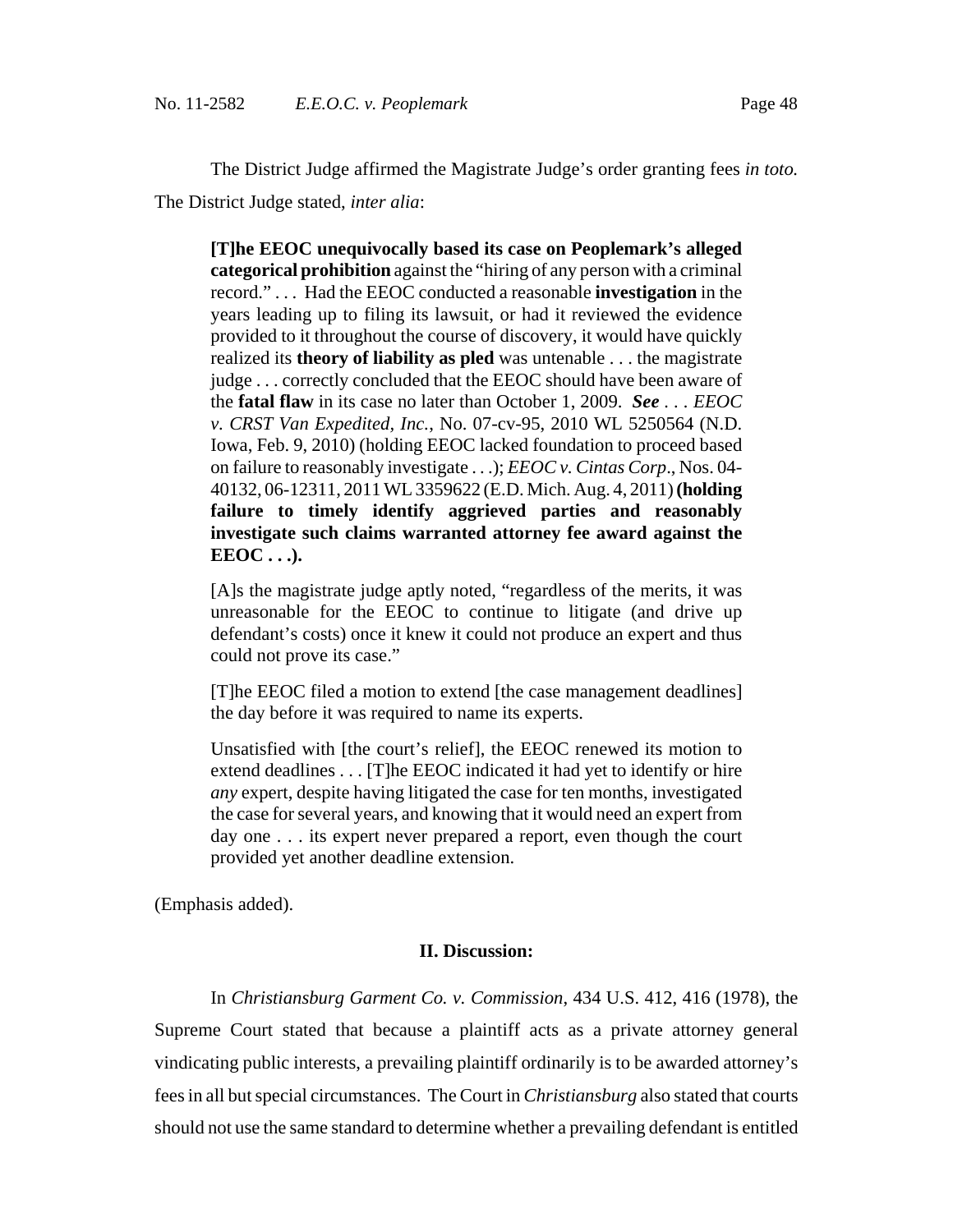The District Judge affirmed the Magistrate Judge's order granting fees *in toto.* The District Judge stated, *inter alia*:

> **[T]he EEOC unequivocally based its case on Peoplemark's alleged categorical prohibition** against the "hiring of any person with a criminal record." . . . Had the EEOC conducted a reasonable **investigation** in the years leading up to filing its lawsuit, or had it reviewed the evidence provided to it throughout the course of discovery, it would have quickly realized its **theory of liability as pled** was untenable . . . the magistrate judge . . . correctly concluded that the EEOC should have been aware of the **fatal flaw** in its case no later than October 1, 2009. ***See*** . . . *EEOC v. CRST Van Expedited, Inc.*, No. 07-cv-95, 2010 WL 5250564 (N.D. Iowa, Feb. 9, 2010) (holding EEOC lacked foundation to proceed based on failure to reasonably investigate . . .); *EEOC v. Cintas Corp*., Nos. 04-40132, 06-12311, 2011 WL 3359622 (E.D. Mich. Aug. 4, 2011) **(holding failure to timely identify aggrieved parties and reasonably investigate such claims warranted attorney fee award against the EEOC . . .).**
>
> [A]s the magistrate judge aptly noted, "regardless of the merits, it was unreasonable for the EEOC to continue to litigate (and drive up defendant's costs) once it knew it could not produce an expert and thus could not prove its case."
>
> [T]he EEOC filed a motion to extend [the case management deadlines] the day before it was required to name its experts.
>
> Unsatisfied with [the court's relief], the EEOC renewed its motion to extend deadlines . . . [T]he EEOC indicated it had yet to identify or hire *any* expert, despite having litigated the case for ten months, investigated the case for several years, and knowing that it would need an expert from day one . . . its expert never prepared a report, even though the court provided yet another deadline extension.

(Emphasis added).

## II. Discussion:

In *Christiansburg Garment Co. v. Commission*, 434 U.S. 412, 416 (1978), the Supreme Court stated that because a plaintiff acts as a private attorney general vindicating public interests, a prevailing plaintiff ordinarily is to be awarded attorney's fees in all but special circumstances. The Court in *Christiansburg* also stated that courts should not use the same standard to determine whether a prevailing defendant is entitled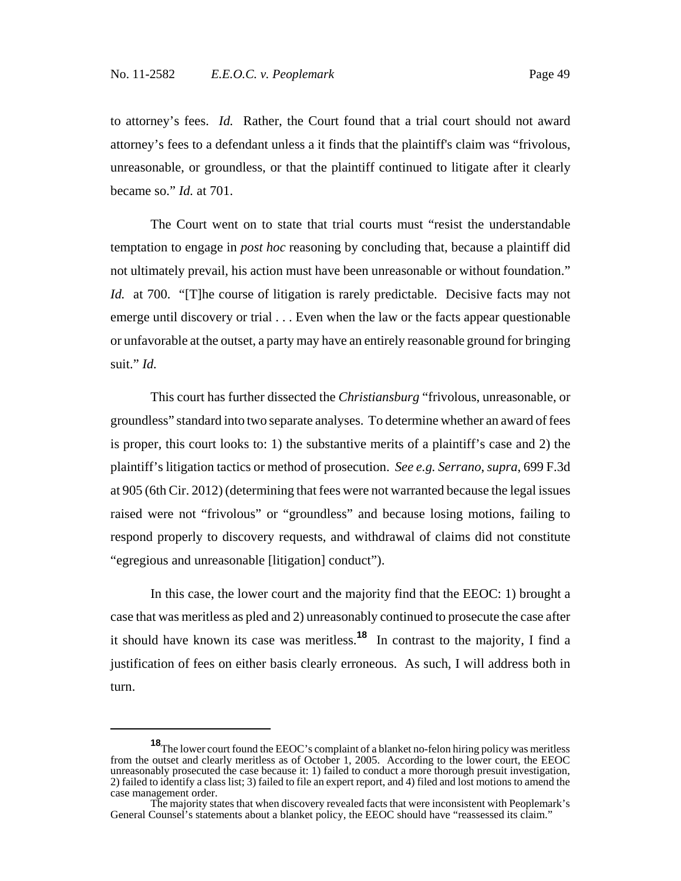to attorney's fees. *Id.* Rather, the Court found that a trial court should not award attorney's fees to a defendant unless a it finds that the plaintiff's claim was "frivolous, unreasonable, or groundless, or that the plaintiff continued to litigate after it clearly became so." *Id.* at 701.

The Court went on to state that trial courts must "resist the understandable temptation to engage in *post hoc* reasoning by concluding that, because a plaintiff did not ultimately prevail, his action must have been unreasonable or without foundation." *Id.* at 700. "[T]he course of litigation is rarely predictable. Decisive facts may not emerge until discovery or trial . . . Even when the law or the facts appear questionable or unfavorable at the outset, a party may have an entirely reasonable ground for bringing suit." *Id.*

This court has further dissected the *Christiansburg* "frivolous, unreasonable, or groundless" standard into two separate analyses. To determine whether an award of fees is proper, this court looks to: 1) the substantive merits of a plaintiff's case and 2) the plaintiff's litigation tactics or method of prosecution. *See e.g. Serrano, supra*, 699 F.3d at 905 (6th Cir. 2012) (determining that fees were not warranted because the legal issues raised were not "frivolous" or "groundless" and because losing motions, failing to respond properly to discovery requests, and withdrawal of claims did not constitute "egregious and unreasonable [litigation] conduct").

In this case, the lower court and the majority find that the EEOC: 1) brought a case that was meritless as pled and 2) unreasonably continued to prosecute the case after it should have known its case was meritless.[18] In contrast to the majority, I find a justification of fees on either basis clearly erroneous. As such, I will address both in turn.

---

[18] The lower court found the EEOC's complaint of a blanket no-felon hiring policy was meritless from the outset and clearly meritless as of October 1, 2005. According to the lower court, the EEOC unreasonably prosecuted the case because it: 1) failed to conduct a more thorough presuit investigation, 2) failed to identify a class list; 3) failed to file an expert report, and 4) filed and lost motions to amend the case management order.

The majority states that when discovery revealed facts that were inconsistent with Peoplemark's General Counsel's statements about a blanket policy, the EEOC should have "reassessed its claim."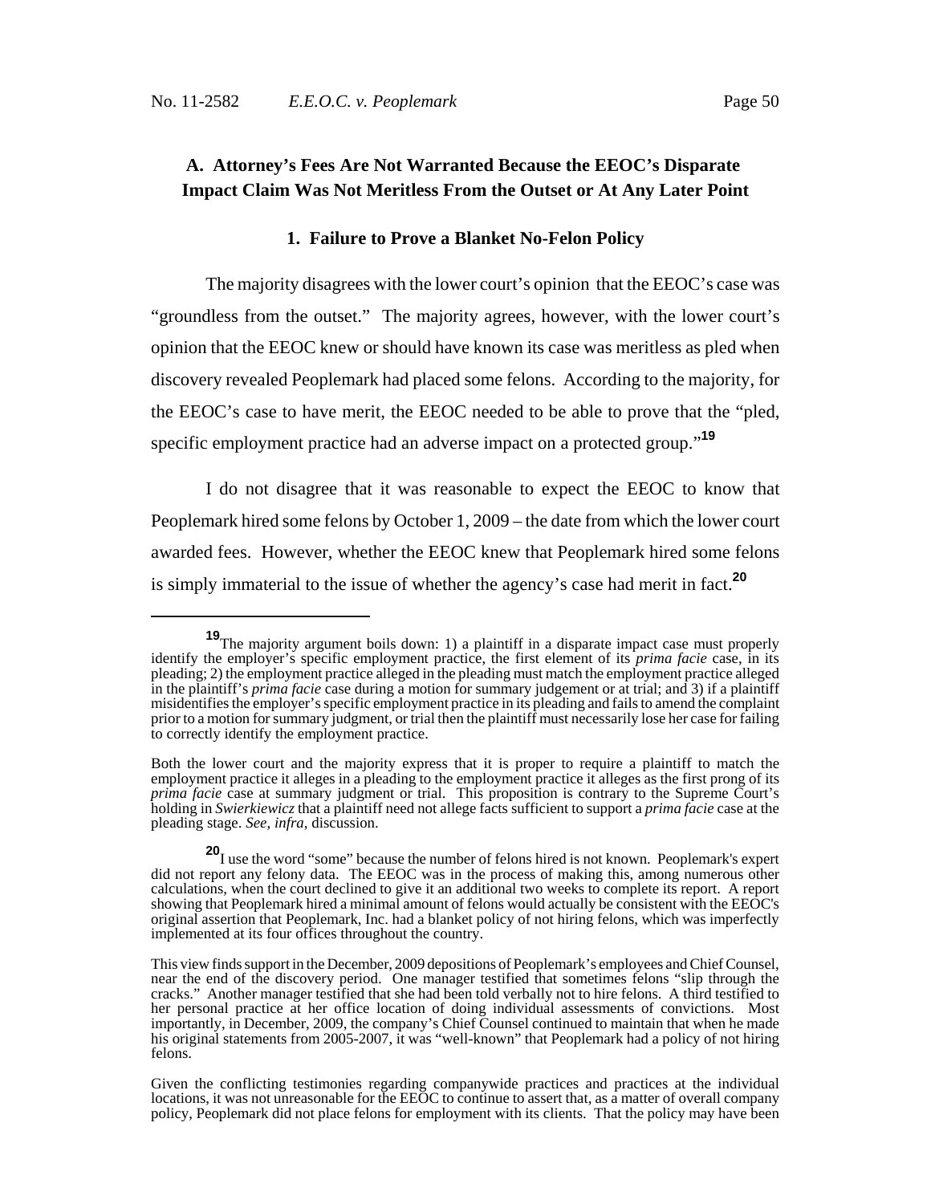## A. Attorney's Fees Are Not Warranted Because the EEOC's Disparate Impact Claim Was Not Meritless From the Outset or At Any Later Point

### 1. Failure to Prove a Blanket No-Felon Policy

The majority disagrees with the lower court's opinion that the EEOC's case was "groundless from the outset." The majority agrees, however, with the lower court's opinion that the EEOC knew or should have known its case was meritless as pled when discovery revealed Peoplemark had placed some felons. According to the majority, for the EEOC's case to have merit, the EEOC needed to be able to prove that the "pled, specific employment practice had an adverse impact on a protected group."[19]

I do not disagree that it was reasonable to expect the EEOC to know that Peoplemark hired some felons by October 1, 2009 – the date from which the lower court awarded fees. However, whether the EEOC knew that Peoplemark hired some felons is simply immaterial to the issue of whether the agency's case had merit in fact.[20]

---

[19] The majority argument boils down: 1) a plaintiff in a disparate impact case must properly identify the employer's specific employment practice, the first element of its *prima facie* case, in its pleading; 2) the employment practice alleged in the pleading must match the employment practice alleged in the plaintiff's *prima facie* case during a motion for summary judgement or at trial; and 3) if a plaintiff misidentifies the employer's specific employment practice in its pleading and fails to amend the complaint prior to a motion for summary judgment, or trial then the plaintiff must necessarily lose her case for failing to correctly identify the employment practice.

Both the lower court and the majority express that it is proper to require a plaintiff to match the employment practice it alleges in a pleading to the employment practice it alleges as the first prong of its *prima facie* case at summary judgment or trial. This proposition is contrary to the Supreme Court's holding in *Swierkiewicz* that a plaintiff need not allege facts sufficient to support a *prima facie* case at the pleading stage. *See, infra*, discussion.

[20] I use the word "some" because the number of felons hired is not known. Peoplemark's expert did not report any felony data. The EEOC was in the process of making this, among numerous other calculations, when the court declined to give it an additional two weeks to complete its report. A report showing that Peoplemark hired a minimal amount of felons would actually be consistent with the EEOC's original assertion that Peoplemark, Inc. had a blanket policy of not hiring felons, which was imperfectly implemented at its four offices throughout the country.

This view finds support in the December, 2009 depositions of Peoplemark's employees and Chief Counsel, near the end of the discovery period. One manager testified that sometimes felons "slip through the cracks." Another manager testified that she had been told verbally not to hire felons. A third testified to her personal practice at her office location of doing individual assessments of convictions. Most importantly, in December, 2009, the company's Chief Counsel continued to maintain that when he made his original statements from 2005-2007, it was "well-known" that Peoplemark had a policy of not hiring felons.

Given the conflicting testimonies regarding companywide practices and practices at the individual locations, it was not unreasonable for the EEOC to continue to assert that, as a matter of overall company policy, Peoplemark did not place felons for employment with its clients. That the policy may have been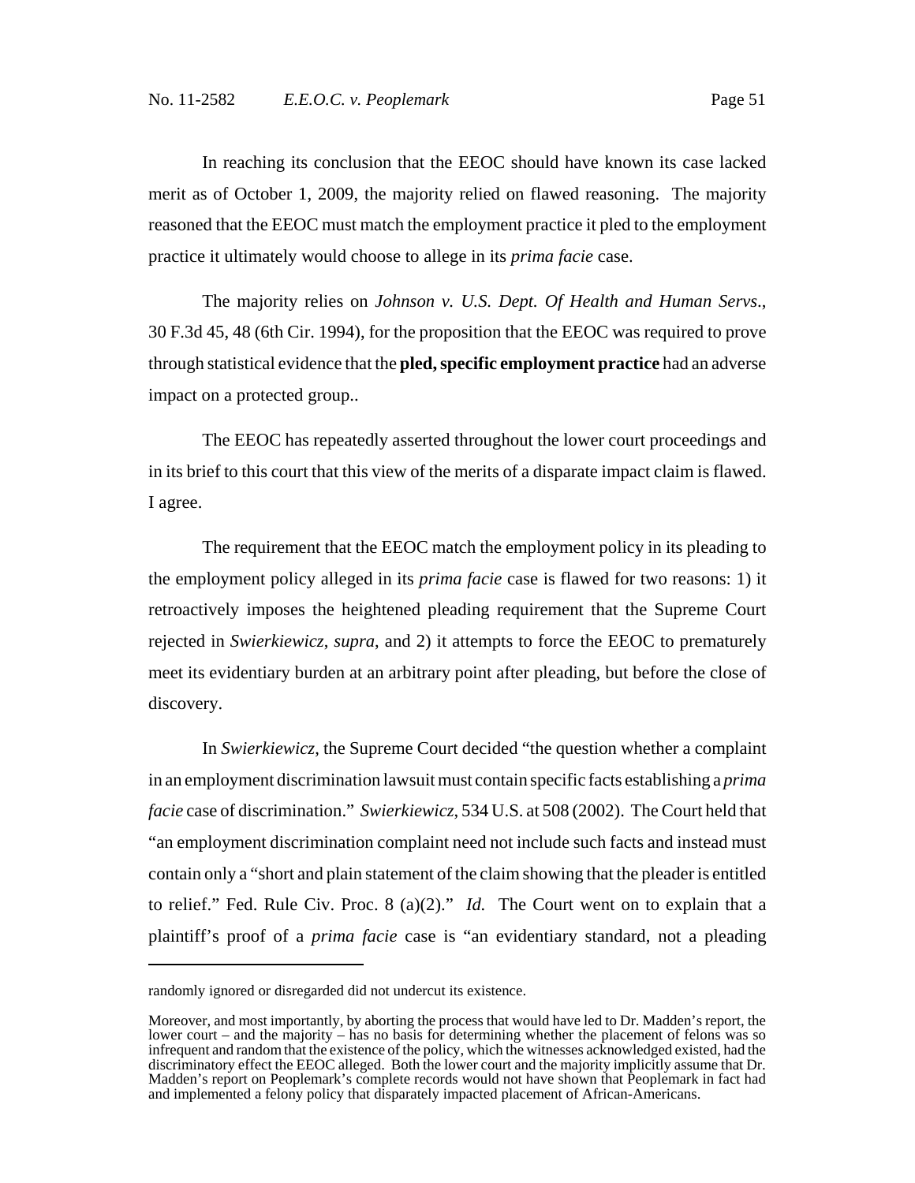In reaching its conclusion that the EEOC should have known its case lacked merit as of October 1, 2009, the majority relied on flawed reasoning. The majority reasoned that the EEOC must match the employment practice it pled to the employment practice it ultimately would choose to allege in its *prima facie* case.

The majority relies on *Johnson v. U.S. Dept. Of Health and Human Servs*., 30 F.3d 45, 48 (6th Cir. 1994), for the proposition that the EEOC was required to prove through statistical evidence that the **pled, specific employment practice** had an adverse impact on a protected group..

The EEOC has repeatedly asserted throughout the lower court proceedings and in its brief to this court that this view of the merits of a disparate impact claim is flawed. I agree.

The requirement that the EEOC match the employment policy in its pleading to the employment policy alleged in its *prima facie* case is flawed for two reasons: 1) it retroactively imposes the heightened pleading requirement that the Supreme Court rejected in *Swierkiewicz*, *supra*, and 2) it attempts to force the EEOC to prematurely meet its evidentiary burden at an arbitrary point after pleading, but before the close of discovery.

In *Swierkiewicz*, the Supreme Court decided "the question whether a complaint in an employment discrimination lawsuit must contain specific facts establishing a *prima facie* case of discrimination." *Swierkiewicz*, 534 U.S. at 508 (2002). The Court held that "an employment discrimination complaint need not include such facts and instead must contain only a "short and plain statement of the claim showing that the pleader is entitled to relief." Fed. Rule Civ. Proc. 8 (a)(2)." *Id.* The Court went on to explain that a plaintiff's proof of a *prima facie* case is "an evidentiary standard, not a pleading

---

randomly ignored or disregarded did not undercut its existence.

Moreover, and most importantly, by aborting the process that would have led to Dr. Madden's report, the lower court – and the majority – has no basis for determining whether the placement of felons was so infrequent and random that the existence of the policy, which the witnesses acknowledged existed, had the discriminatory effect the EEOC alleged. Both the lower court and the majority implicitly assume that Dr. Madden's report on Peoplemark's complete records would not have shown that Peoplemark in fact had and implemented a felony policy that disparately impacted placement of African-Americans.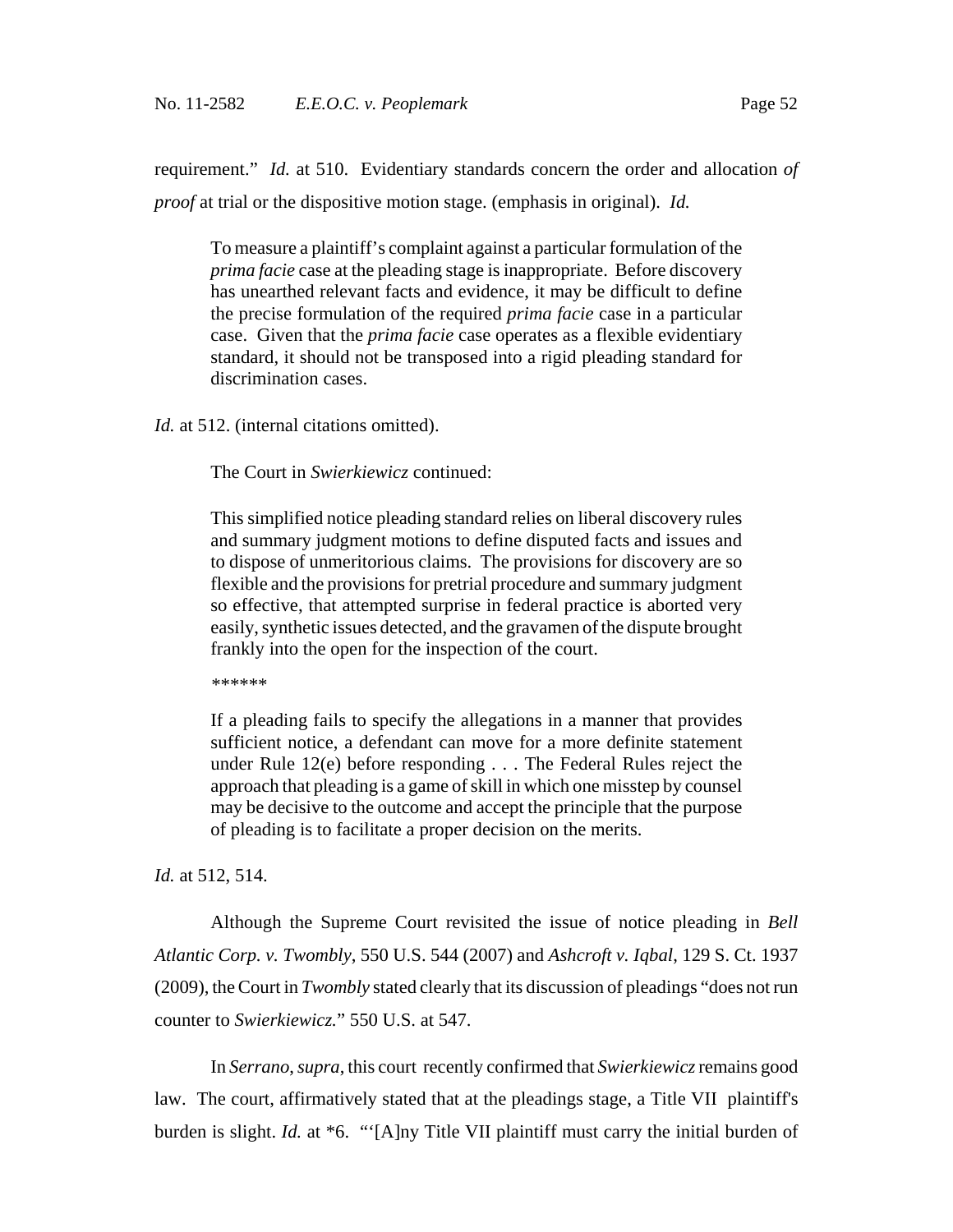requirement." *Id.* at 510. Evidentiary standards concern the order and allocation *of proof* at trial or the dispositive motion stage. (emphasis in original). *Id.*

> To measure a plaintiff's complaint against a particular formulation of the *prima facie* case at the pleading stage is inappropriate. Before discovery has unearthed relevant facts and evidence, it may be difficult to define the precise formulation of the required *prima facie* case in a particular case. Given that the *prima facie* case operates as a flexible evidentiary standard, it should not be transposed into a rigid pleading standard for discrimination cases.

*Id.* at 512. (internal citations omitted).

The Court in *Swierkiewicz* continued:

> This simplified notice pleading standard relies on liberal discovery rules and summary judgment motions to define disputed facts and issues and to dispose of unmeritorious claims. The provisions for discovery are so flexible and the provisions for pretrial procedure and summary judgment so effective, that attempted surprise in federal practice is aborted very easily, synthetic issues detected, and the gravamen of the dispute brought frankly into the open for the inspection of the court.
>
> ******
>
> If a pleading fails to specify the allegations in a manner that provides sufficient notice, a defendant can move for a more definite statement under Rule 12(e) before responding . . . The Federal Rules reject the approach that pleading is a game of skill in which one misstep by counsel may be decisive to the outcome and accept the principle that the purpose of pleading is to facilitate a proper decision on the merits.

*Id.* at 512, 514.

Although the Supreme Court revisited the issue of notice pleading in *Bell Atlantic Corp. v. Twombly*, 550 U.S. 544 (2007) and *Ashcroft v. Iqbal*, 129 S. Ct. 1937 (2009), the Court in *Twombly* stated clearly that its discussion of pleadings "does not run counter to *Swierkiewicz.*" 550 U.S. at 547.

In *Serrano*, *supra*, this court recently confirmed that *Swierkiewicz* remains good law. The court, affirmatively stated that at the pleadings stage, a Title VII plaintiff's burden is slight. *Id.* at *6. "'[A]ny Title VII plaintiff must carry the initial burden of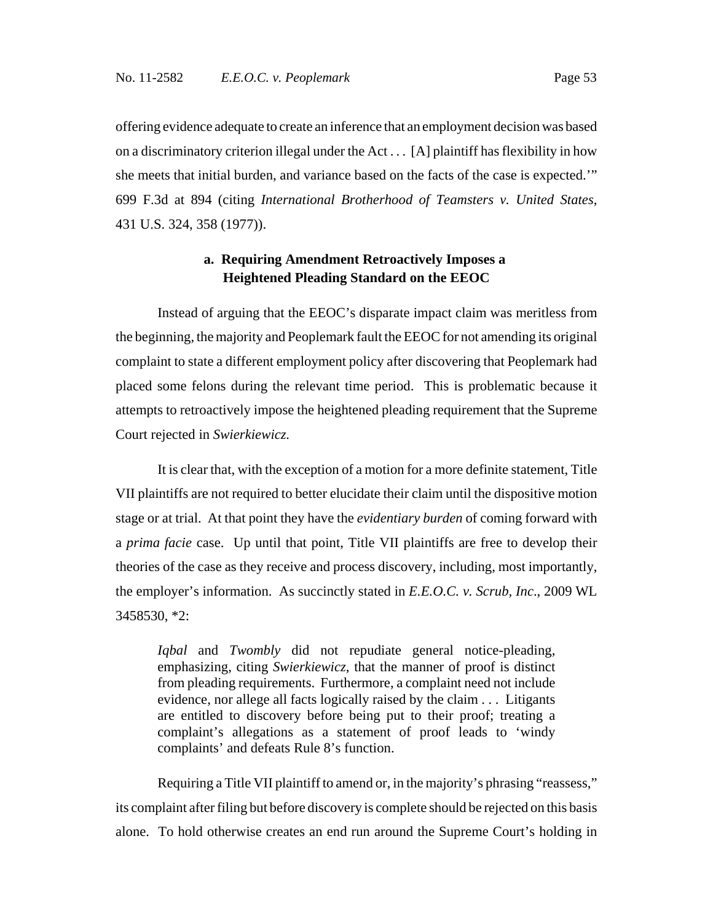offering evidence adequate to create an inference that an employment decision was based on a discriminatory criterion illegal under the Act . . . [A] plaintiff has flexibility in how she meets that initial burden, and variance based on the facts of the case is expected.'" 699 F.3d at 894 (citing *International Brotherhood of Teamsters v. United States*, 431 U.S. 324, 358 (1977)).

### a. Requiring Amendment Retroactively Imposes a Heightened Pleading Standard on the EEOC

Instead of arguing that the EEOC's disparate impact claim was meritless from the beginning, the majority and Peoplemark fault the EEOC for not amending its original complaint to state a different employment policy after discovering that Peoplemark had placed some felons during the relevant time period. This is problematic because it attempts to retroactively impose the heightened pleading requirement that the Supreme Court rejected in *Swierkiewicz.*

It is clear that, with the exception of a motion for a more definite statement, Title VII plaintiffs are not required to better elucidate their claim until the dispositive motion stage or at trial. At that point they have the *evidentiary burden* of coming forward with a *prima facie* case. Up until that point, Title VII plaintiffs are free to develop their theories of the case as they receive and process discovery, including, most importantly, the employer's information. As succinctly stated in *E.E.O.C. v. Scrub, Inc*., 2009 WL 3458530, *2:

> *Iqbal* and *Twombly* did not repudiate general notice-pleading, emphasizing, citing *Swierkiewicz*, that the manner of proof is distinct from pleading requirements. Furthermore, a complaint need not include evidence, nor allege all facts logically raised by the claim . . . Litigants are entitled to discovery before being put to their proof; treating a complaint's allegations as a statement of proof leads to 'windy complaints' and defeats Rule 8's function.

Requiring a Title VII plaintiff to amend or, in the majority's phrasing "reassess," its complaint after filing but before discovery is complete should be rejected on this basis alone. To hold otherwise creates an end run around the Supreme Court's holding in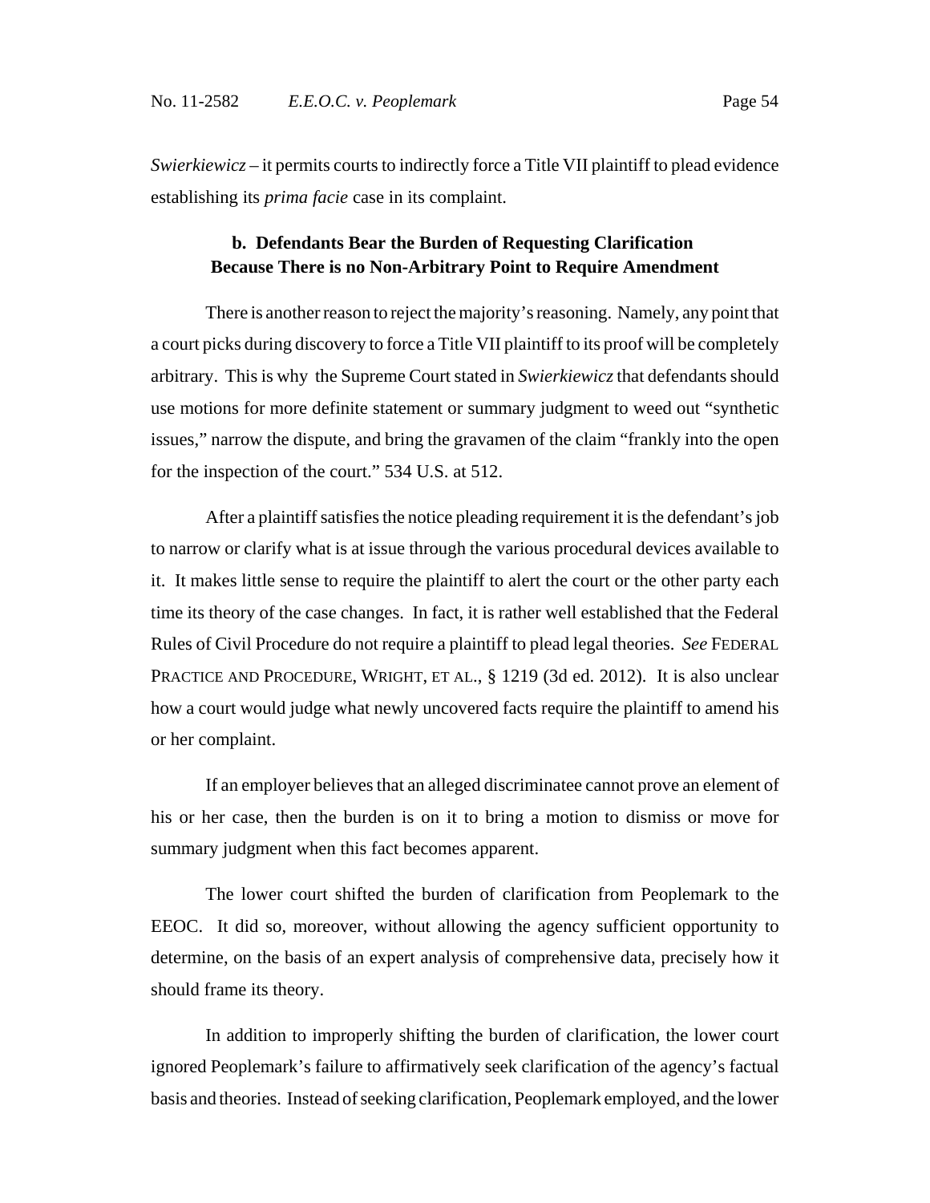*Swierkiewicz* – it permits courts to indirectly force a Title VII plaintiff to plead evidence establishing its *prima facie* case in its complaint.

**b. Defendants Bear the Burden of Requesting Clarification Because There is no Non-Arbitrary Point to Require Amendment**

There is another reason to reject the majority's reasoning. Namely, any point that a court picks during discovery to force a Title VII plaintiff to its proof will be completely arbitrary. This is why the Supreme Court stated in *Swierkiewicz* that defendants should use motions for more definite statement or summary judgment to weed out "synthetic issues," narrow the dispute, and bring the gravamen of the claim "frankly into the open for the inspection of the court." 534 U.S. at 512.

After a plaintiff satisfies the notice pleading requirement it is the defendant's job to narrow or clarify what is at issue through the various procedural devices available to it. It makes little sense to require the plaintiff to alert the court or the other party each time its theory of the case changes. In fact, it is rather well established that the Federal Rules of Civil Procedure do not require a plaintiff to plead legal theories. *See* FEDERAL PRACTICE AND PROCEDURE, WRIGHT, ET AL., § 1219 (3d ed. 2012). It is also unclear how a court would judge what newly uncovered facts require the plaintiff to amend his or her complaint.

If an employer believes that an alleged discriminatee cannot prove an element of his or her case, then the burden is on it to bring a motion to dismiss or move for summary judgment when this fact becomes apparent.

The lower court shifted the burden of clarification from Peoplemark to the EEOC. It did so, moreover, without allowing the agency sufficient opportunity to determine, on the basis of an expert analysis of comprehensive data, precisely how it should frame its theory.

In addition to improperly shifting the burden of clarification, the lower court ignored Peoplemark's failure to affirmatively seek clarification of the agency's factual basis and theories. Instead of seeking clarification, Peoplemark employed, and the lower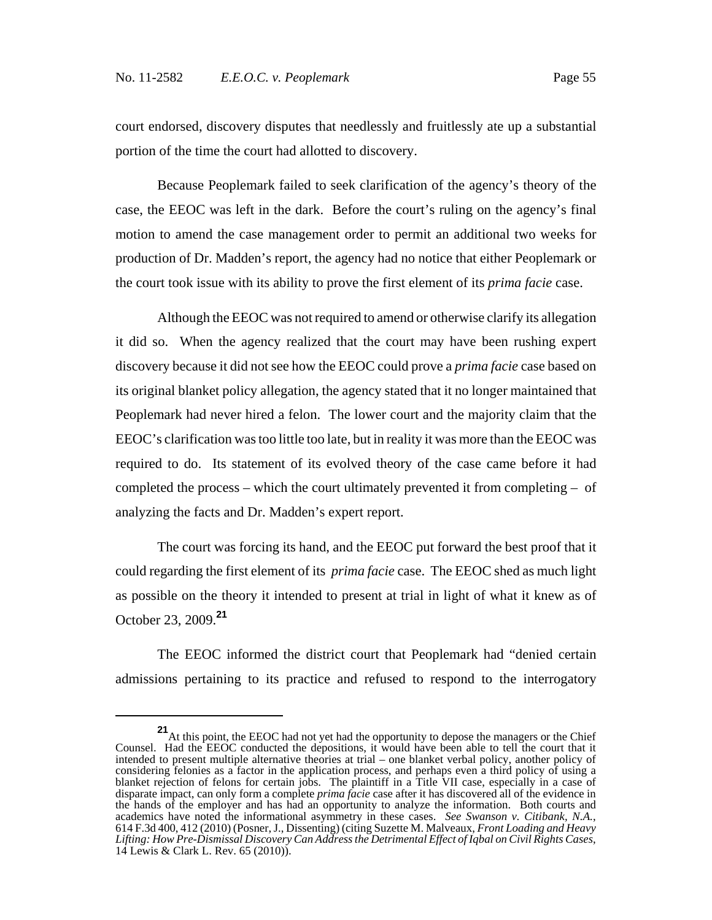court endorsed, discovery disputes that needlessly and fruitlessly ate up a substantial portion of the time the court had allotted to discovery.

Because Peoplemark failed to seek clarification of the agency's theory of the case, the EEOC was left in the dark. Before the court's ruling on the agency's final motion to amend the case management order to permit an additional two weeks for production of Dr. Madden's report, the agency had no notice that either Peoplemark or the court took issue with its ability to prove the first element of its *prima facie* case.

Although the EEOC was not required to amend or otherwise clarify its allegation it did so. When the agency realized that the court may have been rushing expert discovery because it did not see how the EEOC could prove a *prima facie* case based on its original blanket policy allegation, the agency stated that it no longer maintained that Peoplemark had never hired a felon. The lower court and the majority claim that the EEOC's clarification was too little too late, but in reality it was more than the EEOC was required to do. Its statement of its evolved theory of the case came before it had completed the process – which the court ultimately prevented it from completing – of analyzing the facts and Dr. Madden's expert report.

The court was forcing its hand, and the EEOC put forward the best proof that it could regarding the first element of its *prima facie* case. The EEOC shed as much light as possible on the theory it intended to present at trial in light of what it knew as of October 23, 2009.[21]

The EEOC informed the district court that Peoplemark had "denied certain admissions pertaining to its practice and refused to respond to the interrogatory

---

[21] At this point, the EEOC had not yet had the opportunity to depose the managers or the Chief Counsel. Had the EEOC conducted the depositions, it would have been able to tell the court that it intended to present multiple alternative theories at trial – one blanket verbal policy, another policy of considering felonies as a factor in the application process, and perhaps even a third policy of using a blanket rejection of felons for certain jobs. The plaintiff in a Title VII case, especially in a case of disparate impact, can only form a complete *prima facie* case after it has discovered all of the evidence in the hands of the employer and has had an opportunity to analyze the information. Both courts and academics have noted the informational asymmetry in these cases. *See Swanson v. Citibank, N.A.*, 614 F.3d 400, 412 (2010) (Posner, J., Dissenting) (citing Suzette M. Malveaux, *Front Loading and Heavy Lifting: How Pre-Dismissal Discovery Can Address the Detrimental Effect of Iqbal on Civil Rights Cases*, 14 Lewis & Clark L. Rev. 65 (2010)).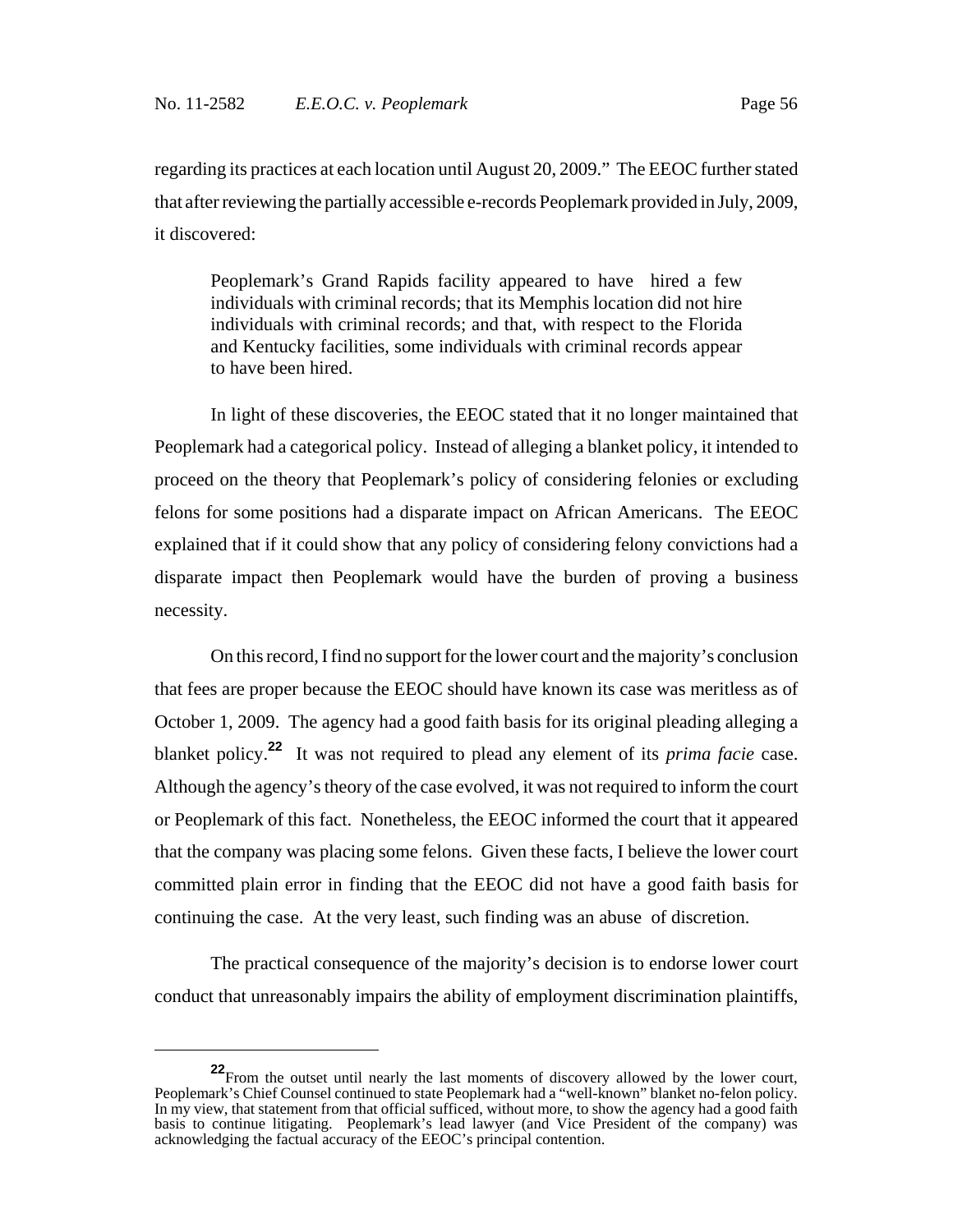regarding its practices at each location until August 20, 2009." The EEOC further stated that after reviewing the partially accessible e-records Peoplemark provided in July, 2009, it discovered:

> Peoplemark's Grand Rapids facility appeared to have hired a few individuals with criminal records; that its Memphis location did not hire individuals with criminal records; and that, with respect to the Florida and Kentucky facilities, some individuals with criminal records appear to have been hired.

In light of these discoveries, the EEOC stated that it no longer maintained that Peoplemark had a categorical policy. Instead of alleging a blanket policy, it intended to proceed on the theory that Peoplemark's policy of considering felonies or excluding felons for some positions had a disparate impact on African Americans. The EEOC explained that if it could show that any policy of considering felony convictions had a disparate impact then Peoplemark would have the burden of proving a business necessity.

On this record, I find no support for the lower court and the majority's conclusion that fees are proper because the EEOC should have known its case was meritless as of October 1, 2009. The agency had a good faith basis for its original pleading alleging a blanket policy.[22] It was not required to plead any element of its *prima facie* case. Although the agency's theory of the case evolved, it was not required to inform the court or Peoplemark of this fact. Nonetheless, the EEOC informed the court that it appeared that the company was placing some felons. Given these facts, I believe the lower court committed plain error in finding that the EEOC did not have a good faith basis for continuing the case. At the very least, such finding was an abuse of discretion.

The practical consequence of the majority's decision is to endorse lower court conduct that unreasonably impairs the ability of employment discrimination plaintiffs,

---

[22] From the outset until nearly the last moments of discovery allowed by the lower court, Peoplemark's Chief Counsel continued to state Peoplemark had a "well-known" blanket no-felon policy. In my view, that statement from that official sufficed, without more, to show the agency had a good faith basis to continue litigating. Peoplemark's lead lawyer (and Vice President of the company) was acknowledging the factual accuracy of the EEOC's principal contention.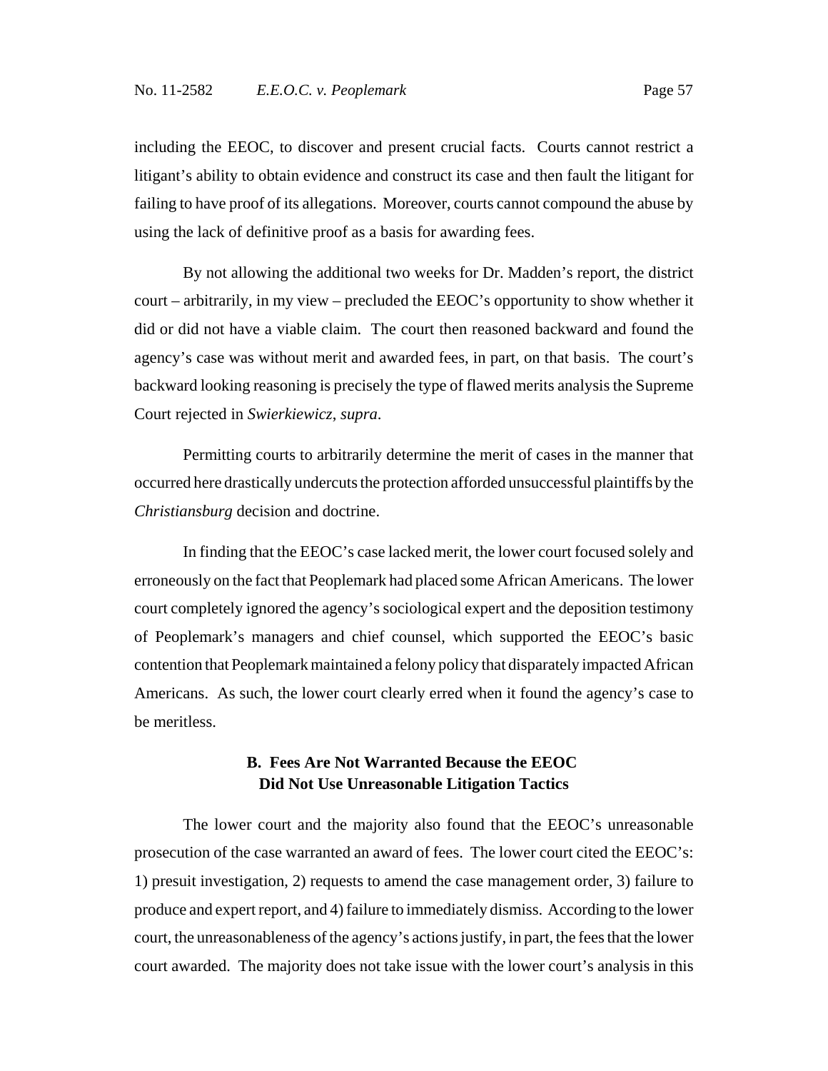including the EEOC, to discover and present crucial facts. Courts cannot restrict a litigant's ability to obtain evidence and construct its case and then fault the litigant for failing to have proof of its allegations. Moreover, courts cannot compound the abuse by using the lack of definitive proof as a basis for awarding fees.

By not allowing the additional two weeks for Dr. Madden's report, the district court – arbitrarily, in my view – precluded the EEOC's opportunity to show whether it did or did not have a viable claim. The court then reasoned backward and found the agency's case was without merit and awarded fees, in part, on that basis. The court's backward looking reasoning is precisely the type of flawed merits analysis the Supreme Court rejected in *Swierkiewicz*, *supra*.

Permitting courts to arbitrarily determine the merit of cases in the manner that occurred here drastically undercuts the protection afforded unsuccessful plaintiffs by the *Christiansburg* decision and doctrine.

In finding that the EEOC's case lacked merit, the lower court focused solely and erroneously on the fact that Peoplemark had placed some African Americans. The lower court completely ignored the agency's sociological expert and the deposition testimony of Peoplemark's managers and chief counsel, which supported the EEOC's basic contention that Peoplemark maintained a felony policy that disparately impacted African Americans. As such, the lower court clearly erred when it found the agency's case to be meritless.

### B. Fees Are Not Warranted Because the EEOC Did Not Use Unreasonable Litigation Tactics

The lower court and the majority also found that the EEOC's unreasonable prosecution of the case warranted an award of fees. The lower court cited the EEOC's: 1) presuit investigation, 2) requests to amend the case management order, 3) failure to produce and expert report, and 4) failure to immediately dismiss. According to the lower court, the unreasonableness of the agency's actions justify, in part, the fees that the lower court awarded. The majority does not take issue with the lower court's analysis in this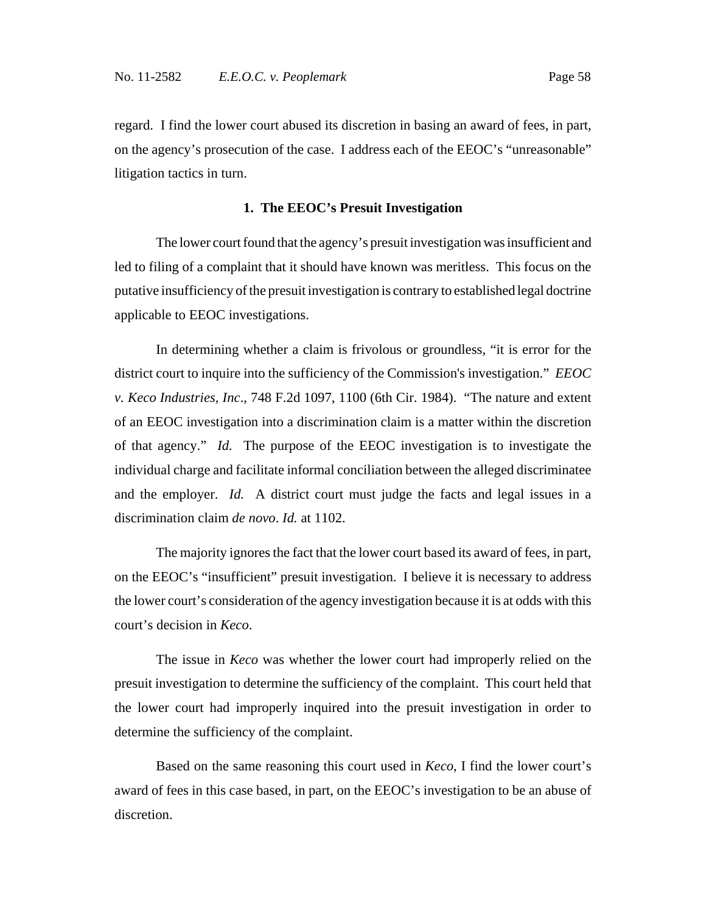regard. I find the lower court abused its discretion in basing an award of fees, in part, on the agency's prosecution of the case. I address each of the EEOC's "unreasonable" litigation tactics in turn.

**1. The EEOC's Presuit Investigation**

The lower court found that the agency's presuit investigation was insufficient and led to filing of a complaint that it should have known was meritless. This focus on the putative insufficiency of the presuit investigation is contrary to established legal doctrine applicable to EEOC investigations.

In determining whether a claim is frivolous or groundless, "it is error for the district court to inquire into the sufficiency of the Commission's investigation." *EEOC v. Keco Industries, Inc*., 748 F.2d 1097, 1100 (6th Cir. 1984). "The nature and extent of an EEOC investigation into a discrimination claim is a matter within the discretion of that agency." *Id.* The purpose of the EEOC investigation is to investigate the individual charge and facilitate informal conciliation between the alleged discriminatee and the employer. *Id.* A district court must judge the facts and legal issues in a discrimination claim *de novo*. *Id.* at 1102.

The majority ignores the fact that the lower court based its award of fees, in part, on the EEOC's "insufficient" presuit investigation. I believe it is necessary to address the lower court's consideration of the agency investigation because it is at odds with this court's decision in *Keco*.

The issue in *Keco* was whether the lower court had improperly relied on the presuit investigation to determine the sufficiency of the complaint. This court held that the lower court had improperly inquired into the presuit investigation in order to determine the sufficiency of the complaint.

Based on the same reasoning this court used in *Keco*, I find the lower court's award of fees in this case based, in part, on the EEOC's investigation to be an abuse of discretion.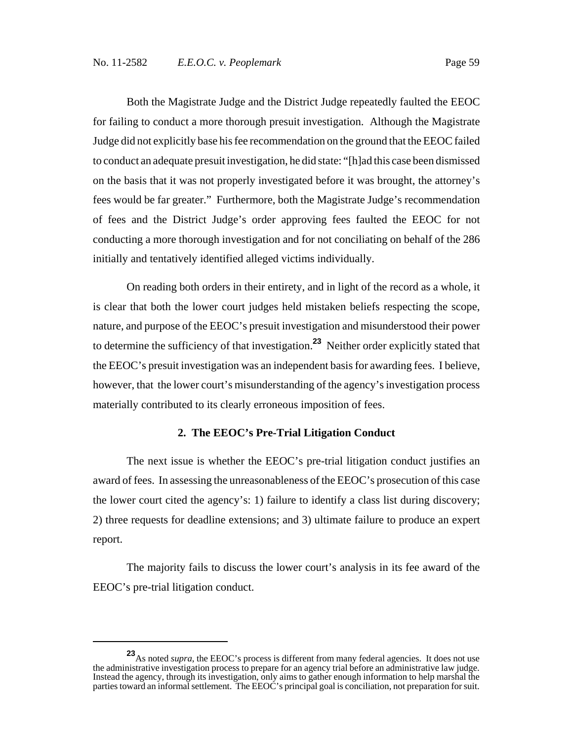Both the Magistrate Judge and the District Judge repeatedly faulted the EEOC for failing to conduct a more thorough presuit investigation. Although the Magistrate Judge did not explicitly base his fee recommendation on the ground that the EEOC failed to conduct an adequate presuit investigation, he did state: "[h]ad this case been dismissed on the basis that it was not properly investigated before it was brought, the attorney's fees would be far greater." Furthermore, both the Magistrate Judge's recommendation of fees and the District Judge's order approving fees faulted the EEOC for not conducting a more thorough investigation and for not conciliating on behalf of the 286 initially and tentatively identified alleged victims individually.

On reading both orders in their entirety, and in light of the record as a whole, it is clear that both the lower court judges held mistaken beliefs respecting the scope, nature, and purpose of the EEOC's presuit investigation and misunderstood their power to determine the sufficiency of that investigation.[23] Neither order explicitly stated that the EEOC's presuit investigation was an independent basis for awarding fees. I believe, however, that the lower court's misunderstanding of the agency's investigation process materially contributed to its clearly erroneous imposition of fees.

### 2. The EEOC's Pre-Trial Litigation Conduct

The next issue is whether the EEOC's pre-trial litigation conduct justifies an award of fees. In assessing the unreasonableness of the EEOC's prosecution of this case the lower court cited the agency's: 1) failure to identify a class list during discovery; 2) three requests for deadline extensions; and 3) ultimate failure to produce an expert report.

The majority fails to discuss the lower court's analysis in its fee award of the EEOC's pre-trial litigation conduct.

[23] As noted *supra*, the EEOC's process is different from many federal agencies. It does not use the administrative investigation process to prepare for an agency trial before an administrative law judge. Instead the agency, through its investigation, only aims to gather enough information to help marshal the parties toward an informal settlement. The EEOC's principal goal is conciliation, not preparation for suit.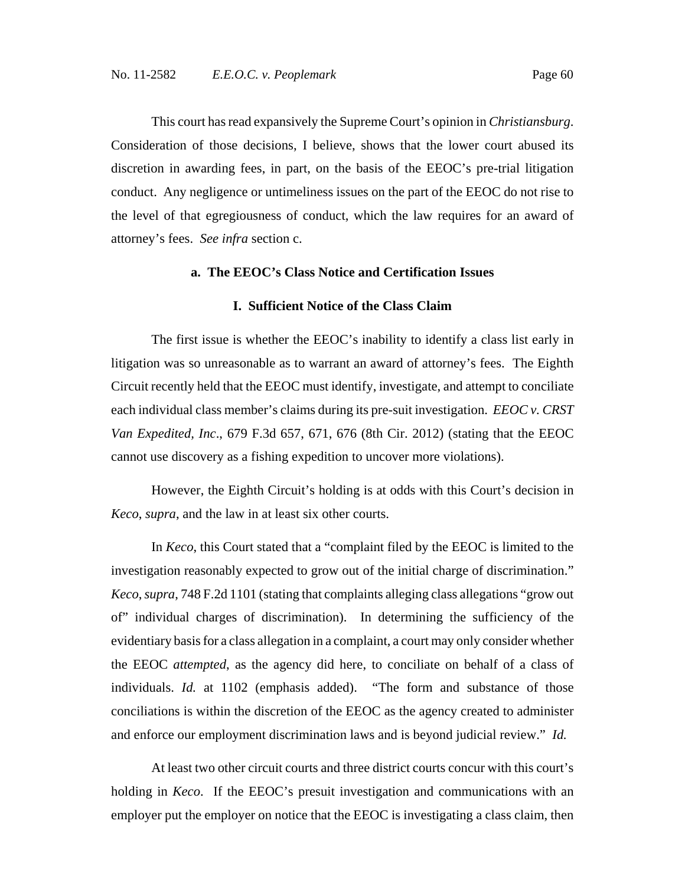This court has read expansively the Supreme Court's opinion in *Christiansburg*. Consideration of those decisions, I believe, shows that the lower court abused its discretion in awarding fees, in part, on the basis of the EEOC's pre-trial litigation conduct. Any negligence or untimeliness issues on the part of the EEOC do not rise to the level of that egregiousness of conduct, which the law requires for an award of attorney's fees. *See infra* section c.

**a. The EEOC's Class Notice and Certification Issues**

**I. Sufficient Notice of the Class Claim**

The first issue is whether the EEOC's inability to identify a class list early in litigation was so unreasonable as to warrant an award of attorney's fees. The Eighth Circuit recently held that the EEOC must identify, investigate, and attempt to conciliate each individual class member's claims during its pre-suit investigation. *EEOC v. CRST Van Expedited, Inc*., 679 F.3d 657, 671, 676 (8th Cir. 2012) (stating that the EEOC cannot use discovery as a fishing expedition to uncover more violations).

However, the Eighth Circuit's holding is at odds with this Court's decision in *Keco*, *supra*, and the law in at least six other courts.

In *Keco*, this Court stated that a "complaint filed by the EEOC is limited to the investigation reasonably expected to grow out of the initial charge of discrimination." *Keco, supra*, 748 F.2d 1101 (stating that complaints alleging class allegations "grow out of" individual charges of discrimination). In determining the sufficiency of the evidentiary basis for a class allegation in a complaint, a court may only consider whether the EEOC *attempted*, as the agency did here, to conciliate on behalf of a class of individuals. *Id.* at 1102 (emphasis added). "The form and substance of those conciliations is within the discretion of the EEOC as the agency created to administer and enforce our employment discrimination laws and is beyond judicial review." *Id.*

At least two other circuit courts and three district courts concur with this court's holding in *Keco*. If the EEOC's presuit investigation and communications with an employer put the employer on notice that the EEOC is investigating a class claim, then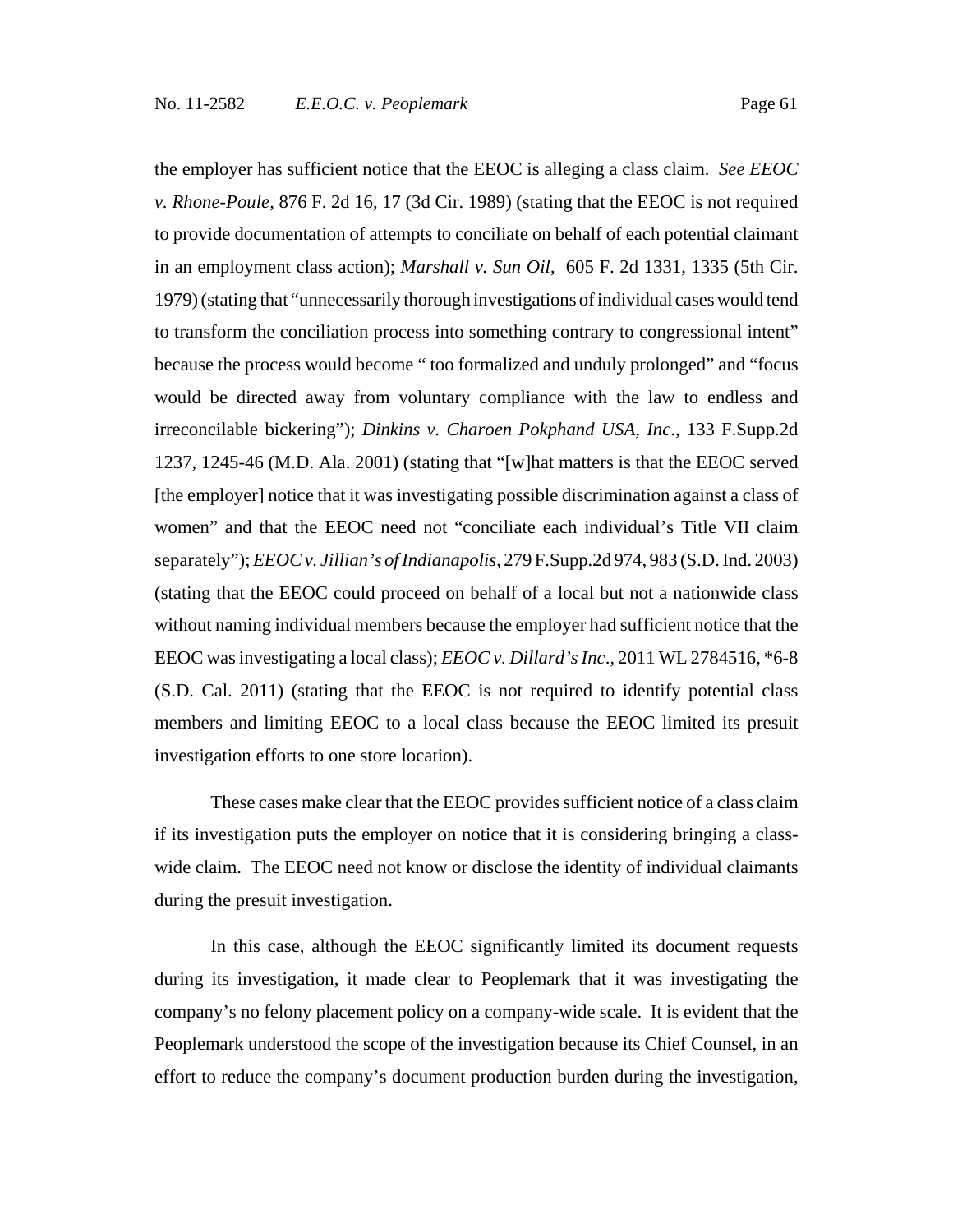the employer has sufficient notice that the EEOC is alleging a class claim. *See EEOC v. Rhone-Poule*, 876 F. 2d 16, 17 (3d Cir. 1989) (stating that the EEOC is not required to provide documentation of attempts to conciliate on behalf of each potential claimant in an employment class action); *Marshall v. Sun Oil*, 605 F. 2d 1331, 1335 (5th Cir. 1979) (stating that "unnecessarily thorough investigations of individual cases would tend to transform the conciliation process into something contrary to congressional intent" because the process would become " too formalized and unduly prolonged" and "focus would be directed away from voluntary compliance with the law to endless and irreconcilable bickering"); *Dinkins v. Charoen Pokphand USA, Inc*., 133 F.Supp.2d 1237, 1245-46 (M.D. Ala. 2001) (stating that "[w]hat matters is that the EEOC served [the employer] notice that it was investigating possible discrimination against a class of women" and that the EEOC need not "conciliate each individual's Title VII claim separately"); *EEOC v. Jillian's of Indianapolis*, 279 F.Supp.2d 974, 983 (S.D. Ind. 2003) (stating that the EEOC could proceed on behalf of a local but not a nationwide class without naming individual members because the employer had sufficient notice that the EEOC was investigating a local class); *EEOC v. Dillard's Inc*., 2011 WL 2784516, *6-8 (S.D. Cal. 2011) (stating that the EEOC is not required to identify potential class members and limiting EEOC to a local class because the EEOC limited its presuit investigation efforts to one store location).

These cases make clear that the EEOC provides sufficient notice of a class claim if its investigation puts the employer on notice that it is considering bringing a class-wide claim. The EEOC need not know or disclose the identity of individual claimants during the presuit investigation.

In this case, although the EEOC significantly limited its document requests during its investigation, it made clear to Peoplemark that it was investigating the company's no felony placement policy on a company-wide scale. It is evident that the Peoplemark understood the scope of the investigation because its Chief Counsel, in an effort to reduce the company's document production burden during the investigation,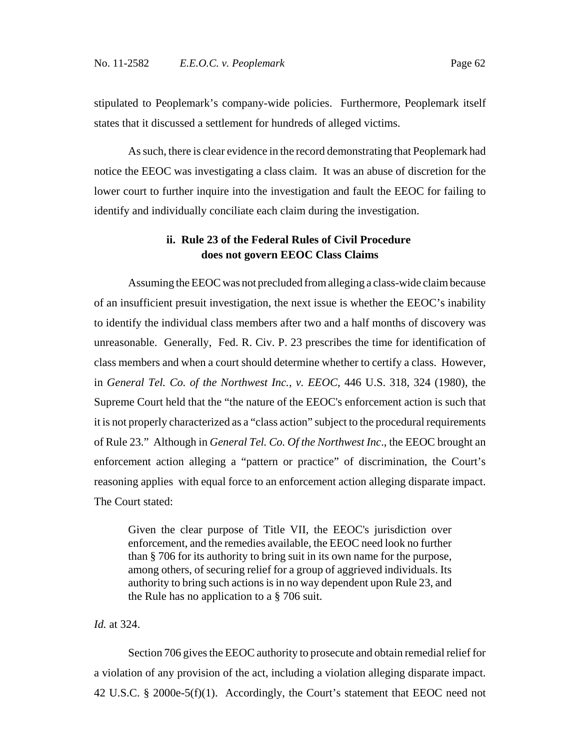stipulated to Peoplemark's company-wide policies. Furthermore, Peoplemark itself states that it discussed a settlement for hundreds of alleged victims.

As such, there is clear evidence in the record demonstrating that Peoplemark had notice the EEOC was investigating a class claim. It was an abuse of discretion for the lower court to further inquire into the investigation and fault the EEOC for failing to identify and individually conciliate each claim during the investigation.

### ii. Rule 23 of the Federal Rules of Civil Procedure does not govern EEOC Class Claims

Assuming the EEOC was not precluded from alleging a class-wide claim because of an insufficient presuit investigation, the next issue is whether the EEOC's inability to identify the individual class members after two and a half months of discovery was unreasonable. Generally, Fed. R. Civ. P. 23 prescribes the time for identification of class members and when a court should determine whether to certify a class. However, in *General Tel. Co. of the Northwest Inc., v. EEOC*, 446 U.S. 318, 324 (1980), the Supreme Court held that the "the nature of the EEOC's enforcement action is such that it is not properly characterized as a "class action" subject to the procedural requirements of Rule 23." Although in *General Tel. Co. Of the Northwest Inc*., the EEOC brought an enforcement action alleging a "pattern or practice" of discrimination, the Court's reasoning applies with equal force to an enforcement action alleging disparate impact. The Court stated:

> Given the clear purpose of Title VII, the EEOC's jurisdiction over enforcement, and the remedies available, the EEOC need look no further than § 706 for its authority to bring suit in its own name for the purpose, among others, of securing relief for a group of aggrieved individuals. Its authority to bring such actions is in no way dependent upon Rule 23, and the Rule has no application to a § 706 suit.

*Id.* at 324.

Section 706 gives the EEOC authority to prosecute and obtain remedial relief for a violation of any provision of the act, including a violation alleging disparate impact. 42 U.S.C. § 2000e-5(f)(1). Accordingly, the Court's statement that EEOC need not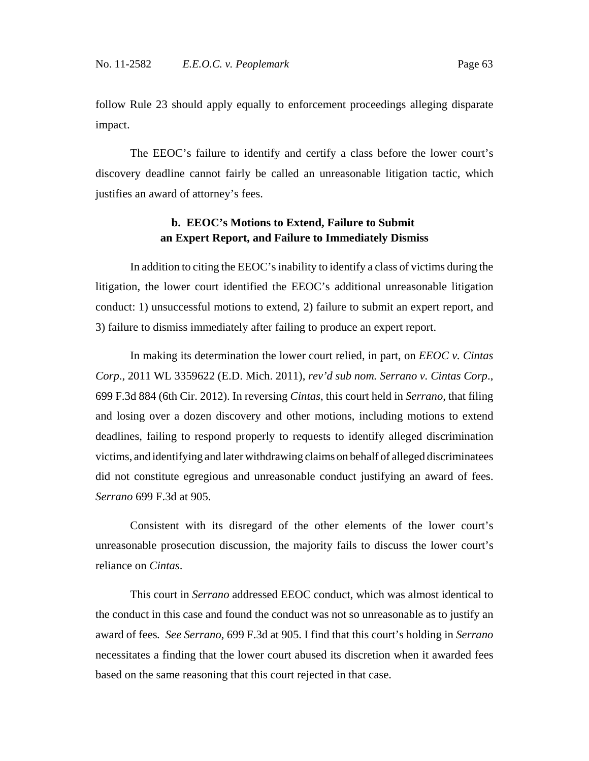follow Rule 23 should apply equally to enforcement proceedings alleging disparate impact.

The EEOC's failure to identify and certify a class before the lower court's discovery deadline cannot fairly be called an unreasonable litigation tactic, which justifies an award of attorney's fees.

### b. EEOC's Motions to Extend, Failure to Submit an Expert Report, and Failure to Immediately Dismiss

In addition to citing the EEOC's inability to identify a class of victims during the litigation, the lower court identified the EEOC's additional unreasonable litigation conduct: 1) unsuccessful motions to extend, 2) failure to submit an expert report, and 3) failure to dismiss immediately after failing to produce an expert report.

In making its determination the lower court relied, in part, on *EEOC v. Cintas Corp*., 2011 WL 3359622 (E.D. Mich. 2011), *rev'd sub nom. Serrano v. Cintas Corp*., 699 F.3d 884 (6th Cir. 2012). In reversing *Cintas*, this court held in *Serrano*, that filing and losing over a dozen discovery and other motions, including motions to extend deadlines, failing to respond properly to requests to identify alleged discrimination victims, and identifying and later withdrawing claims on behalf of alleged discriminatees did not constitute egregious and unreasonable conduct justifying an award of fees. *Serrano* 699 F.3d at 905.

Consistent with its disregard of the other elements of the lower court's unreasonable prosecution discussion, the majority fails to discuss the lower court's reliance on *Cintas*.

This court in *Serrano* addressed EEOC conduct, which was almost identical to the conduct in this case and found the conduct was not so unreasonable as to justify an award of fees. *See Serrano*, 699 F.3d at 905. I find that this court's holding in *Serrano* necessitates a finding that the lower court abused its discretion when it awarded fees based on the same reasoning that this court rejected in that case.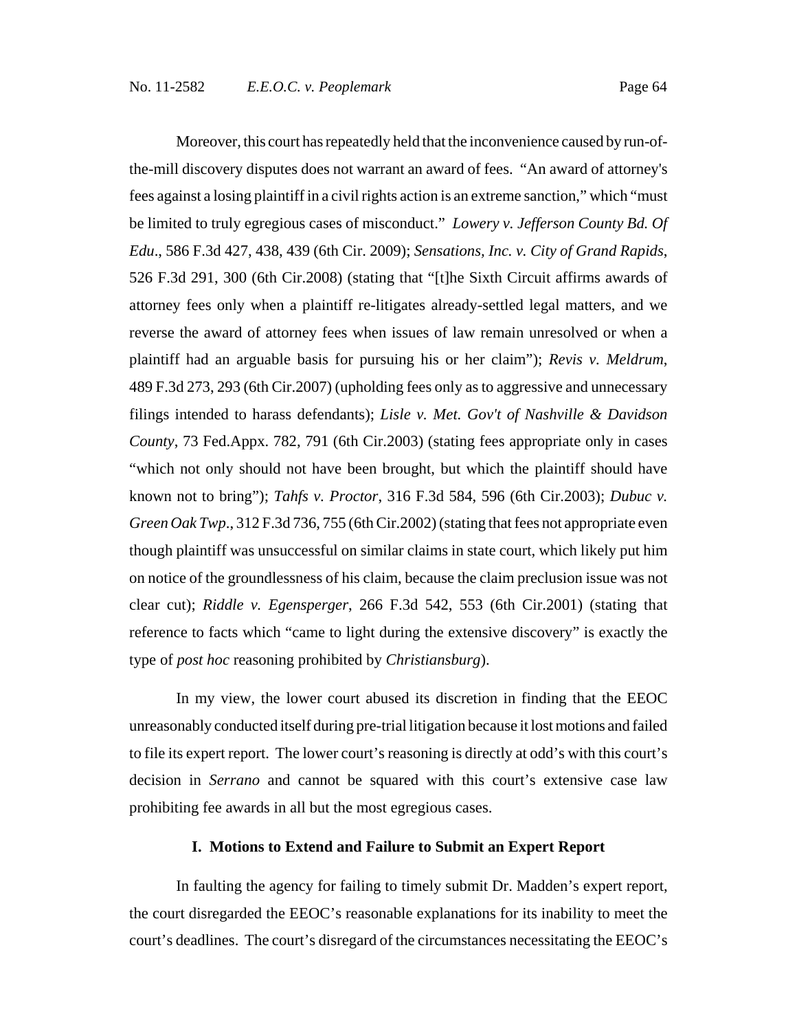Moreover, this court has repeatedly held that the inconvenience caused by run-of-the-mill discovery disputes does not warrant an award of fees. "An award of attorney's fees against a losing plaintiff in a civil rights action is an extreme sanction," which "must be limited to truly egregious cases of misconduct." *Lowery v. Jefferson County Bd. Of Edu*., 586 F.3d 427, 438, 439 (6th Cir. 2009); *Sensations, Inc. v. City of Grand Rapids*, 526 F.3d 291, 300 (6th Cir.2008) (stating that "[t]he Sixth Circuit affirms awards of attorney fees only when a plaintiff re-litigates already-settled legal matters, and we reverse the award of attorney fees when issues of law remain unresolved or when a plaintiff had an arguable basis for pursuing his or her claim"); *Revis v. Meldrum*, 489 F.3d 273, 293 (6th Cir.2007) (upholding fees only as to aggressive and unnecessary filings intended to harass defendants); *Lisle v. Met. Gov't of Nashville & Davidson County*, 73 Fed.Appx. 782, 791 (6th Cir.2003) (stating fees appropriate only in cases "which not only should not have been brought, but which the plaintiff should have known not to bring"); *Tahfs v. Proctor*, 316 F.3d 584, 596 (6th Cir.2003); *Dubuc v. Green Oak Twp*., 312 F.3d 736, 755 (6th Cir.2002) (stating that fees not appropriate even though plaintiff was unsuccessful on similar claims in state court, which likely put him on notice of the groundlessness of his claim, because the claim preclusion issue was not clear cut); *Riddle v. Egensperger*, 266 F.3d 542, 553 (6th Cir.2001) (stating that reference to facts which "came to light during the extensive discovery" is exactly the type of *post hoc* reasoning prohibited by *Christiansburg*).

In my view, the lower court abused its discretion in finding that the EEOC unreasonably conducted itself during pre-trial litigation because it lost motions and failed to file its expert report. The lower court's reasoning is directly at odd's with this court's decision in *Serrano* and cannot be squared with this court's extensive case law prohibiting fee awards in all but the most egregious cases.

## I. Motions to Extend and Failure to Submit an Expert Report

In faulting the agency for failing to timely submit Dr. Madden's expert report, the court disregarded the EEOC's reasonable explanations for its inability to meet the court's deadlines. The court's disregard of the circumstances necessitating the EEOC's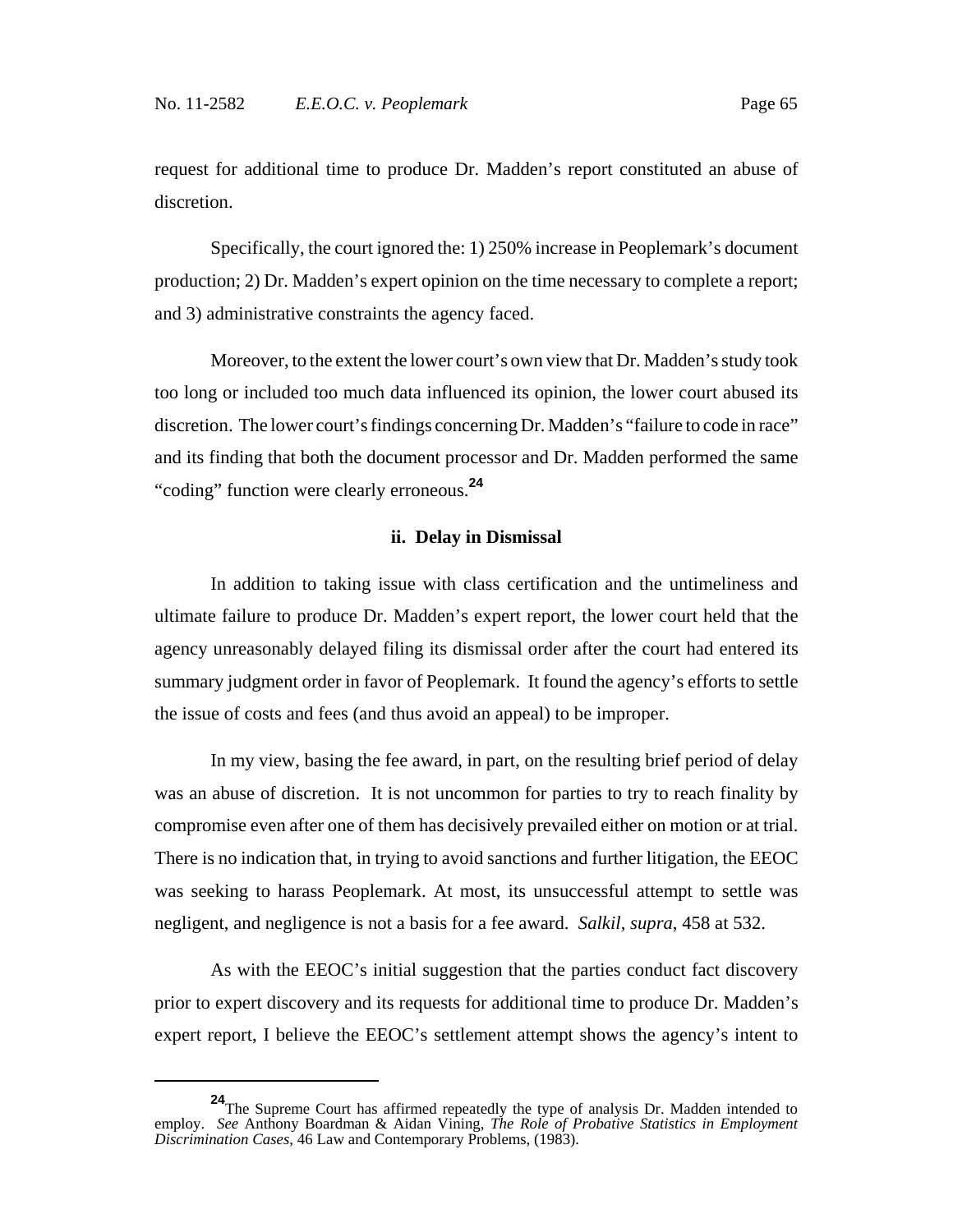request for additional time to produce Dr. Madden's report constituted an abuse of discretion.

Specifically, the court ignored the: 1) 250% increase in Peoplemark's document production; 2) Dr. Madden's expert opinion on the time necessary to complete a report; and 3) administrative constraints the agency faced.

Moreover, to the extent the lower court's own view that Dr. Madden's study took too long or included too much data influenced its opinion, the lower court abused its discretion. The lower court's findings concerning Dr. Madden's "failure to code in race" and its finding that both the document processor and Dr. Madden performed the same "coding" function were clearly erroneous.[24]

### ii. Delay in Dismissal

In addition to taking issue with class certification and the untimeliness and ultimate failure to produce Dr. Madden's expert report, the lower court held that the agency unreasonably delayed filing its dismissal order after the court had entered its summary judgment order in favor of Peoplemark. It found the agency's efforts to settle the issue of costs and fees (and thus avoid an appeal) to be improper.

In my view, basing the fee award, in part, on the resulting brief period of delay was an abuse of discretion. It is not uncommon for parties to try to reach finality by compromise even after one of them has decisively prevailed either on motion or at trial. There is no indication that, in trying to avoid sanctions and further litigation, the EEOC was seeking to harass Peoplemark. At most, its unsuccessful attempt to settle was negligent, and negligence is not a basis for a fee award. *Salkil*, *supra*, 458 at 532.

As with the EEOC's initial suggestion that the parties conduct fact discovery prior to expert discovery and its requests for additional time to produce Dr. Madden's expert report, I believe the EEOC's settlement attempt shows the agency's intent to

---

[24] The Supreme Court has affirmed repeatedly the type of analysis Dr. Madden intended to employ. *See* Anthony Boardman & Aidan Vining, *The Role of Probative Statistics in Employment Discrimination Cases*, 46 Law and Contemporary Problems, (1983).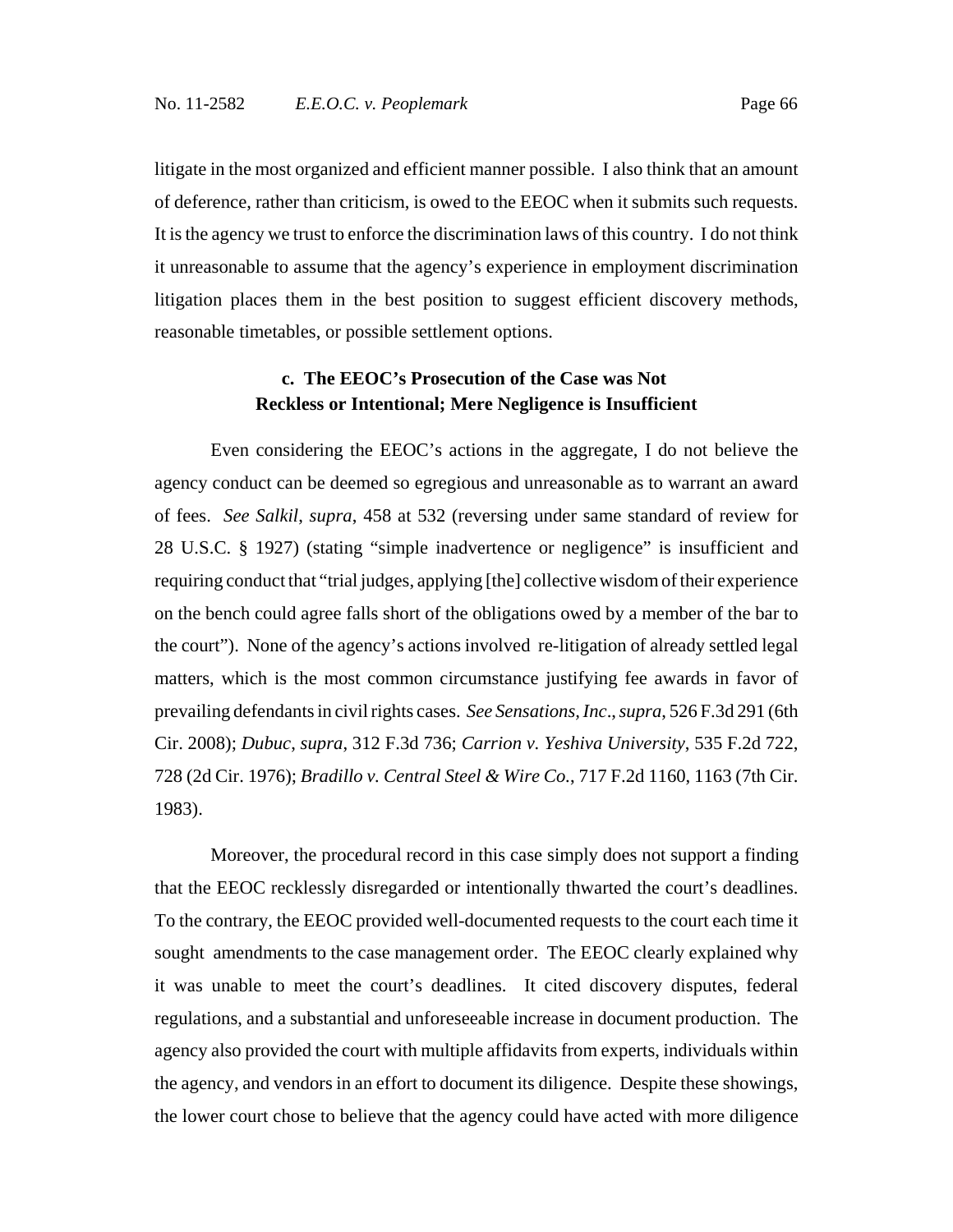litigate in the most organized and efficient manner possible. I also think that an amount of deference, rather than criticism, is owed to the EEOC when it submits such requests. It is the agency we trust to enforce the discrimination laws of this country. I do not think it unreasonable to assume that the agency's experience in employment discrimination litigation places them in the best position to suggest efficient discovery methods, reasonable timetables, or possible settlement options.

**c. The EEOC's Prosecution of the Case was Not Reckless or Intentional; Mere Negligence is Insufficient**

Even considering the EEOC's actions in the aggregate, I do not believe the agency conduct can be deemed so egregious and unreasonable as to warrant an award of fees. *See Salkil*, *supra*, 458 at 532 (reversing under same standard of review for 28 U.S.C. § 1927) (stating "simple inadvertence or negligence" is insufficient and requiring conduct that "trial judges, applying [the] collective wisdom of their experience on the bench could agree falls short of the obligations owed by a member of the bar to the court"). None of the agency's actions involved re-litigation of already settled legal matters, which is the most common circumstance justifying fee awards in favor of prevailing defendants in civil rights cases. *See Sensations, Inc*., *supra*, 526 F.3d 291 (6th Cir. 2008); *Dubuc*, *supra*, 312 F.3d 736; *Carrion v. Yeshiva University*, 535 F.2d 722, 728 (2d Cir. 1976); *Bradillo v. Central Steel & Wire Co.*, 717 F.2d 1160, 1163 (7th Cir. 1983).

Moreover, the procedural record in this case simply does not support a finding that the EEOC recklessly disregarded or intentionally thwarted the court's deadlines. To the contrary, the EEOC provided well-documented requests to the court each time it sought amendments to the case management order. The EEOC clearly explained why it was unable to meet the court's deadlines. It cited discovery disputes, federal regulations, and a substantial and unforeseeable increase in document production. The agency also provided the court with multiple affidavits from experts, individuals within the agency, and vendors in an effort to document its diligence. Despite these showings, the lower court chose to believe that the agency could have acted with more diligence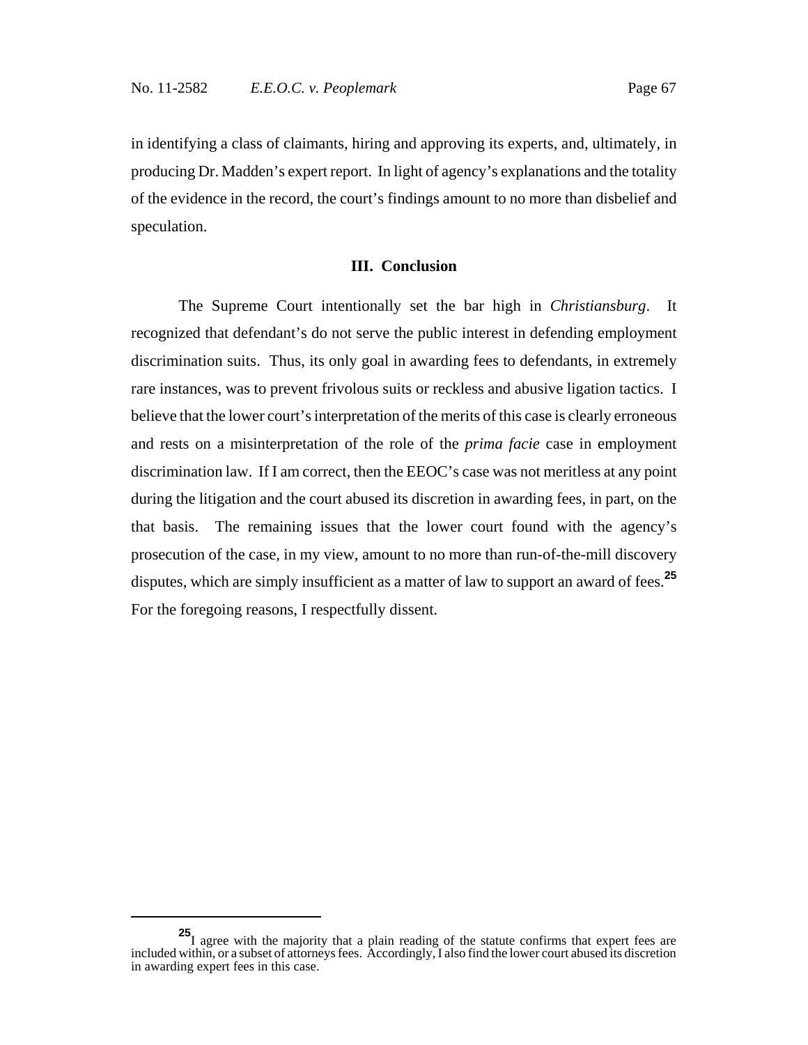in identifying a class of claimants, hiring and approving its experts, and, ultimately, in producing Dr. Madden's expert report. In light of agency's explanations and the totality of the evidence in the record, the court's findings amount to no more than disbelief and speculation.

### III. Conclusion

The Supreme Court intentionally set the bar high in *Christiansburg*. It recognized that defendant's do not serve the public interest in defending employment discrimination suits. Thus, its only goal in awarding fees to defendants, in extremely rare instances, was to prevent frivolous suits or reckless and abusive ligation tactics. I believe that the lower court's interpretation of the merits of this case is clearly erroneous and rests on a misinterpretation of the role of the *prima facie* case in employment discrimination law. If I am correct, then the EEOC's case was not meritless at any point during the litigation and the court abused its discretion in awarding fees, in part, on the that basis. The remaining issues that the lower court found with the agency's prosecution of the case, in my view, amount to no more than run-of-the-mill discovery disputes, which are simply insufficient as a matter of law to support an award of fees.[25] For the foregoing reasons, I respectfully dissent.

---

[25] I agree with the majority that a plain reading of the statute confirms that expert fees are included within, or a subset of attorneys fees. Accordingly, I also find the lower court abused its discretion in awarding expert fees in this case.